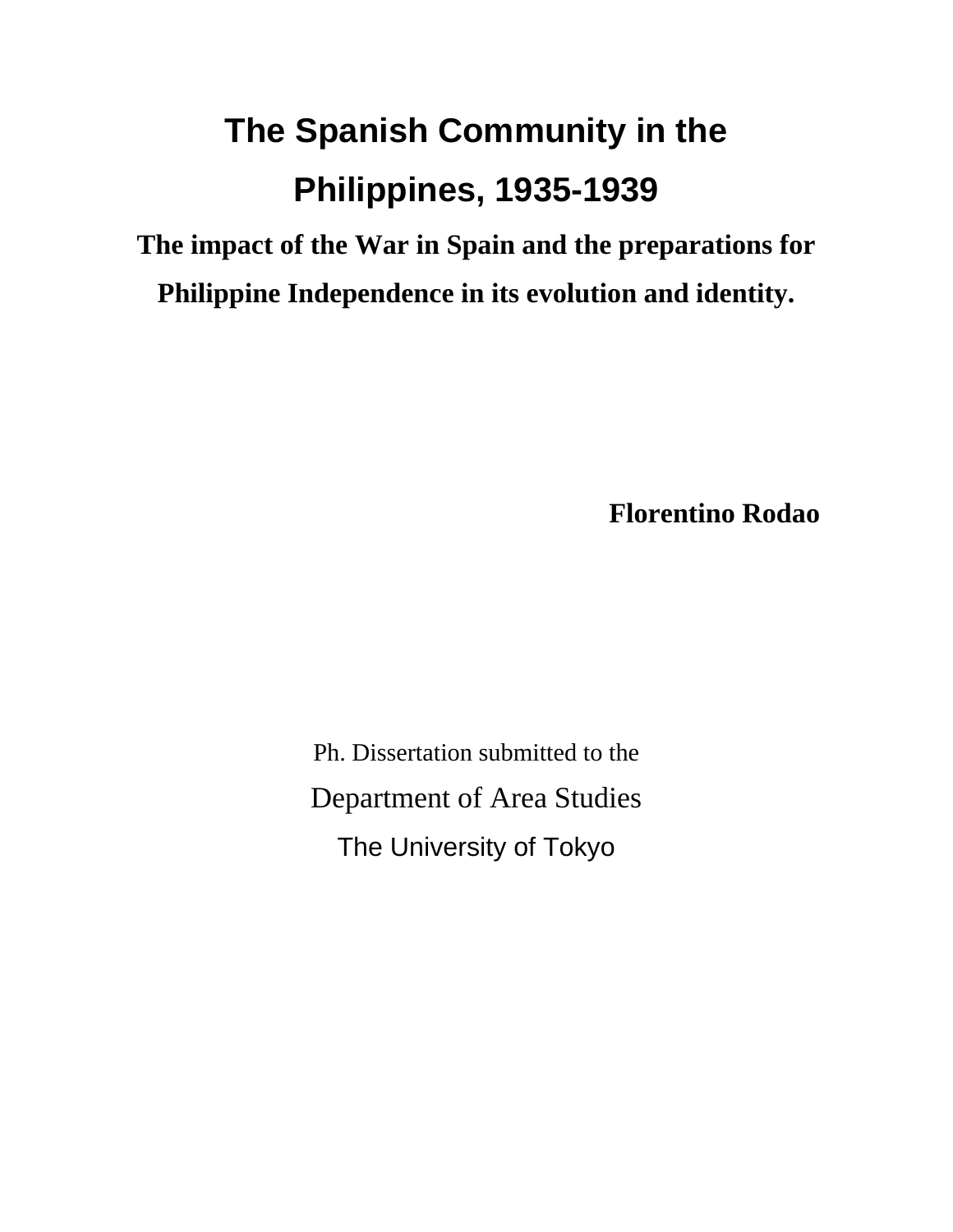# The Spanish Community in the Philippines, 1935-1939

## The impact of the War in Spain and the preparations for Philippine Independence in its evolution and identity.

**Florentino Rodao**

Ph. Dissertation submitted to the

Department of Area Studies

The University of Tokyo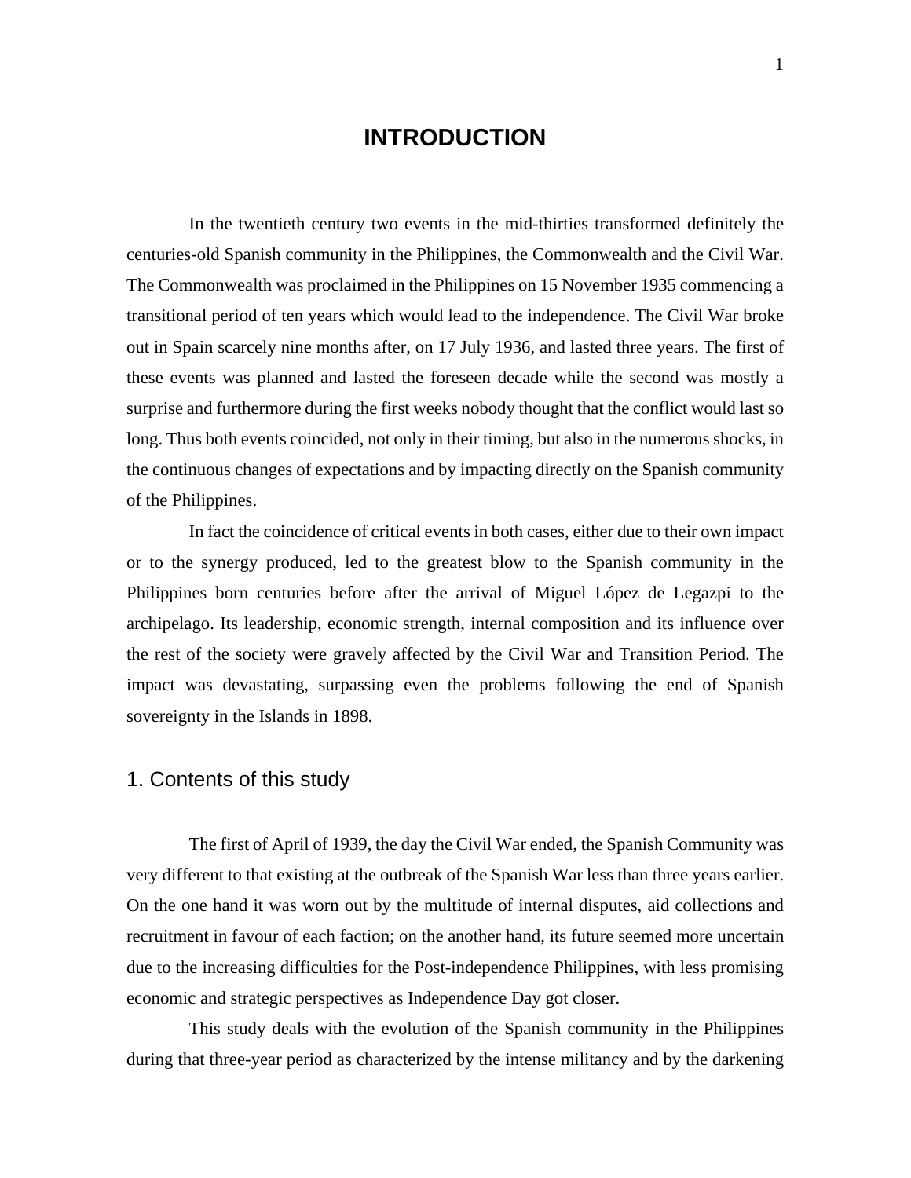# INTRODUCTION

In the twentieth century two events in the mid-thirties transformed definitely the centuries-old Spanish community in the Philippines, the Commonwealth and the Civil War. The Commonwealth was proclaimed in the Philippines on 15 November 1935 commencing a transitional period of ten years which would lead to the independence. The Civil War broke out in Spain scarcely nine months after, on 17 July 1936, and lasted three years. The first of these events was planned and lasted the foreseen decade while the second was mostly a surprise and furthermore during the first weeks nobody thought that the conflict would last so long. Thus both events coincided, not only in their timing, but also in the numerous shocks, in the continuous changes of expectations and by impacting directly on the Spanish community of the Philippines.

In fact the coincidence of critical events in both cases, either due to their own impact or to the synergy produced, led to the greatest blow to the Spanish community in the Philippines born centuries before after the arrival of Miguel López de Legazpi to the archipelago. Its leadership, economic strength, internal composition and its influence over the rest of the society were gravely affected by the Civil War and Transition Period. The impact was devastating, surpassing even the problems following the end of Spanish sovereignty in the Islands in 1898.

## 1. Contents of this study

The first of April of 1939, the day the Civil War ended, the Spanish Community was very different to that existing at the outbreak of the Spanish War less than three years earlier. On the one hand it was worn out by the multitude of internal disputes, aid collections and recruitment in favour of each faction; on the another hand, its future seemed more uncertain due to the increasing difficulties for the Post-independence Philippines, with less promising economic and strategic perspectives as Independence Day got closer.

This study deals with the evolution of the Spanish community in the Philippines during that three-year period as characterized by the intense militancy and by the darkening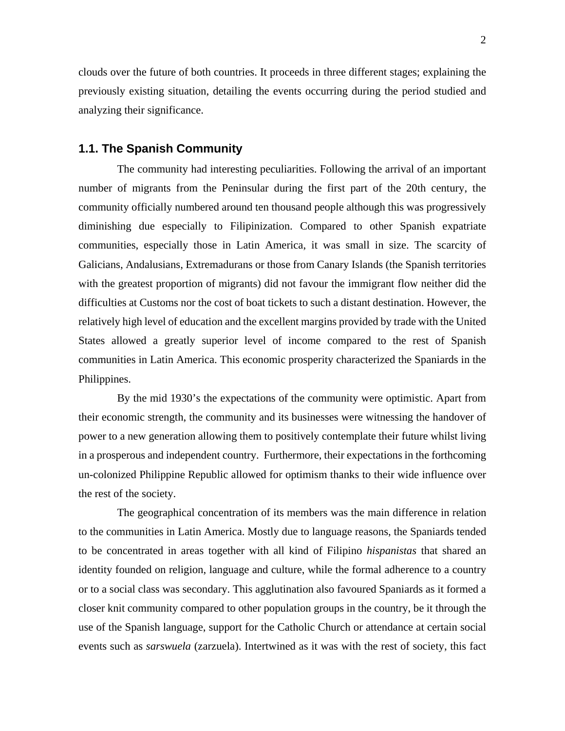clouds over the future of both countries. It proceeds in three different stages; explaining the previously existing situation, detailing the events occurring during the period studied and analyzing their significance.

## 1.1. The Spanish Community

The community had interesting peculiarities. Following the arrival of an important number of migrants from the Peninsular during the first part of the 20th century, the community officially numbered around ten thousand people although this was progressively diminishing due especially to Filipinization. Compared to other Spanish expatriate communities, especially those in Latin America, it was small in size. The scarcity of Galicians, Andalusians, Extremadurans or those from Canary Islands (the Spanish territories with the greatest proportion of migrants) did not favour the immigrant flow neither did the difficulties at Customs nor the cost of boat tickets to such a distant destination. However, the relatively high level of education and the excellent margins provided by trade with the United States allowed a greatly superior level of income compared to the rest of Spanish communities in Latin America. This economic prosperity characterized the Spaniards in the Philippines.

By the mid 1930's the expectations of the community were optimistic. Apart from their economic strength, the community and its businesses were witnessing the handover of power to a new generation allowing them to positively contemplate their future whilst living in a prosperous and independent country. Furthermore, their expectations in the forthcoming un-colonized Philippine Republic allowed for optimism thanks to their wide influence over the rest of the society.

The geographical concentration of its members was the main difference in relation to the communities in Latin America. Mostly due to language reasons, the Spaniards tended to be concentrated in areas together with all kind of Filipino *hispanistas* that shared an identity founded on religion, language and culture, while the formal adherence to a country or to a social class was secondary. This agglutination also favoured Spaniards as it formed a closer knit community compared to other population groups in the country, be it through the use of the Spanish language, support for the Catholic Church or attendance at certain social events such as *sarswuela* (zarzuela). Intertwined as it was with the rest of society, this fact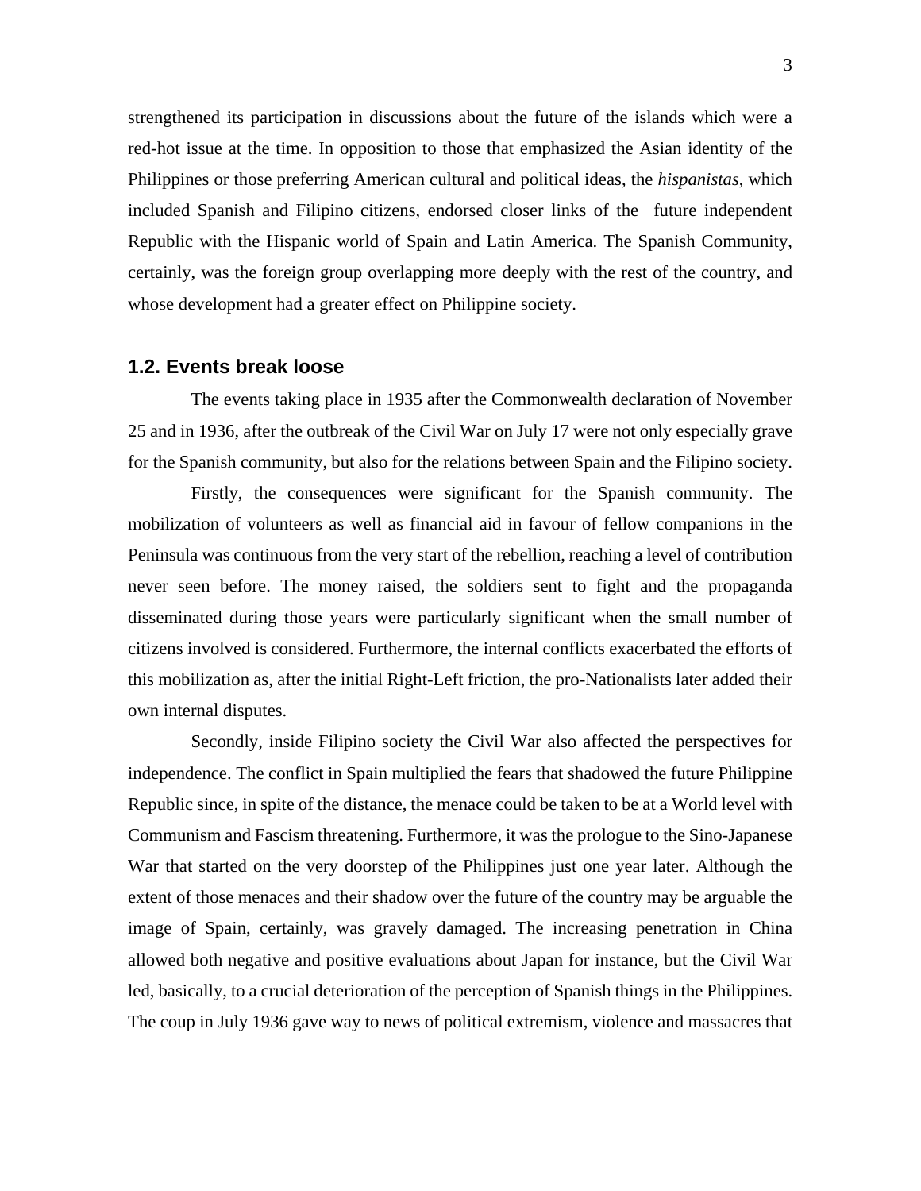strengthened its participation in discussions about the future of the islands which were a red-hot issue at the time. In opposition to those that emphasized the Asian identity of the Philippines or those preferring American cultural and political ideas, the *hispanistas*, which included Spanish and Filipino citizens, endorsed closer links of the future independent Republic with the Hispanic world of Spain and Latin America. The Spanish Community, certainly, was the foreign group overlapping more deeply with the rest of the country, and whose development had a greater effect on Philippine society.

## 1.2. Events break loose

The events taking place in 1935 after the Commonwealth declaration of November 25 and in 1936, after the outbreak of the Civil War on July 17 were not only especially grave for the Spanish community, but also for the relations between Spain and the Filipino society.

Firstly, the consequences were significant for the Spanish community. The mobilization of volunteers as well as financial aid in favour of fellow companions in the Peninsula was continuous from the very start of the rebellion, reaching a level of contribution never seen before. The money raised, the soldiers sent to fight and the propaganda disseminated during those years were particularly significant when the small number of citizens involved is considered. Furthermore, the internal conflicts exacerbated the efforts of this mobilization as, after the initial Right-Left friction, the pro-Nationalists later added their own internal disputes.

Secondly, inside Filipino society the Civil War also affected the perspectives for independence. The conflict in Spain multiplied the fears that shadowed the future Philippine Republic since, in spite of the distance, the menace could be taken to be at a World level with Communism and Fascism threatening. Furthermore, it was the prologue to the Sino-Japanese War that started on the very doorstep of the Philippines just one year later. Although the extent of those menaces and their shadow over the future of the country may be arguable the image of Spain, certainly, was gravely damaged. The increasing penetration in China allowed both negative and positive evaluations about Japan for instance, but the Civil War led, basically, to a crucial deterioration of the perception of Spanish things in the Philippines. The coup in July 1936 gave way to news of political extremism, violence and massacres that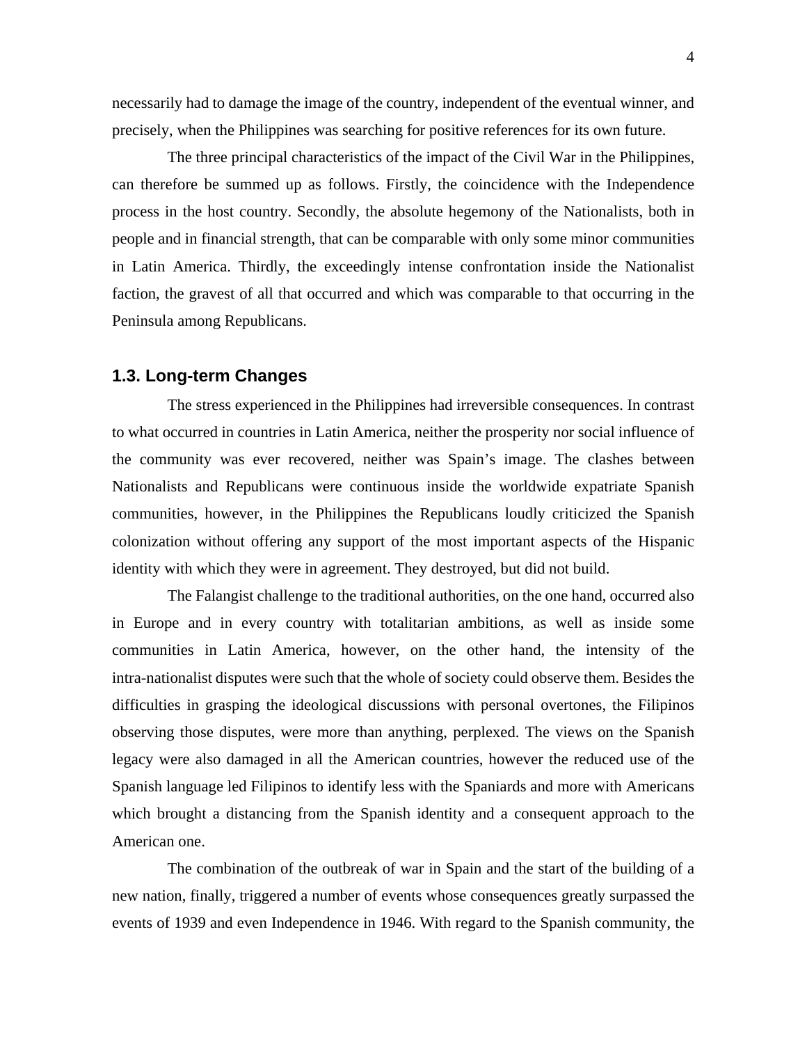necessarily had to damage the image of the country, independent of the eventual winner, and precisely, when the Philippines was searching for positive references for its own future.

The three principal characteristics of the impact of the Civil War in the Philippines, can therefore be summed up as follows. Firstly, the coincidence with the Independence process in the host country. Secondly, the absolute hegemony of the Nationalists, both in people and in financial strength, that can be comparable with only some minor communities in Latin America. Thirdly, the exceedingly intense confrontation inside the Nationalist faction, the gravest of all that occurred and which was comparable to that occurring in the Peninsula among Republicans.

### 1.3. Long-term Changes

The stress experienced in the Philippines had irreversible consequences. In contrast to what occurred in countries in Latin America, neither the prosperity nor social influence of the community was ever recovered, neither was Spain's image. The clashes between Nationalists and Republicans were continuous inside the worldwide expatriate Spanish communities, however, in the Philippines the Republicans loudly criticized the Spanish colonization without offering any support of the most important aspects of the Hispanic identity with which they were in agreement. They destroyed, but did not build.

The Falangist challenge to the traditional authorities, on the one hand, occurred also in Europe and in every country with totalitarian ambitions, as well as inside some communities in Latin America, however, on the other hand, the intensity of the intra-nationalist disputes were such that the whole of society could observe them. Besides the difficulties in grasping the ideological discussions with personal overtones, the Filipinos observing those disputes, were more than anything, perplexed. The views on the Spanish legacy were also damaged in all the American countries, however the reduced use of the Spanish language led Filipinos to identify less with the Spaniards and more with Americans which brought a distancing from the Spanish identity and a consequent approach to the American one.

The combination of the outbreak of war in Spain and the start of the building of a new nation, finally, triggered a number of events whose consequences greatly surpassed the events of 1939 and even Independence in 1946. With regard to the Spanish community, the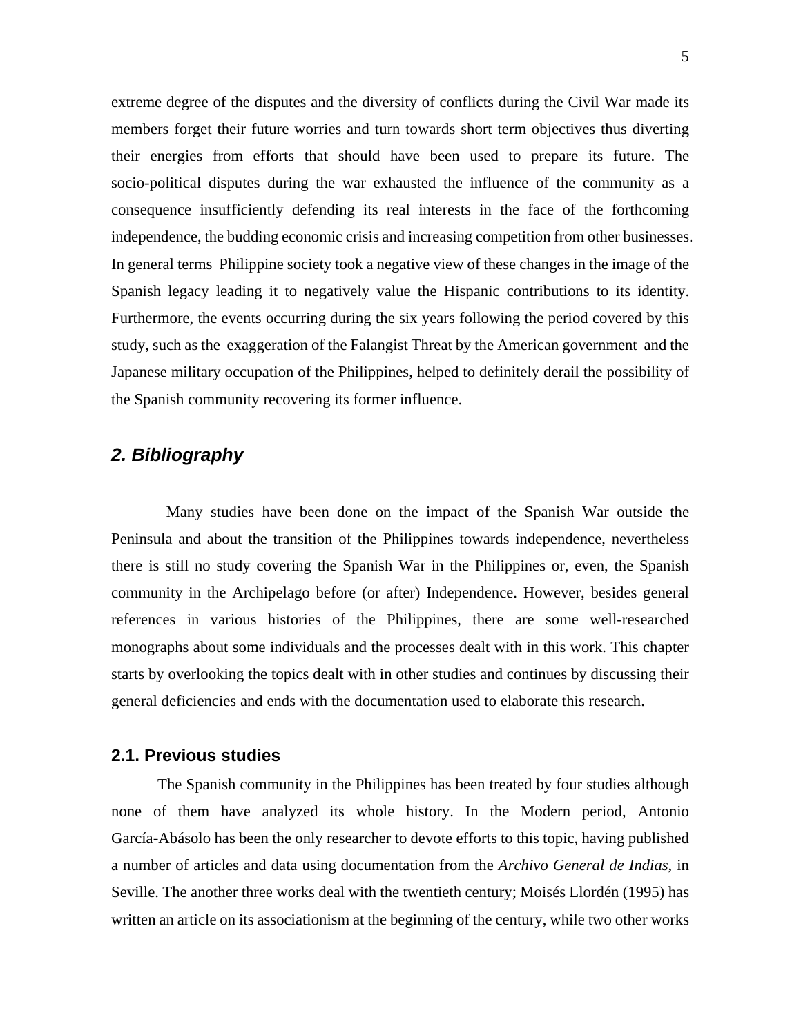extreme degree of the disputes and the diversity of conflicts during the Civil War made its members forget their future worries and turn towards short term objectives thus diverting their energies from efforts that should have been used to prepare its future. The socio-political disputes during the war exhausted the influence of the community as a consequence insufficiently defending its real interests in the face of the forthcoming independence, the budding economic crisis and increasing competition from other businesses. In general terms Philippine society took a negative view of these changes in the image of the Spanish legacy leading it to negatively value the Hispanic contributions to its identity. Furthermore, the events occurring during the six years following the period covered by this study, such as the exaggeration of the Falangist Threat by the American government and the Japanese military occupation of the Philippines, helped to definitely derail the possibility of the Spanish community recovering its former influence.

## *2. Bibliography*

Many studies have been done on the impact of the Spanish War outside the Peninsula and about the transition of the Philippines towards independence, nevertheless there is still no study covering the Spanish War in the Philippines or, even, the Spanish community in the Archipelago before (or after) Independence. However, besides general references in various histories of the Philippines, there are some well-researched monographs about some individuals and the processes dealt with in this work. This chapter starts by overlooking the topics dealt with in other studies and continues by discussing their general deficiencies and ends with the documentation used to elaborate this research.

### 2.1. Previous studies

The Spanish community in the Philippines has been treated by four studies although none of them have analyzed its whole history. In the Modern period, Antonio García-Abásolo has been the only researcher to devote efforts to this topic, having published a number of articles and data using documentation from the *Archivo General de Indias*, in Seville. The another three works deal with the twentieth century; Moisés Llordén (1995) has written an article on its associationism at the beginning of the century, while two other works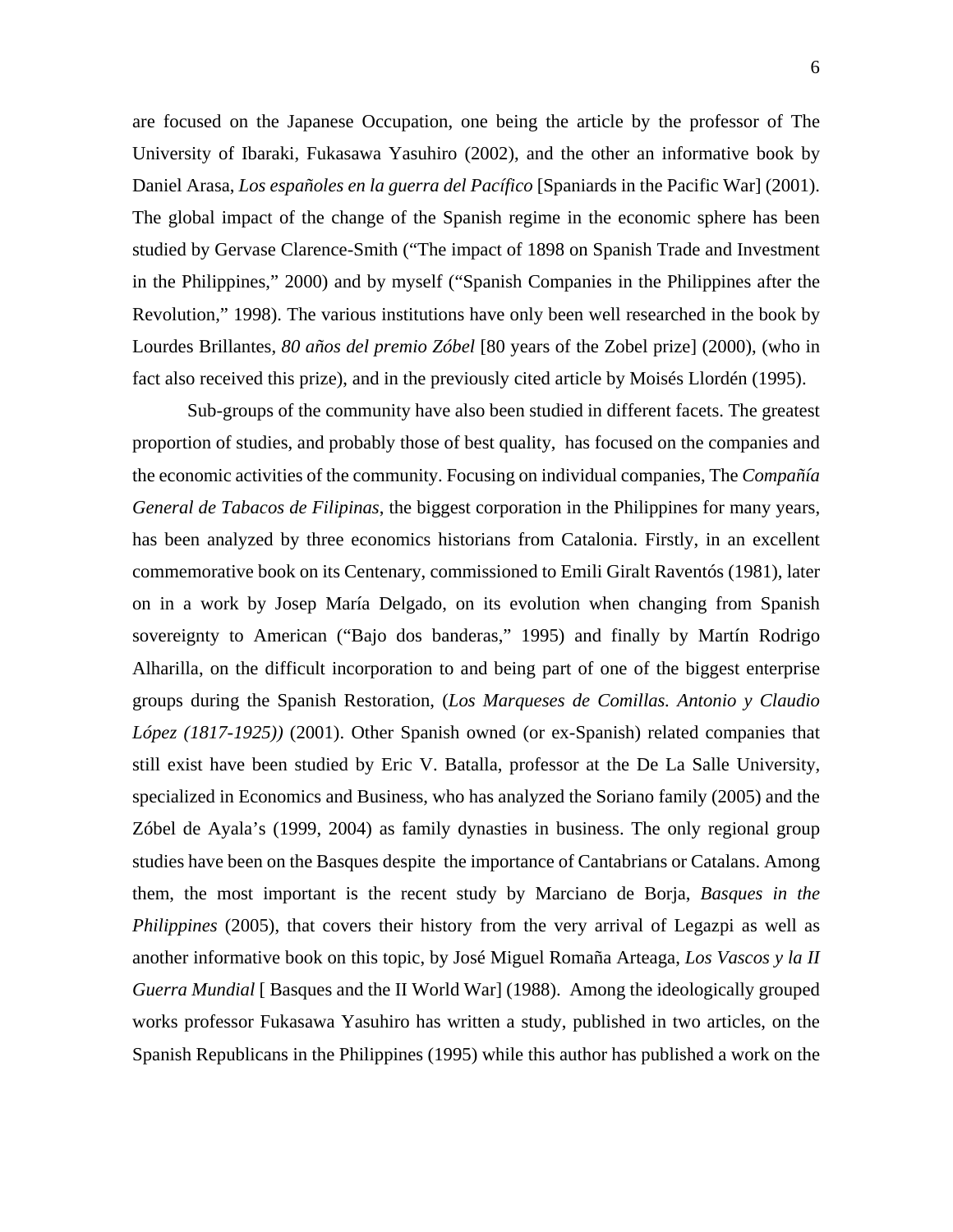are focused on the Japanese Occupation, one being the article by the professor of The University of Ibaraki, Fukasawa Yasuhiro (2002), and the other an informative book by Daniel Arasa, *Los españoles en la guerra del Pacífico* [Spaniards in the Pacific War] (2001). The global impact of the change of the Spanish regime in the economic sphere has been studied by Gervase Clarence-Smith ("The impact of 1898 on Spanish Trade and Investment in the Philippines," 2000) and by myself ("Spanish Companies in the Philippines after the Revolution," 1998). The various institutions have only been well researched in the book by Lourdes Brillantes, *80 años del premio Zóbel* [80 years of the Zobel prize] (2000), (who in fact also received this prize), and in the previously cited article by Moisés Llordén (1995).

Sub-groups of the community have also been studied in different facets. The greatest proportion of studies, and probably those of best quality, has focused on the companies and the economic activities of the community. Focusing on individual companies, The *Compañía General de Tabacos de Filipinas*, the biggest corporation in the Philippines for many years, has been analyzed by three economics historians from Catalonia. Firstly, in an excellent commemorative book on its Centenary, commissioned to Emili Giralt Raventós (1981), later on in a work by Josep María Delgado, on its evolution when changing from Spanish sovereignty to American ("Bajo dos banderas," 1995) and finally by Martín Rodrigo Alharilla, on the difficult incorporation to and being part of one of the biggest enterprise groups during the Spanish Restoration, (*Los Marqueses de Comillas. Antonio y Claudio López (1817-1925))* (2001). Other Spanish owned (or ex-Spanish) related companies that still exist have been studied by Eric V. Batalla, professor at the De La Salle University, specialized in Economics and Business, who has analyzed the Soriano family (2005) and the Zóbel de Ayala's (1999, 2004) as family dynasties in business. The only regional group studies have been on the Basques despite the importance of Cantabrians or Catalans. Among them, the most important is the recent study by Marciano de Borja, *Basques in the Philippines* (2005), that covers their history from the very arrival of Legazpi as well as another informative book on this topic, by José Miguel Romaña Arteaga, *Los Vascos y la II Guerra Mundial* [ Basques and the II World War] (1988). Among the ideologically grouped works professor Fukasawa Yasuhiro has written a study, published in two articles, on the Spanish Republicans in the Philippines (1995) while this author has published a work on the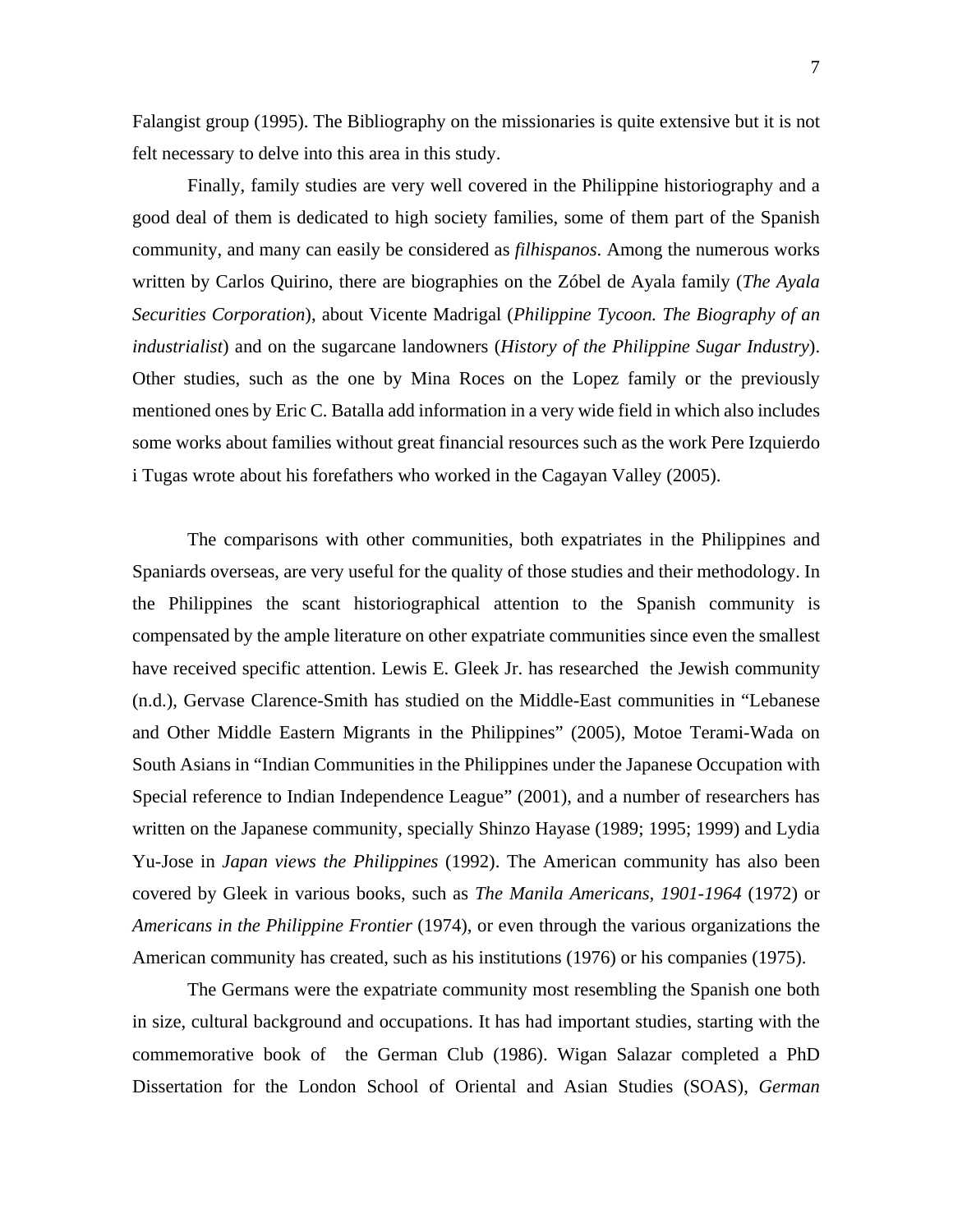Falangist group (1995). The Bibliography on the missionaries is quite extensive but it is not felt necessary to delve into this area in this study.

Finally, family studies are very well covered in the Philippine historiography and a good deal of them is dedicated to high society families, some of them part of the Spanish community, and many can easily be considered as *filhispanos*. Among the numerous works written by Carlos Quirino, there are biographies on the Zóbel de Ayala family (*The Ayala Securities Corporation*), about Vicente Madrigal (*Philippine Tycoon. The Biography of an industrialist*) and on the sugarcane landowners (*History of the Philippine Sugar Industry*). Other studies, such as the one by Mina Roces on the Lopez family or the previously mentioned ones by Eric C. Batalla add information in a very wide field in which also includes some works about families without great financial resources such as the work Pere Izquierdo i Tugas wrote about his forefathers who worked in the Cagayan Valley (2005).

The comparisons with other communities, both expatriates in the Philippines and Spaniards overseas, are very useful for the quality of those studies and their methodology. In the Philippines the scant historiographical attention to the Spanish community is compensated by the ample literature on other expatriate communities since even the smallest have received specific attention. Lewis E. Gleek Jr. has researched the Jewish community (n.d.), Gervase Clarence-Smith has studied on the Middle-East communities in "Lebanese and Other Middle Eastern Migrants in the Philippines" (2005), Motoe Terami-Wada on South Asians in "Indian Communities in the Philippines under the Japanese Occupation with Special reference to Indian Independence League" (2001), and a number of researchers has written on the Japanese community, specially Shinzo Hayase (1989; 1995; 1999) and Lydia Yu-Jose in *Japan views the Philippines* (1992). The American community has also been covered by Gleek in various books, such as *The Manila Americans, 1901-1964* (1972) or *Americans in the Philippine Frontier* (1974), or even through the various organizations the American community has created, such as his institutions (1976) or his companies (1975).

The Germans were the expatriate community most resembling the Spanish one both in size, cultural background and occupations. It has had important studies, starting with the commemorative book of the German Club (1986). Wigan Salazar completed a PhD Dissertation for the London School of Oriental and Asian Studies (SOAS), *German*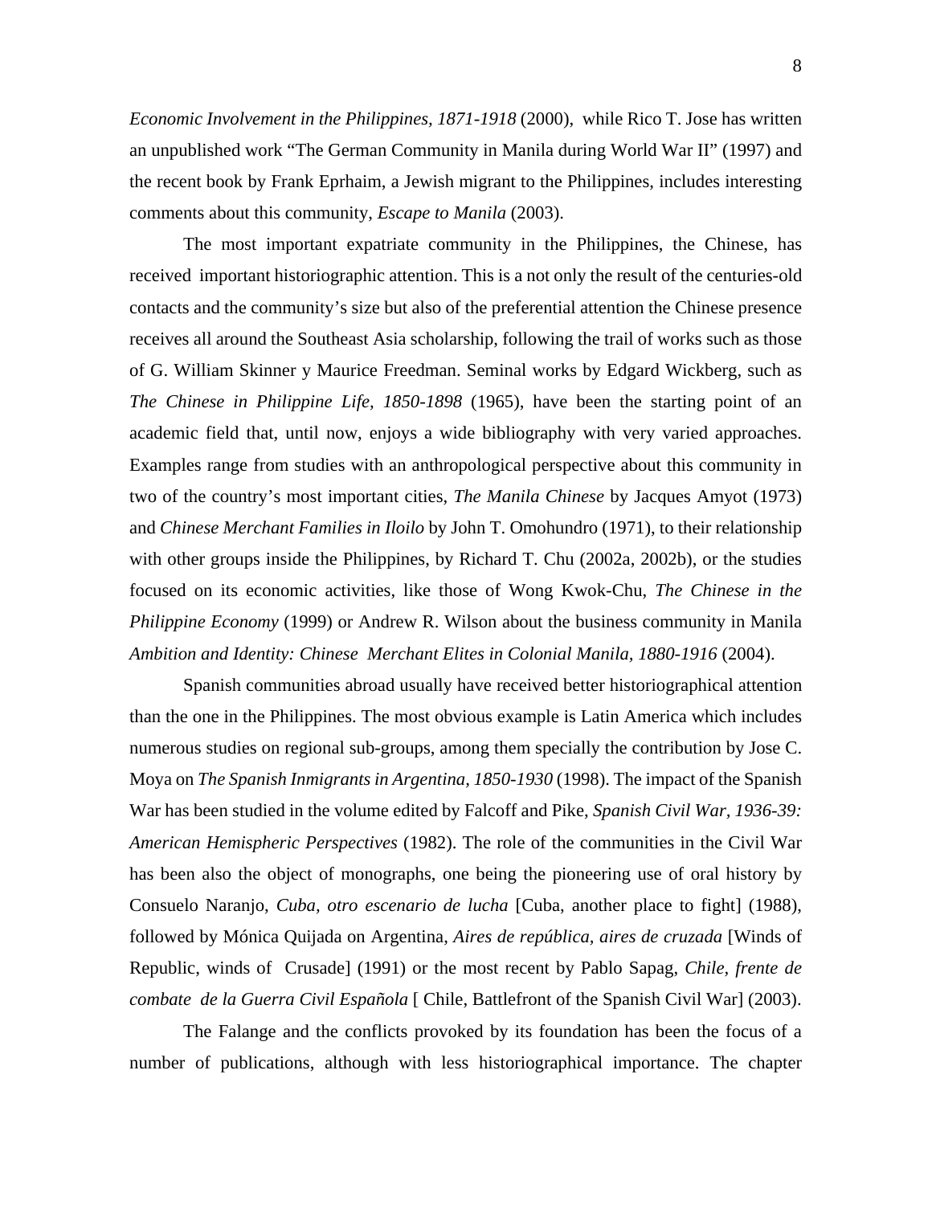*Economic Involvement in the Philippines, 1871-1918* (2000), while Rico T. Jose has written an unpublished work "The German Community in Manila during World War II" (1997) and the recent book by Frank Eprhaim, a Jewish migrant to the Philippines, includes interesting comments about this community, *Escape to Manila* (2003).

The most important expatriate community in the Philippines, the Chinese, has received important historiographic attention. This is a not only the result of the centuries-old contacts and the community's size but also of the preferential attention the Chinese presence receives all around the Southeast Asia scholarship, following the trail of works such as those of G. William Skinner y Maurice Freedman. Seminal works by Edgard Wickberg, such as *The Chinese in Philippine Life, 1850-1898* (1965), have been the starting point of an academic field that, until now, enjoys a wide bibliography with very varied approaches. Examples range from studies with an anthropological perspective about this community in two of the country's most important cities, *The Manila Chinese* by Jacques Amyot (1973) and *Chinese Merchant Families in Iloilo* by John T. Omohundro (1971), to their relationship with other groups inside the Philippines, by Richard T. Chu (2002a, 2002b), or the studies focused on its economic activities, like those of Wong Kwok-Chu, *The Chinese in the Philippine Economy* (1999) or Andrew R. Wilson about the business community in Manila *Ambition and Identity: Chinese Merchant Elites in Colonial Manila, 1880-1916* (2004).

Spanish communities abroad usually have received better historiographical attention than the one in the Philippines. The most obvious example is Latin America which includes numerous studies on regional sub-groups, among them specially the contribution by Jose C. Moya on *The Spanish Inmigrants in Argentina, 1850-1930* (1998). The impact of the Spanish War has been studied in the volume edited by Falcoff and Pike, *Spanish Civil War, 1936-39: American Hemispheric Perspectives* (1982). The role of the communities in the Civil War has been also the object of monographs, one being the pioneering use of oral history by Consuelo Naranjo, *Cuba, otro escenario de lucha* [Cuba, another place to fight] (1988), followed by Mónica Quijada on Argentina, *Aires de república, aires de cruzada* [Winds of Republic, winds of Crusade] (1991) or the most recent by Pablo Sapag, *Chile, frente de combate de la Guerra Civil Española* [ Chile, Battlefront of the Spanish Civil War] (2003).

The Falange and the conflicts provoked by its foundation has been the focus of a number of publications, although with less historiographical importance. The chapter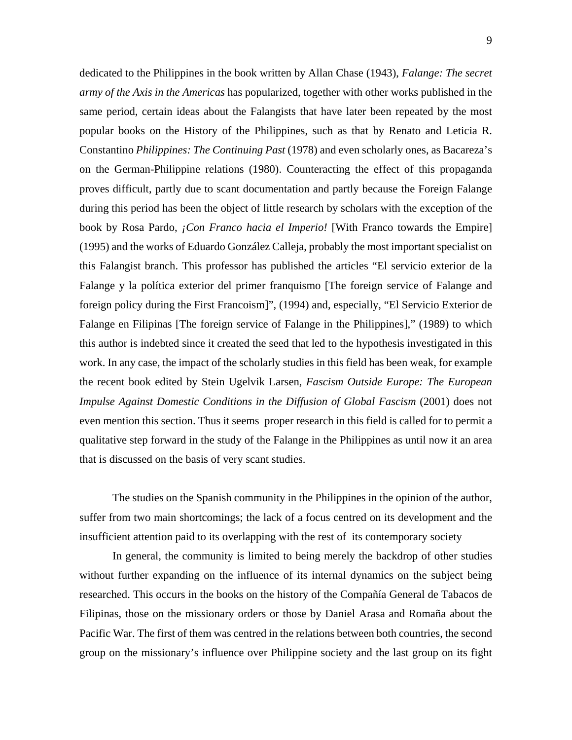dedicated to the Philippines in the book written by Allan Chase (1943), *Falange: The secret army of the Axis in the Americas* has popularized, together with other works published in the same period, certain ideas about the Falangists that have later been repeated by the most popular books on the History of the Philippines, such as that by Renato and Leticia R. Constantino *Philippines: The Continuing Past* (1978) and even scholarly ones, as Bacareza's on the German-Philippine relations (1980). Counteracting the effect of this propaganda proves difficult, partly due to scant documentation and partly because the Foreign Falange during this period has been the object of little research by scholars with the exception of the book by Rosa Pardo, *¡Con Franco hacia el Imperio!* [With Franco towards the Empire] (1995) and the works of Eduardo González Calleja, probably the most important specialist on this Falangist branch. This professor has published the articles "El servicio exterior de la Falange y la política exterior del primer franquismo [The foreign service of Falange and foreign policy during the First Francoism]", (1994) and, especially, "El Servicio Exterior de Falange en Filipinas [The foreign service of Falange in the Philippines]," (1989) to which this author is indebted since it created the seed that led to the hypothesis investigated in this work. In any case, the impact of the scholarly studies in this field has been weak, for example the recent book edited by Stein Ugelvik Larsen, *Fascism Outside Europe: The European Impulse Against Domestic Conditions in the Diffusion of Global Fascism* (2001) does not even mention this section. Thus it seems proper research in this field is called for to permit a qualitative step forward in the study of the Falange in the Philippines as until now it an area that is discussed on the basis of very scant studies.

The studies on the Spanish community in the Philippines in the opinion of the author, suffer from two main shortcomings; the lack of a focus centred on its development and the insufficient attention paid to its overlapping with the rest of its contemporary society

In general, the community is limited to being merely the backdrop of other studies without further expanding on the influence of its internal dynamics on the subject being researched. This occurs in the books on the history of the Compañía General de Tabacos de Filipinas, those on the missionary orders or those by Daniel Arasa and Romaña about the Pacific War. The first of them was centred in the relations between both countries, the second group on the missionary's influence over Philippine society and the last group on its fight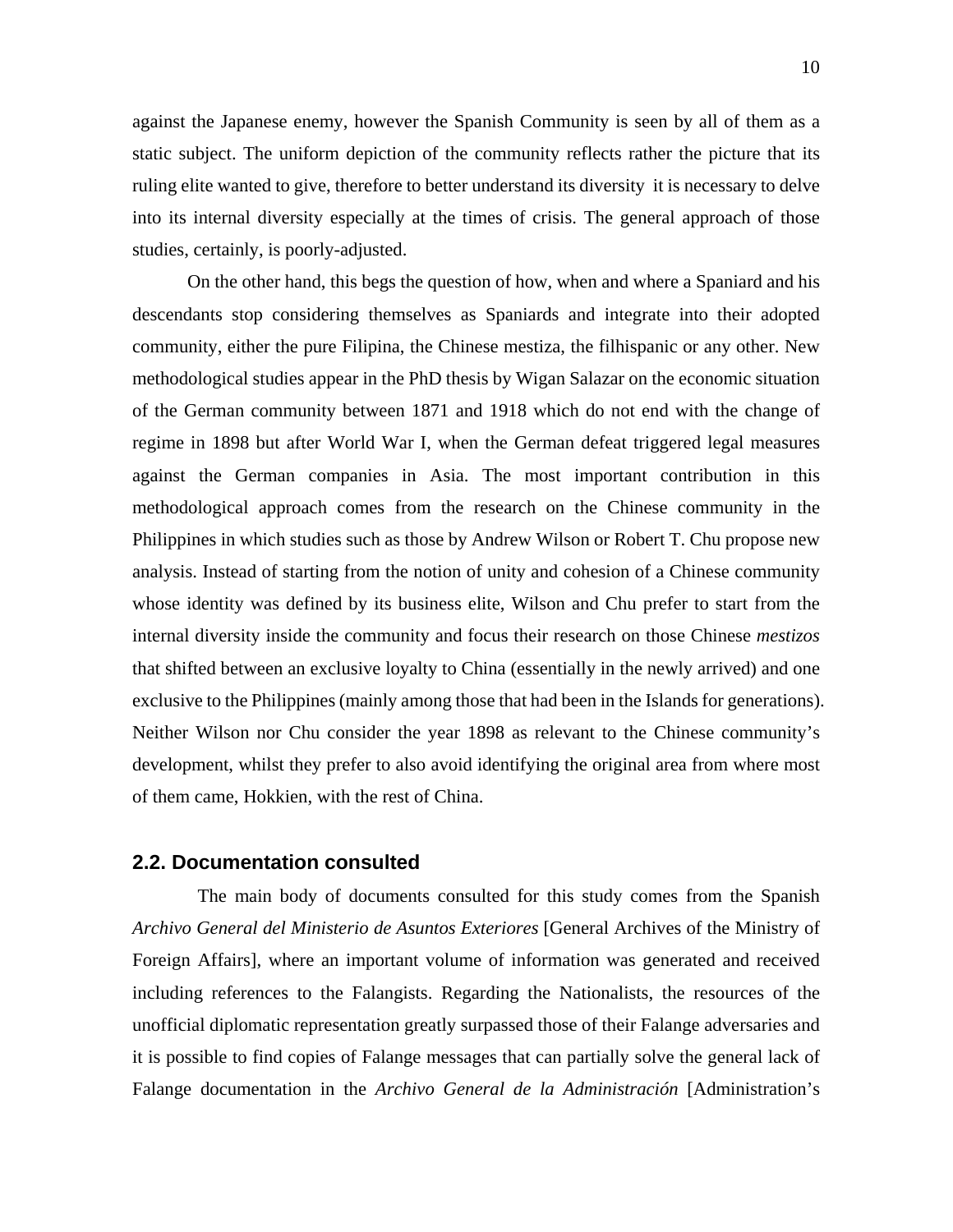against the Japanese enemy, however the Spanish Community is seen by all of them as a static subject. The uniform depiction of the community reflects rather the picture that its ruling elite wanted to give, therefore to better understand its diversity it is necessary to delve into its internal diversity especially at the times of crisis. The general approach of those studies, certainly, is poorly-adjusted.

On the other hand, this begs the question of how, when and where a Spaniard and his descendants stop considering themselves as Spaniards and integrate into their adopted community, either the pure Filipina, the Chinese mestiza, the filhispanic or any other. New methodological studies appear in the PhD thesis by Wigan Salazar on the economic situation of the German community between 1871 and 1918 which do not end with the change of regime in 1898 but after World War I, when the German defeat triggered legal measures against the German companies in Asia. The most important contribution in this methodological approach comes from the research on the Chinese community in the Philippines in which studies such as those by Andrew Wilson or Robert T. Chu propose new analysis. Instead of starting from the notion of unity and cohesion of a Chinese community whose identity was defined by its business elite, Wilson and Chu prefer to start from the internal diversity inside the community and focus their research on those Chinese *mestizos* that shifted between an exclusive loyalty to China (essentially in the newly arrived) and one exclusive to the Philippines (mainly among those that had been in the Islands for generations). Neither Wilson nor Chu consider the year 1898 as relevant to the Chinese community's development, whilst they prefer to also avoid identifying the original area from where most of them came, Hokkien, with the rest of China.

## 2.2. Documentation consulted

The main body of documents consulted for this study comes from the Spanish *Archivo General del Ministerio de Asuntos Exteriores* [General Archives of the Ministry of Foreign Affairs], where an important volume of information was generated and received including references to the Falangists. Regarding the Nationalists, the resources of the unofficial diplomatic representation greatly surpassed those of their Falange adversaries and it is possible to find copies of Falange messages that can partially solve the general lack of Falange documentation in the *Archivo General de la Administración* [Administration's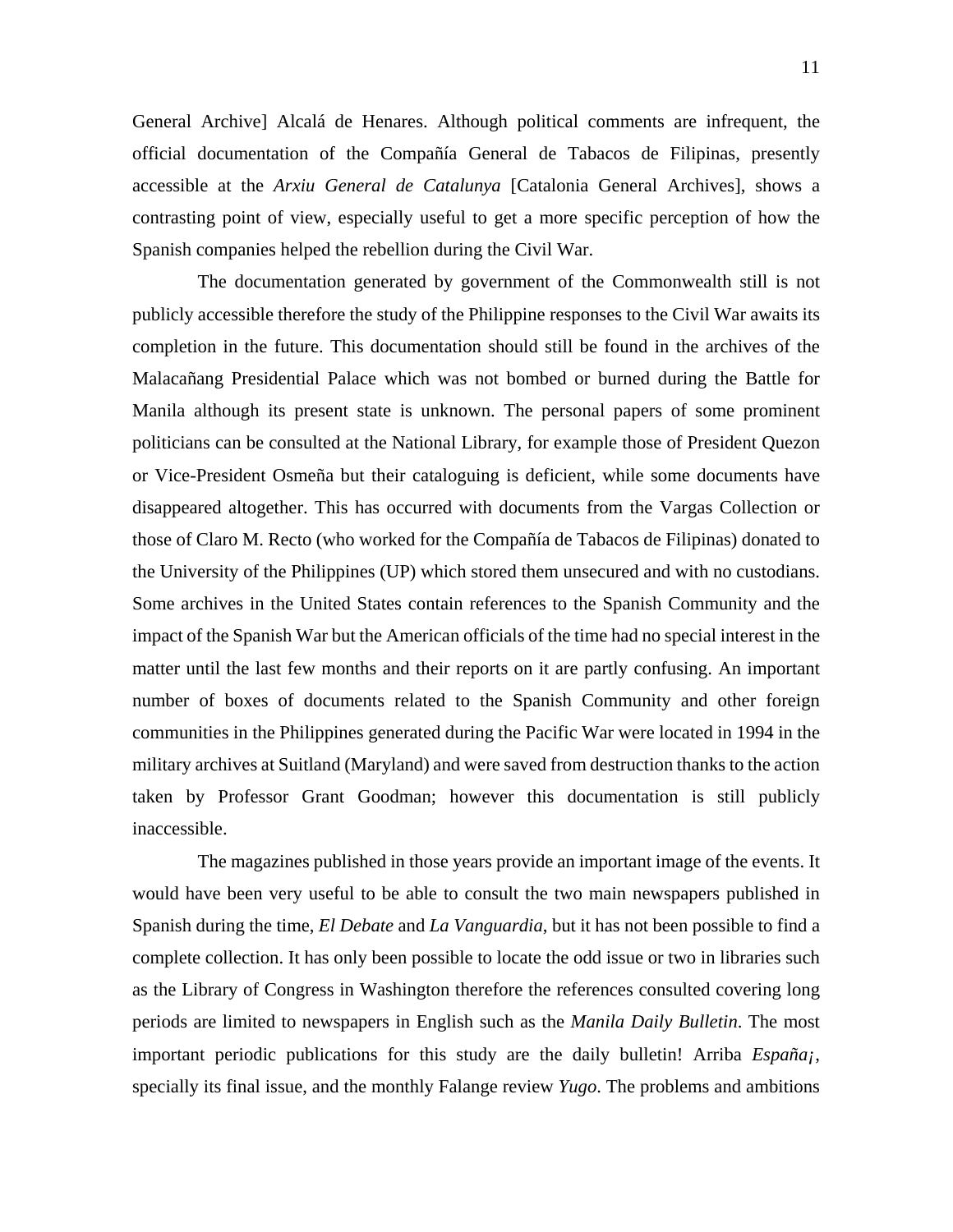General Archive] Alcalá de Henares. Although political comments are infrequent, the official documentation of the Compañía General de Tabacos de Filipinas, presently accessible at the *Arxiu General de Catalunya* [Catalonia General Archives], shows a contrasting point of view, especially useful to get a more specific perception of how the Spanish companies helped the rebellion during the Civil War.

The documentation generated by government of the Commonwealth still is not publicly accessible therefore the study of the Philippine responses to the Civil War awaits its completion in the future. This documentation should still be found in the archives of the Malacañang Presidential Palace which was not bombed or burned during the Battle for Manila although its present state is unknown. The personal papers of some prominent politicians can be consulted at the National Library, for example those of President Quezon or Vice-President Osmeña but their cataloguing is deficient, while some documents have disappeared altogether. This has occurred with documents from the Vargas Collection or those of Claro M. Recto (who worked for the Compañía de Tabacos de Filipinas) donated to the University of the Philippines (UP) which stored them unsecured and with no custodians. Some archives in the United States contain references to the Spanish Community and the impact of the Spanish War but the American officials of the time had no special interest in the matter until the last few months and their reports on it are partly confusing. An important number of boxes of documents related to the Spanish Community and other foreign communities in the Philippines generated during the Pacific War were located in 1994 in the military archives at Suitland (Maryland) and were saved from destruction thanks to the action taken by Professor Grant Goodman; however this documentation is still publicly inaccessible.

The magazines published in those years provide an important image of the events. It would have been very useful to be able to consult the two main newspapers published in Spanish during the time, *El Debate* and *La Vanguardia*, but it has not been possible to find a complete collection. It has only been possible to locate the odd issue or two in libraries such as the Library of Congress in Washington therefore the references consulted covering long periods are limited to newspapers in English such as the *Manila Daily Bulletin*. The most important periodic publications for this study are the daily bulletin! Arriba *España¡*, specially its final issue, and the monthly Falange review *Yugo*. The problems and ambitions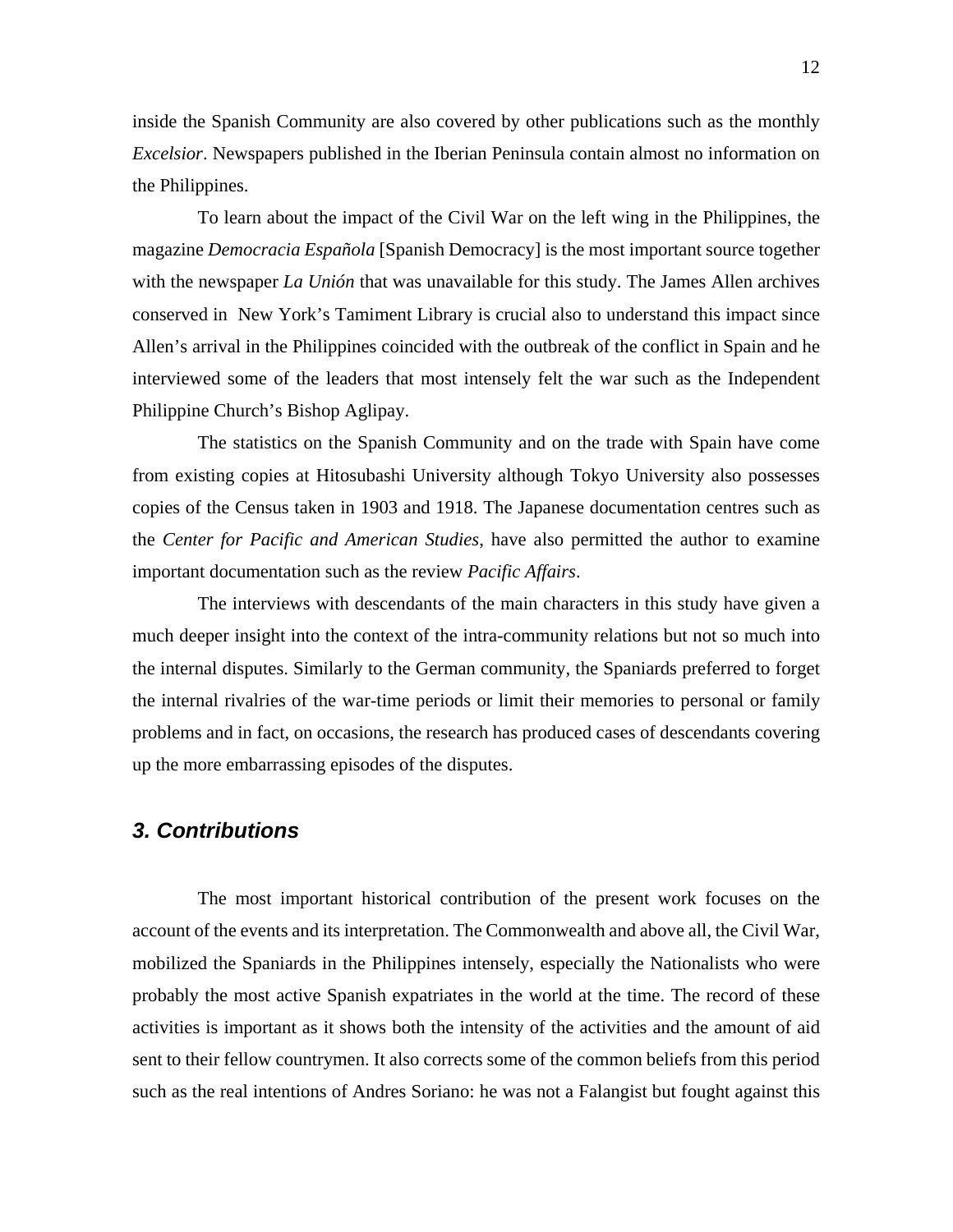inside the Spanish Community are also covered by other publications such as the monthly *Excelsior*. Newspapers published in the Iberian Peninsula contain almost no information on the Philippines.

To learn about the impact of the Civil War on the left wing in the Philippines, the magazine *Democracia Española* [Spanish Democracy] is the most important source together with the newspaper *La Unión* that was unavailable for this study. The James Allen archives conserved in New York's Tamiment Library is crucial also to understand this impact since Allen's arrival in the Philippines coincided with the outbreak of the conflict in Spain and he interviewed some of the leaders that most intensely felt the war such as the Independent Philippine Church's Bishop Aglipay.

The statistics on the Spanish Community and on the trade with Spain have come from existing copies at Hitosubashi University although Tokyo University also possesses copies of the Census taken in 1903 and 1918. The Japanese documentation centres such as the *Center for Pacific and American Studies*, have also permitted the author to examine important documentation such as the review *Pacific Affairs*.

The interviews with descendants of the main characters in this study have given a much deeper insight into the context of the intra-community relations but not so much into the internal disputes. Similarly to the German community, the Spaniards preferred to forget the internal rivalries of the war-time periods or limit their memories to personal or family problems and in fact, on occasions, the research has produced cases of descendants covering up the more embarrassing episodes of the disputes.

## 3. Contributions

The most important historical contribution of the present work focuses on the account of the events and its interpretation. The Commonwealth and above all, the Civil War, mobilized the Spaniards in the Philippines intensely, especially the Nationalists who were probably the most active Spanish expatriates in the world at the time. The record of these activities is important as it shows both the intensity of the activities and the amount of aid sent to their fellow countrymen. It also corrects some of the common beliefs from this period such as the real intentions of Andres Soriano: he was not a Falangist but fought against this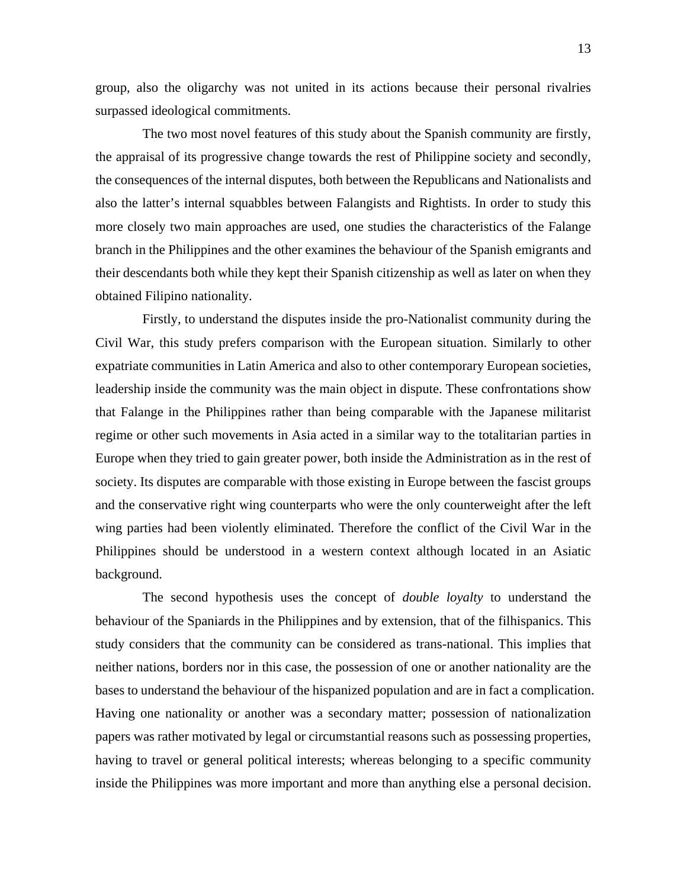group, also the oligarchy was not united in its actions because their personal rivalries surpassed ideological commitments.

The two most novel features of this study about the Spanish community are firstly, the appraisal of its progressive change towards the rest of Philippine society and secondly, the consequences of the internal disputes, both between the Republicans and Nationalists and also the latter's internal squabbles between Falangists and Rightists. In order to study this more closely two main approaches are used, one studies the characteristics of the Falange branch in the Philippines and the other examines the behaviour of the Spanish emigrants and their descendants both while they kept their Spanish citizenship as well as later on when they obtained Filipino nationality.

Firstly, to understand the disputes inside the pro-Nationalist community during the Civil War, this study prefers comparison with the European situation. Similarly to other expatriate communities in Latin America and also to other contemporary European societies, leadership inside the community was the main object in dispute. These confrontations show that Falange in the Philippines rather than being comparable with the Japanese militarist regime or other such movements in Asia acted in a similar way to the totalitarian parties in Europe when they tried to gain greater power, both inside the Administration as in the rest of society. Its disputes are comparable with those existing in Europe between the fascist groups and the conservative right wing counterparts who were the only counterweight after the left wing parties had been violently eliminated. Therefore the conflict of the Civil War in the Philippines should be understood in a western context although located in an Asiatic background.

The second hypothesis uses the concept of *double loyalty* to understand the behaviour of the Spaniards in the Philippines and by extension, that of the filhispanics. This study considers that the community can be considered as trans-national. This implies that neither nations, borders nor in this case, the possession of one or another nationality are the bases to understand the behaviour of the hispanized population and are in fact a complication. Having one nationality or another was a secondary matter; possession of nationalization papers was rather motivated by legal or circumstantial reasons such as possessing properties, having to travel or general political interests; whereas belonging to a specific community inside the Philippines was more important and more than anything else a personal decision.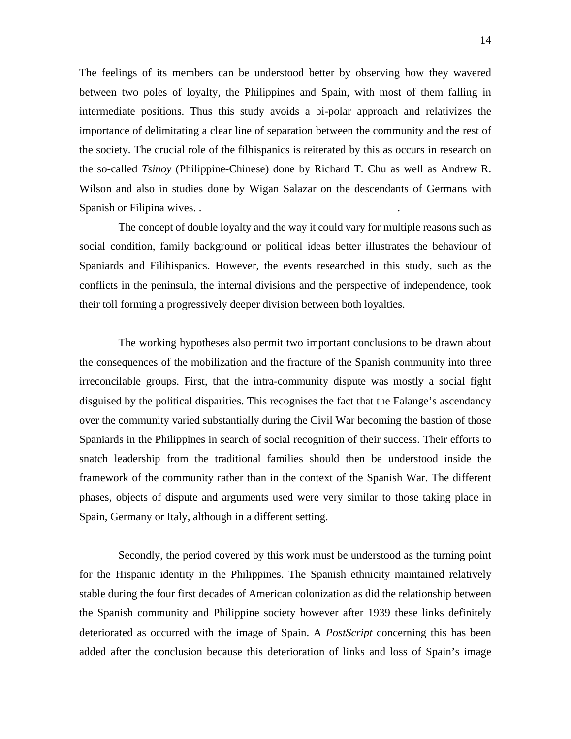The feelings of its members can be understood better by observing how they wavered between two poles of loyalty, the Philippines and Spain, with most of them falling in intermediate positions. Thus this study avoids a bi-polar approach and relativizes the importance of delimitating a clear line of separation between the community and the rest of the society. The crucial role of the filhispanics is reiterated by this as occurs in research on the so-called *Tsinoy* (Philippine-Chinese) done by Richard T. Chu as well as Andrew R. Wilson and also in studies done by Wigan Salazar on the descendants of Germans with Spanish or Filipina wives. . .

The concept of double loyalty and the way it could vary for multiple reasons such as social condition, family background or political ideas better illustrates the behaviour of Spaniards and Filihispanics. However, the events researched in this study, such as the conflicts in the peninsula, the internal divisions and the perspective of independence, took their toll forming a progressively deeper division between both loyalties.

The working hypotheses also permit two important conclusions to be drawn about the consequences of the mobilization and the fracture of the Spanish community into three irreconcilable groups. First, that the intra-community dispute was mostly a social fight disguised by the political disparities. This recognises the fact that the Falange's ascendancy over the community varied substantially during the Civil War becoming the bastion of those Spaniards in the Philippines in search of social recognition of their success. Their efforts to snatch leadership from the traditional families should then be understood inside the framework of the community rather than in the context of the Spanish War. The different phases, objects of dispute and arguments used were very similar to those taking place in Spain, Germany or Italy, although in a different setting.

Secondly, the period covered by this work must be understood as the turning point for the Hispanic identity in the Philippines. The Spanish ethnicity maintained relatively stable during the four first decades of American colonization as did the relationship between the Spanish community and Philippine society however after 1939 these links definitely deteriorated as occurred with the image of Spain. A *PostScript* concerning this has been added after the conclusion because this deterioration of links and loss of Spain's image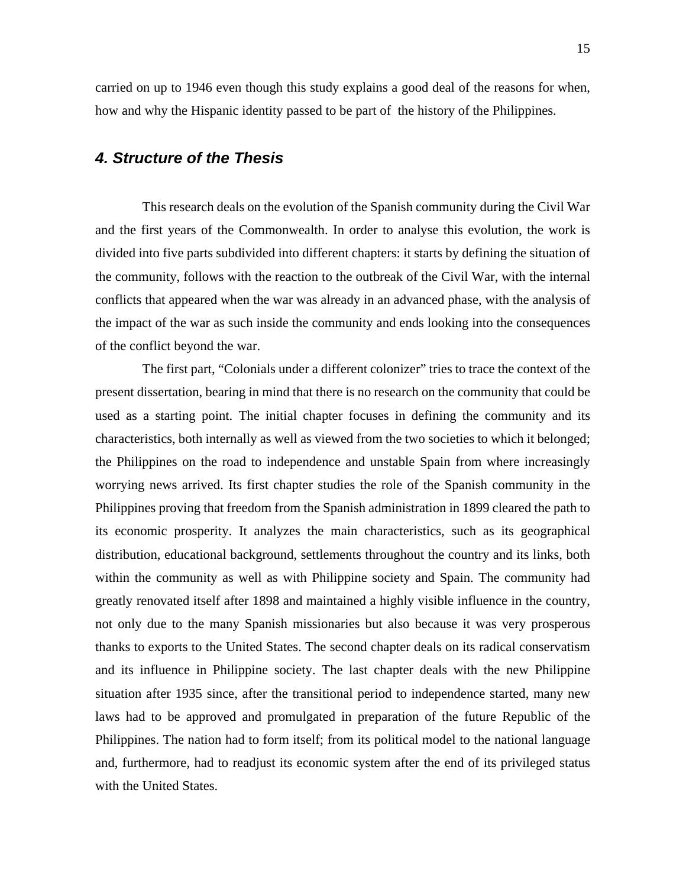carried on up to 1946 even though this study explains a good deal of the reasons for when, how and why the Hispanic identity passed to be part of the history of the Philippines.

## *4. Structure of the Thesis*

This research deals on the evolution of the Spanish community during the Civil War and the first years of the Commonwealth. In order to analyse this evolution, the work is divided into five parts subdivided into different chapters: it starts by defining the situation of the community, follows with the reaction to the outbreak of the Civil War, with the internal conflicts that appeared when the war was already in an advanced phase, with the analysis of the impact of the war as such inside the community and ends looking into the consequences of the conflict beyond the war.

The first part, "Colonials under a different colonizer" tries to trace the context of the present dissertation, bearing in mind that there is no research on the community that could be used as a starting point. The initial chapter focuses in defining the community and its characteristics, both internally as well as viewed from the two societies to which it belonged; the Philippines on the road to independence and unstable Spain from where increasingly worrying news arrived. Its first chapter studies the role of the Spanish community in the Philippines proving that freedom from the Spanish administration in 1899 cleared the path to its economic prosperity. It analyzes the main characteristics, such as its geographical distribution, educational background, settlements throughout the country and its links, both within the community as well as with Philippine society and Spain. The community had greatly renovated itself after 1898 and maintained a highly visible influence in the country, not only due to the many Spanish missionaries but also because it was very prosperous thanks to exports to the United States. The second chapter deals on its radical conservatism and its influence in Philippine society. The last chapter deals with the new Philippine situation after 1935 since, after the transitional period to independence started, many new laws had to be approved and promulgated in preparation of the future Republic of the Philippines. The nation had to form itself; from its political model to the national language and, furthermore, had to readjust its economic system after the end of its privileged status with the United States.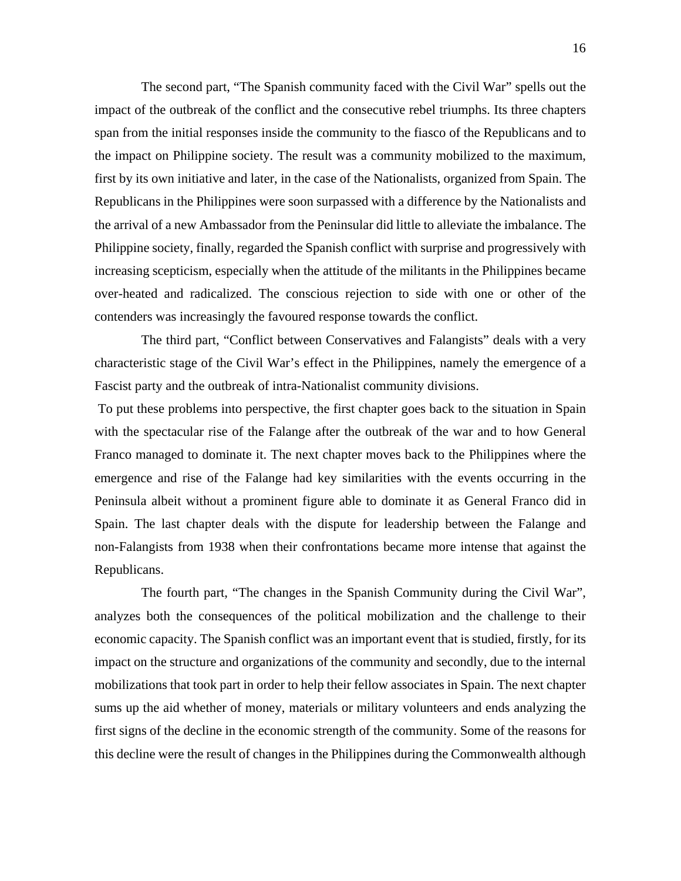The second part, "The Spanish community faced with the Civil War" spells out the impact of the outbreak of the conflict and the consecutive rebel triumphs. Its three chapters span from the initial responses inside the community to the fiasco of the Republicans and to the impact on Philippine society. The result was a community mobilized to the maximum, first by its own initiative and later, in the case of the Nationalists, organized from Spain. The Republicans in the Philippines were soon surpassed with a difference by the Nationalists and the arrival of a new Ambassador from the Peninsular did little to alleviate the imbalance. The Philippine society, finally, regarded the Spanish conflict with surprise and progressively with increasing scepticism, especially when the attitude of the militants in the Philippines became over-heated and radicalized. The conscious rejection to side with one or other of the contenders was increasingly the favoured response towards the conflict.

The third part, "Conflict between Conservatives and Falangists" deals with a very characteristic stage of the Civil War's effect in the Philippines, namely the emergence of a Fascist party and the outbreak of intra-Nationalist community divisions.

To put these problems into perspective, the first chapter goes back to the situation in Spain with the spectacular rise of the Falange after the outbreak of the war and to how General Franco managed to dominate it. The next chapter moves back to the Philippines where the emergence and rise of the Falange had key similarities with the events occurring in the Peninsula albeit without a prominent figure able to dominate it as General Franco did in Spain. The last chapter deals with the dispute for leadership between the Falange and non-Falangists from 1938 when their confrontations became more intense that against the Republicans.

The fourth part, "The changes in the Spanish Community during the Civil War", analyzes both the consequences of the political mobilization and the challenge to their economic capacity. The Spanish conflict was an important event that is studied, firstly, for its impact on the structure and organizations of the community and secondly, due to the internal mobilizations that took part in order to help their fellow associates in Spain. The next chapter sums up the aid whether of money, materials or military volunteers and ends analyzing the first signs of the decline in the economic strength of the community. Some of the reasons for this decline were the result of changes in the Philippines during the Commonwealth although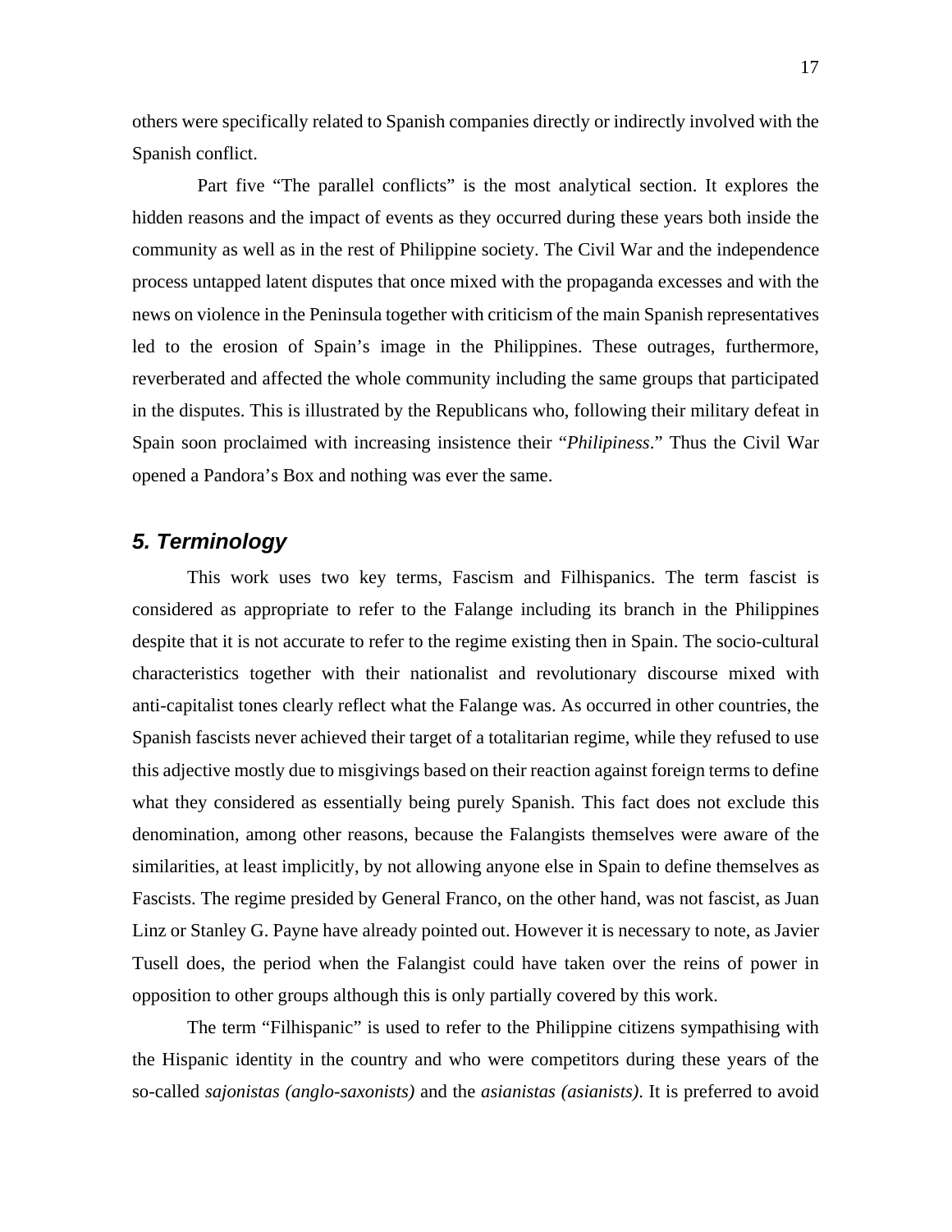others were specifically related to Spanish companies directly or indirectly involved with the Spanish conflict.

Part five "The parallel conflicts" is the most analytical section. It explores the hidden reasons and the impact of events as they occurred during these years both inside the community as well as in the rest of Philippine society. The Civil War and the independence process untapped latent disputes that once mixed with the propaganda excesses and with the news on violence in the Peninsula together with criticism of the main Spanish representatives led to the erosion of Spain's image in the Philippines. These outrages, furthermore, reverberated and affected the whole community including the same groups that participated in the disputes. This is illustrated by the Republicans who, following their military defeat in Spain soon proclaimed with increasing insistence their "*Philipiness*." Thus the Civil War opened a Pandora's Box and nothing was ever the same.

## 5. Terminology

This work uses two key terms, Fascism and Filhispanics. The term fascist is considered as appropriate to refer to the Falange including its branch in the Philippines despite that it is not accurate to refer to the regime existing then in Spain. The socio-cultural characteristics together with their nationalist and revolutionary discourse mixed with anti-capitalist tones clearly reflect what the Falange was. As occurred in other countries, the Spanish fascists never achieved their target of a totalitarian regime, while they refused to use this adjective mostly due to misgivings based on their reaction against foreign terms to define what they considered as essentially being purely Spanish. This fact does not exclude this denomination, among other reasons, because the Falangists themselves were aware of the similarities, at least implicitly, by not allowing anyone else in Spain to define themselves as Fascists. The regime presided by General Franco, on the other hand, was not fascist, as Juan Linz or Stanley G. Payne have already pointed out. However it is necessary to note, as Javier Tusell does, the period when the Falangist could have taken over the reins of power in opposition to other groups although this is only partially covered by this work.

The term "Filhispanic" is used to refer to the Philippine citizens sympathising with the Hispanic identity in the country and who were competitors during these years of the so-called *sajonistas (anglo-saxonists)* and the *asianistas (asianists)*. It is preferred to avoid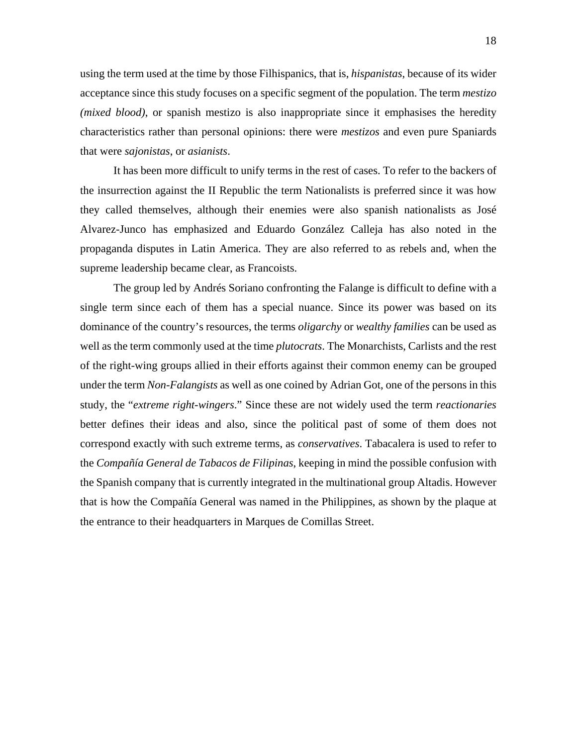using the term used at the time by those Filhispanics, that is, *hispanistas*, because of its wider acceptance since this study focuses on a specific segment of the population. The term *mestizo (mixed blood)*, or spanish mestizo is also inappropriate since it emphasises the heredity characteristics rather than personal opinions: there were *mestizos* and even pure Spaniards that were *sajonistas*, or *asianists*.

It has been more difficult to unify terms in the rest of cases. To refer to the backers of the insurrection against the II Republic the term Nationalists is preferred since it was how they called themselves, although their enemies were also spanish nationalists as José Alvarez-Junco has emphasized and Eduardo González Calleja has also noted in the propaganda disputes in Latin America. They are also referred to as rebels and, when the supreme leadership became clear, as Francoists.

The group led by Andrés Soriano confronting the Falange is difficult to define with a single term since each of them has a special nuance. Since its power was based on its dominance of the country's resources, the terms *oligarchy* or *wealthy families* can be used as well as the term commonly used at the time *plutocrats*. The Monarchists, Carlists and the rest of the right-wing groups allied in their efforts against their common enemy can be grouped under the term *Non-Falangists* as well as one coined by Adrian Got, one of the persons in this study, the "*extreme right-wingers*." Since these are not widely used the term *reactionaries* better defines their ideas and also, since the political past of some of them does not correspond exactly with such extreme terms, as *conservatives*. Tabacalera is used to refer to the *Compañía General de Tabacos de Filipinas*, keeping in mind the possible confusion with the Spanish company that is currently integrated in the multinational group Altadis. However that is how the Compañía General was named in the Philippines, as shown by the plaque at the entrance to their headquarters in Marques de Comillas Street.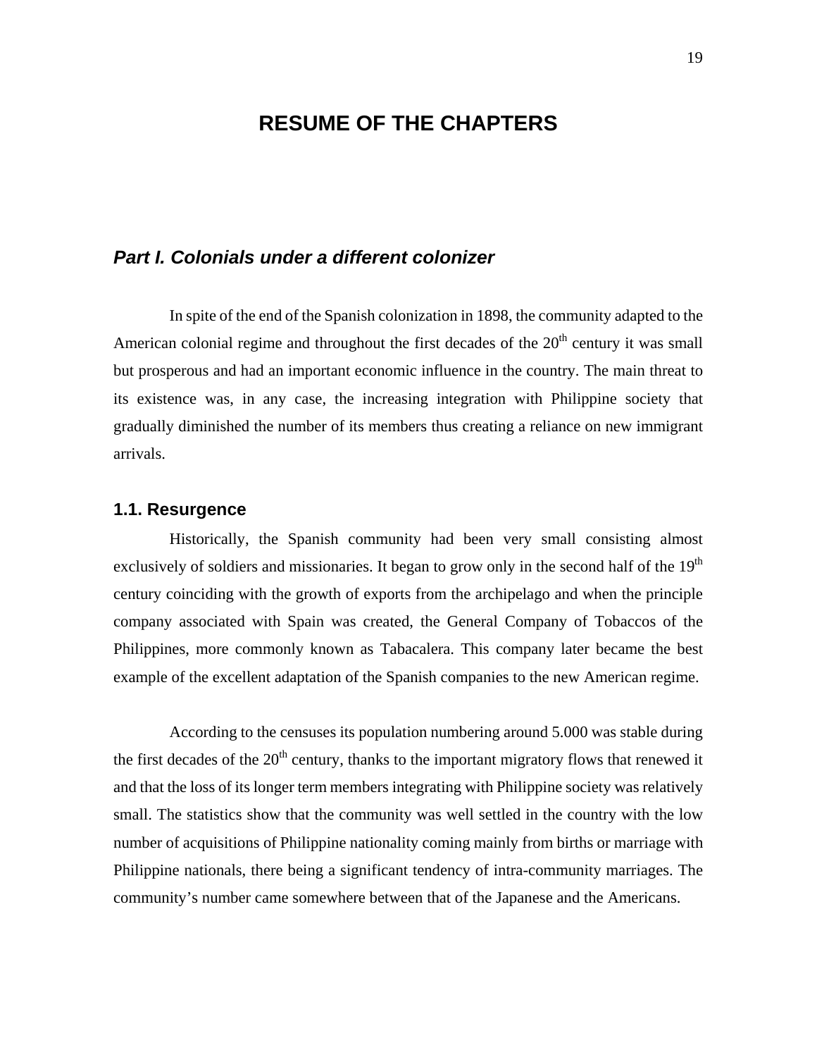# RESUME OF THE CHAPTERS

## *Part I. Colonials under a different colonizer*

In spite of the end of the Spanish colonization in 1898, the community adapted to the American colonial regime and throughout the first decades of the 20th century it was small but prosperous and had an important economic influence in the country. The main threat to its existence was, in any case, the increasing integration with Philippine society that gradually diminished the number of its members thus creating a reliance on new immigrant arrivals.

### 1.1. Resurgence

Historically, the Spanish community had been very small consisting almost exclusively of soldiers and missionaries. It began to grow only in the second half of the 19th century coinciding with the growth of exports from the archipelago and when the principle company associated with Spain was created, the General Company of Tobaccos of the Philippines, more commonly known as Tabacalera. This company later became the best example of the excellent adaptation of the Spanish companies to the new American regime.

According to the censuses its population numbering around 5.000 was stable during the first decades of the 20th century, thanks to the important migratory flows that renewed it and that the loss of its longer term members integrating with Philippine society was relatively small. The statistics show that the community was well settled in the country with the low number of acquisitions of Philippine nationality coming mainly from births or marriage with Philippine nationals, there being a significant tendency of intra-community marriages. The community's number came somewhere between that of the Japanese and the Americans.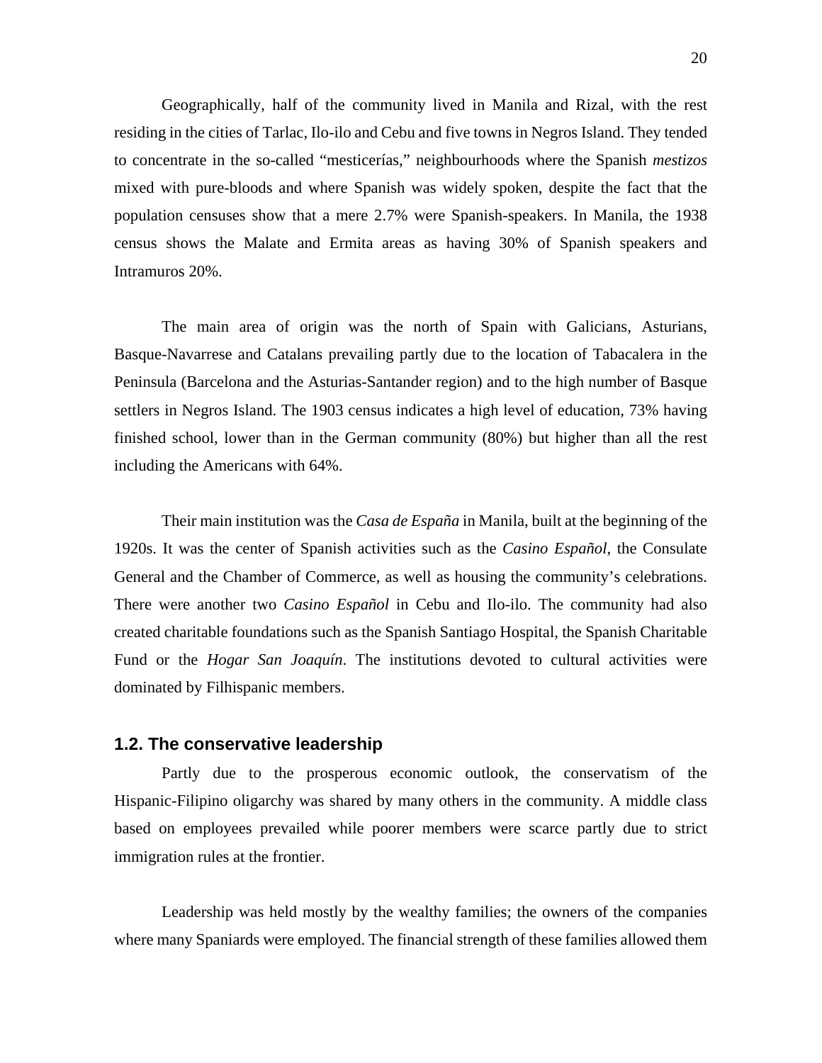Geographically, half of the community lived in Manila and Rizal, with the rest residing in the cities of Tarlac, Ilo-ilo and Cebu and five towns in Negros Island. They tended to concentrate in the so-called “mesticerías,” neighbourhoods where the Spanish *mestizos* mixed with pure-bloods and where Spanish was widely spoken, despite the fact that the population censuses show that a mere 2.7% were Spanish-speakers. In Manila, the 1938 census shows the Malate and Ermita areas as having 30% of Spanish speakers and Intramuros 20%.

The main area of origin was the north of Spain with Galicians, Asturians, Basque-Navarrese and Catalans prevailing partly due to the location of Tabacalera in the Peninsula (Barcelona and the Asturias-Santander region) and to the high number of Basque settlers in Negros Island. The 1903 census indicates a high level of education, 73% having finished school, lower than in the German community (80%) but higher than all the rest including the Americans with 64%.

Their main institution was the *Casa de España* in Manila, built at the beginning of the 1920s. It was the center of Spanish activities such as the *Casino Español*, the Consulate General and the Chamber of Commerce, as well as housing the community’s celebrations. There were another two *Casino Español* in Cebu and Ilo-ilo. The community had also created charitable foundations such as the Spanish Santiago Hospital, the Spanish Charitable Fund or the *Hogar San Joaquín*. The institutions devoted to cultural activities were dominated by Filhispanic members.

## 1.2. The conservative leadership

Partly due to the prosperous economic outlook, the conservatism of the Hispanic-Filipino oligarchy was shared by many others in the community. A middle class based on employees prevailed while poorer members were scarce partly due to strict immigration rules at the frontier.

Leadership was held mostly by the wealthy families; the owners of the companies where many Spaniards were employed. The financial strength of these families allowed them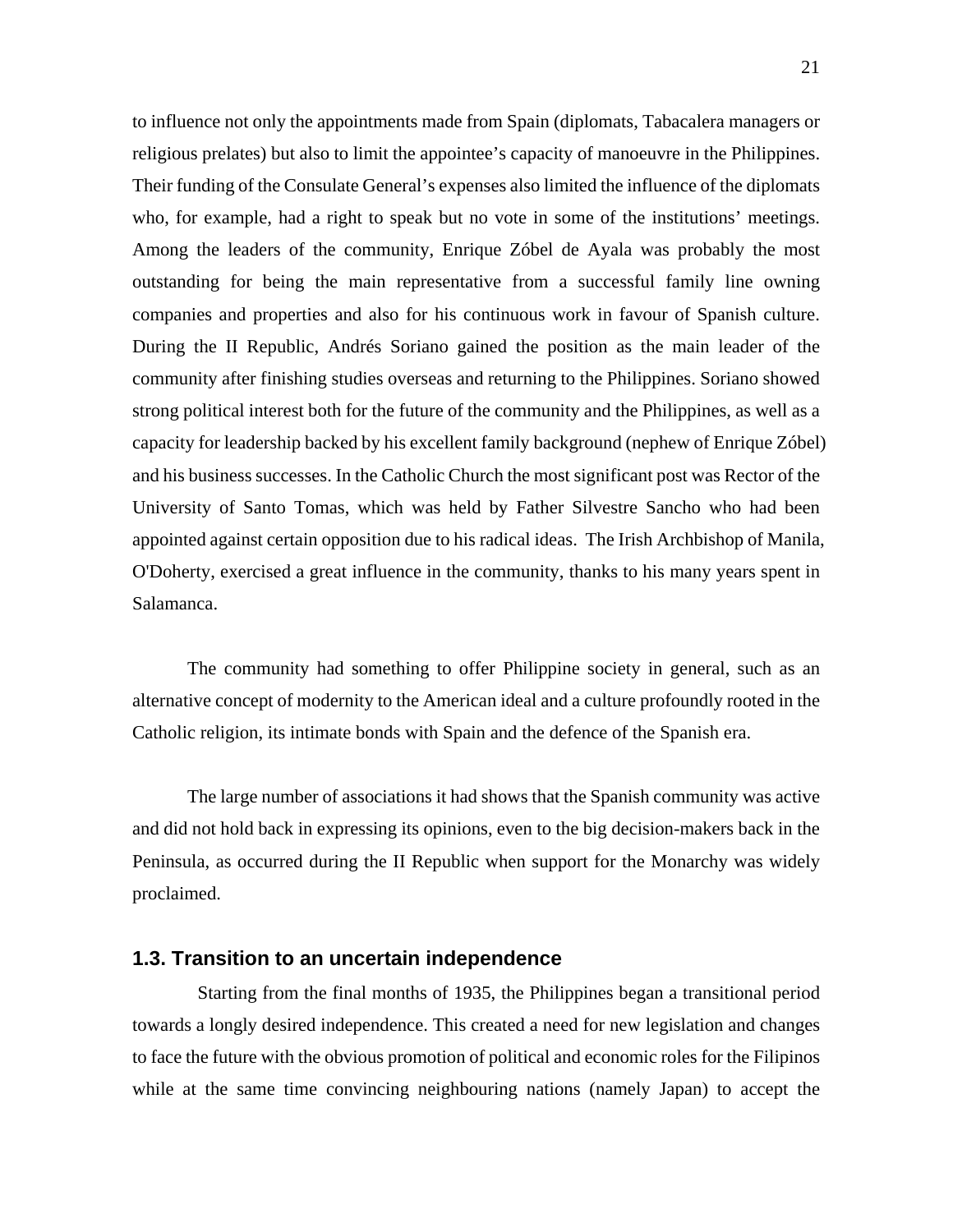to influence not only the appointments made from Spain (diplomats, Tabacalera managers or religious prelates) but also to limit the appointee's capacity of manoeuvre in the Philippines. Their funding of the Consulate General's expenses also limited the influence of the diplomats who, for example, had a right to speak but no vote in some of the institutions' meetings. Among the leaders of the community, Enrique Zóbel de Ayala was probably the most outstanding for being the main representative from a successful family line owning companies and properties and also for his continuous work in favour of Spanish culture. During the II Republic, Andrés Soriano gained the position as the main leader of the community after finishing studies overseas and returning to the Philippines. Soriano showed strong political interest both for the future of the community and the Philippines, as well as a capacity for leadership backed by his excellent family background (nephew of Enrique Zóbel) and his business successes. In the Catholic Church the most significant post was Rector of the University of Santo Tomas, which was held by Father Silvestre Sancho who had been appointed against certain opposition due to his radical ideas. The Irish Archbishop of Manila, O'Doherty, exercised a great influence in the community, thanks to his many years spent in Salamanca.

The community had something to offer Philippine society in general, such as an alternative concept of modernity to the American ideal and a culture profoundly rooted in the Catholic religion, its intimate bonds with Spain and the defence of the Spanish era.

The large number of associations it had shows that the Spanish community was active and did not hold back in expressing its opinions, even to the big decision-makers back in the Peninsula, as occurred during the II Republic when support for the Monarchy was widely proclaimed.

### 1.3. Transition to an uncertain independence

Starting from the final months of 1935, the Philippines began a transitional period towards a longly desired independence. This created a need for new legislation and changes to face the future with the obvious promotion of political and economic roles for the Filipinos while at the same time convincing neighbouring nations (namely Japan) to accept the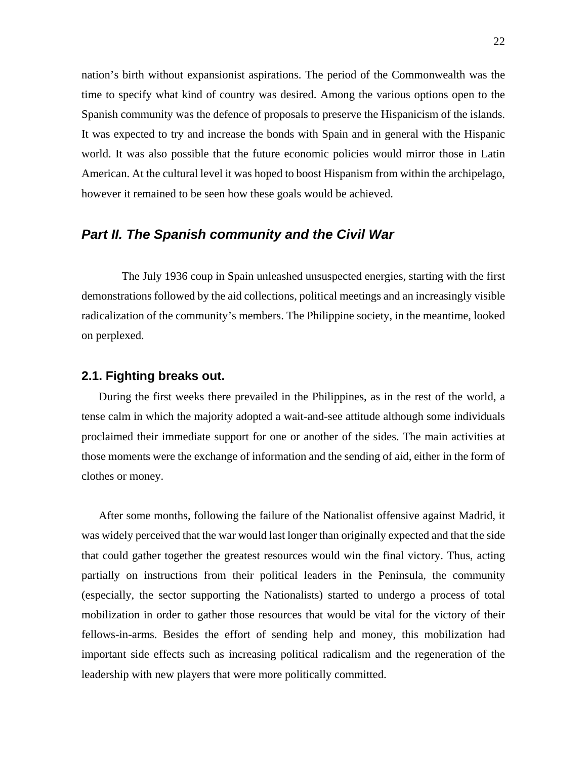nation's birth without expansionist aspirations. The period of the Commonwealth was the time to specify what kind of country was desired. Among the various options open to the Spanish community was the defence of proposals to preserve the Hispanicism of the islands. It was expected to try and increase the bonds with Spain and in general with the Hispanic world. It was also possible that the future economic policies would mirror those in Latin American. At the cultural level it was hoped to boost Hispanism from within the archipelago, however it remained to be seen how these goals would be achieved.

## *Part II. The Spanish community and the Civil War*

The July 1936 coup in Spain unleashed unsuspected energies, starting with the first demonstrations followed by the aid collections, political meetings and an increasingly visible radicalization of the community's members. The Philippine society, in the meantime, looked on perplexed.

### 2.1. Fighting breaks out.

During the first weeks there prevailed in the Philippines, as in the rest of the world, a tense calm in which the majority adopted a wait-and-see attitude although some individuals proclaimed their immediate support for one or another of the sides. The main activities at those moments were the exchange of information and the sending of aid, either in the form of clothes or money.

After some months, following the failure of the Nationalist offensive against Madrid, it was widely perceived that the war would last longer than originally expected and that the side that could gather together the greatest resources would win the final victory. Thus, acting partially on instructions from their political leaders in the Peninsula, the community (especially, the sector supporting the Nationalists) started to undergo a process of total mobilization in order to gather those resources that would be vital for the victory of their fellows-in-arms. Besides the effort of sending help and money, this mobilization had important side effects such as increasing political radicalism and the regeneration of the leadership with new players that were more politically committed.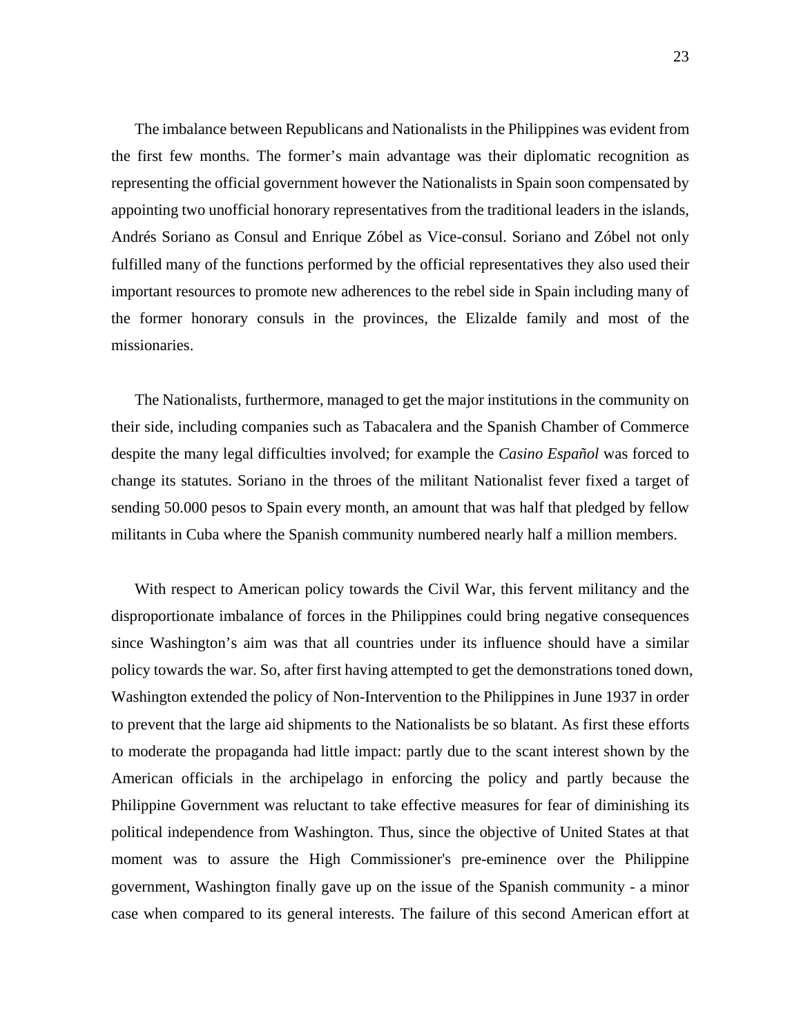The imbalance between Republicans and Nationalists in the Philippines was evident from the first few months. The former's main advantage was their diplomatic recognition as representing the official government however the Nationalists in Spain soon compensated by appointing two unofficial honorary representatives from the traditional leaders in the islands, Andrés Soriano as Consul and Enrique Zóbel as Vice-consul. Soriano and Zóbel not only fulfilled many of the functions performed by the official representatives they also used their important resources to promote new adherences to the rebel side in Spain including many of the former honorary consuls in the provinces, the Elizalde family and most of the missionaries.

The Nationalists, furthermore, managed to get the major institutions in the community on their side, including companies such as Tabacalera and the Spanish Chamber of Commerce despite the many legal difficulties involved; for example the *Casino Español* was forced to change its statutes. Soriano in the throes of the militant Nationalist fever fixed a target of sending 50.000 pesos to Spain every month, an amount that was half that pledged by fellow militants in Cuba where the Spanish community numbered nearly half a million members.

With respect to American policy towards the Civil War, this fervent militancy and the disproportionate imbalance of forces in the Philippines could bring negative consequences since Washington's aim was that all countries under its influence should have a similar policy towards the war. So, after first having attempted to get the demonstrations toned down, Washington extended the policy of Non-Intervention to the Philippines in June 1937 in order to prevent that the large aid shipments to the Nationalists be so blatant. As first these efforts to moderate the propaganda had little impact: partly due to the scant interest shown by the American officials in the archipelago in enforcing the policy and partly because the Philippine Government was reluctant to take effective measures for fear of diminishing its political independence from Washington. Thus, since the objective of United States at that moment was to assure the High Commissioner's pre-eminence over the Philippine government, Washington finally gave up on the issue of the Spanish community - a minor case when compared to its general interests. The failure of this second American effort at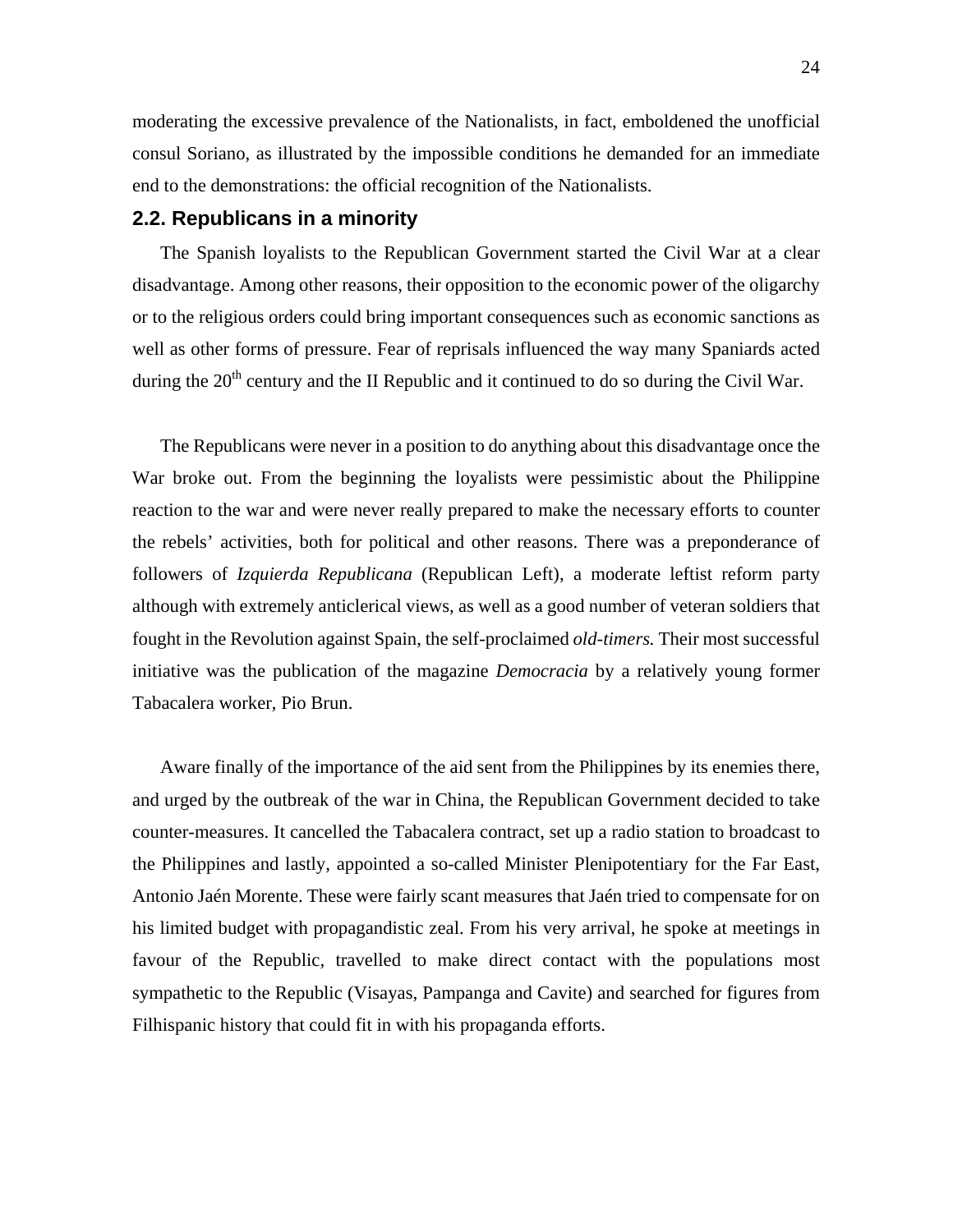moderating the excessive prevalence of the Nationalists, in fact, emboldened the unofficial consul Soriano, as illustrated by the impossible conditions he demanded for an immediate end to the demonstrations: the official recognition of the Nationalists.

## 2.2. Republicans in a minority

The Spanish loyalists to the Republican Government started the Civil War at a clear disadvantage. Among other reasons, their opposition to the economic power of the oligarchy or to the religious orders could bring important consequences such as economic sanctions as well as other forms of pressure. Fear of reprisals influenced the way many Spaniards acted during the 20th century and the II Republic and it continued to do so during the Civil War.

The Republicans were never in a position to do anything about this disadvantage once the War broke out. From the beginning the loyalists were pessimistic about the Philippine reaction to the war and were never really prepared to make the necessary efforts to counter the rebels' activities, both for political and other reasons. There was a preponderance of followers of *Izquierda Republicana* (Republican Left), a moderate leftist reform party although with extremely anticlerical views, as well as a good number of veteran soldiers that fought in the Revolution against Spain, the self-proclaimed *old-timers.* Their most successful initiative was the publication of the magazine *Democracia* by a relatively young former Tabacalera worker, Pio Brun.

Aware finally of the importance of the aid sent from the Philippines by its enemies there, and urged by the outbreak of the war in China, the Republican Government decided to take counter-measures. It cancelled the Tabacalera contract, set up a radio station to broadcast to the Philippines and lastly, appointed a so-called Minister Plenipotentiary for the Far East, Antonio Jaén Morente. These were fairly scant measures that Jaén tried to compensate for on his limited budget with propagandistic zeal. From his very arrival, he spoke at meetings in favour of the Republic, travelled to make direct contact with the populations most sympathetic to the Republic (Visayas, Pampanga and Cavite) and searched for figures from Filhispanic history that could fit in with his propaganda efforts.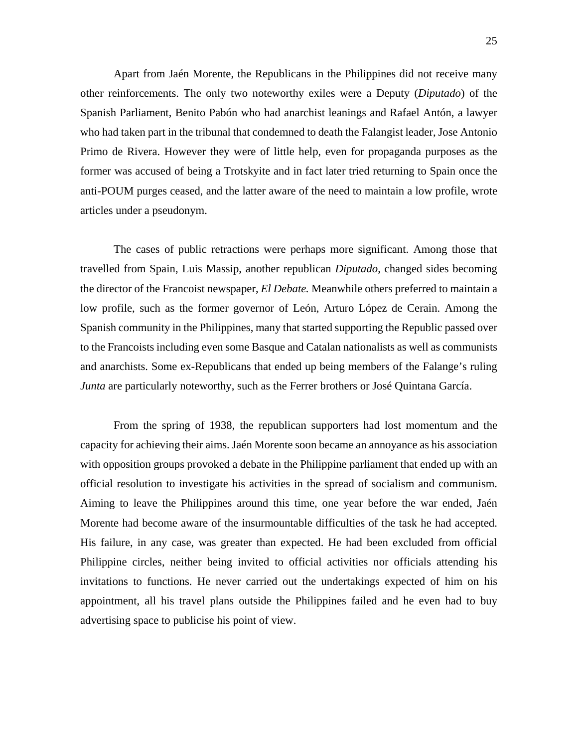Apart from Jaén Morente, the Republicans in the Philippines did not receive many other reinforcements. The only two noteworthy exiles were a Deputy (*Diputado*) of the Spanish Parliament, Benito Pabón who had anarchist leanings and Rafael Antón, a lawyer who had taken part in the tribunal that condemned to death the Falangist leader, Jose Antonio Primo de Rivera. However they were of little help, even for propaganda purposes as the former was accused of being a Trotskyite and in fact later tried returning to Spain once the anti-POUM purges ceased, and the latter aware of the need to maintain a low profile, wrote articles under a pseudonym.

The cases of public retractions were perhaps more significant. Among those that travelled from Spain, Luis Massip, another republican *Diputado*, changed sides becoming the director of the Francoist newspaper, *El Debate.* Meanwhile others preferred to maintain a low profile, such as the former governor of León, Arturo López de Cerain. Among the Spanish community in the Philippines, many that started supporting the Republic passed over to the Francoists including even some Basque and Catalan nationalists as well as communists and anarchists. Some ex-Republicans that ended up being members of the Falange's ruling *Junta* are particularly noteworthy, such as the Ferrer brothers or José Quintana García.

From the spring of 1938, the republican supporters had lost momentum and the capacity for achieving their aims. Jaén Morente soon became an annoyance as his association with opposition groups provoked a debate in the Philippine parliament that ended up with an official resolution to investigate his activities in the spread of socialism and communism. Aiming to leave the Philippines around this time, one year before the war ended, Jaén Morente had become aware of the insurmountable difficulties of the task he had accepted. His failure, in any case, was greater than expected. He had been excluded from official Philippine circles, neither being invited to official activities nor officials attending his invitations to functions. He never carried out the undertakings expected of him on his appointment, all his travel plans outside the Philippines failed and he even had to buy advertising space to publicise his point of view.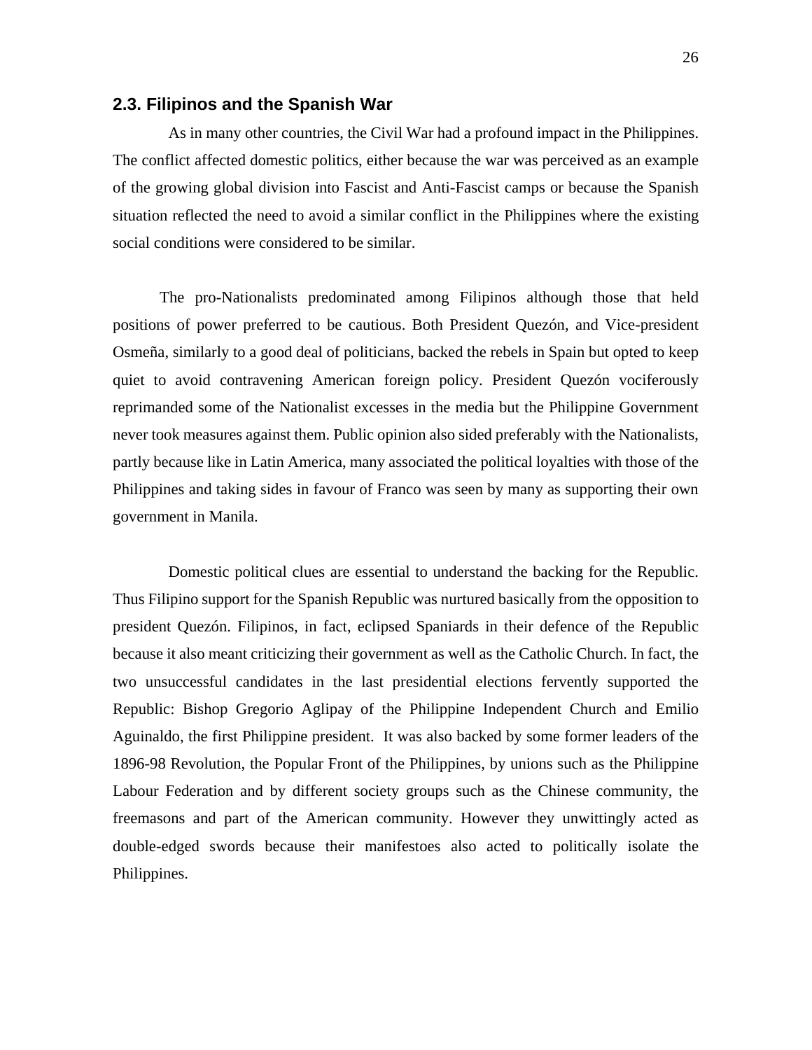## 2.3. Filipinos and the Spanish War

As in many other countries, the Civil War had a profound impact in the Philippines. The conflict affected domestic politics, either because the war was perceived as an example of the growing global division into Fascist and Anti-Fascist camps or because the Spanish situation reflected the need to avoid a similar conflict in the Philippines where the existing social conditions were considered to be similar.

The pro-Nationalists predominated among Filipinos although those that held positions of power preferred to be cautious. Both President Quezón, and Vice-president Osmeña, similarly to a good deal of politicians, backed the rebels in Spain but opted to keep quiet to avoid contravening American foreign policy. President Quezón vociferously reprimanded some of the Nationalist excesses in the media but the Philippine Government never took measures against them. Public opinion also sided preferably with the Nationalists, partly because like in Latin America, many associated the political loyalties with those of the Philippines and taking sides in favour of Franco was seen by many as supporting their own government in Manila.

Domestic political clues are essential to understand the backing for the Republic. Thus Filipino support for the Spanish Republic was nurtured basically from the opposition to president Quezón. Filipinos, in fact, eclipsed Spaniards in their defence of the Republic because it also meant criticizing their government as well as the Catholic Church. In fact, the two unsuccessful candidates in the last presidential elections fervently supported the Republic: Bishop Gregorio Aglipay of the Philippine Independent Church and Emilio Aguinaldo, the first Philippine president. It was also backed by some former leaders of the 1896-98 Revolution, the Popular Front of the Philippines, by unions such as the Philippine Labour Federation and by different society groups such as the Chinese community, the freemasons and part of the American community. However they unwittingly acted as double-edged swords because their manifestoes also acted to politically isolate the Philippines.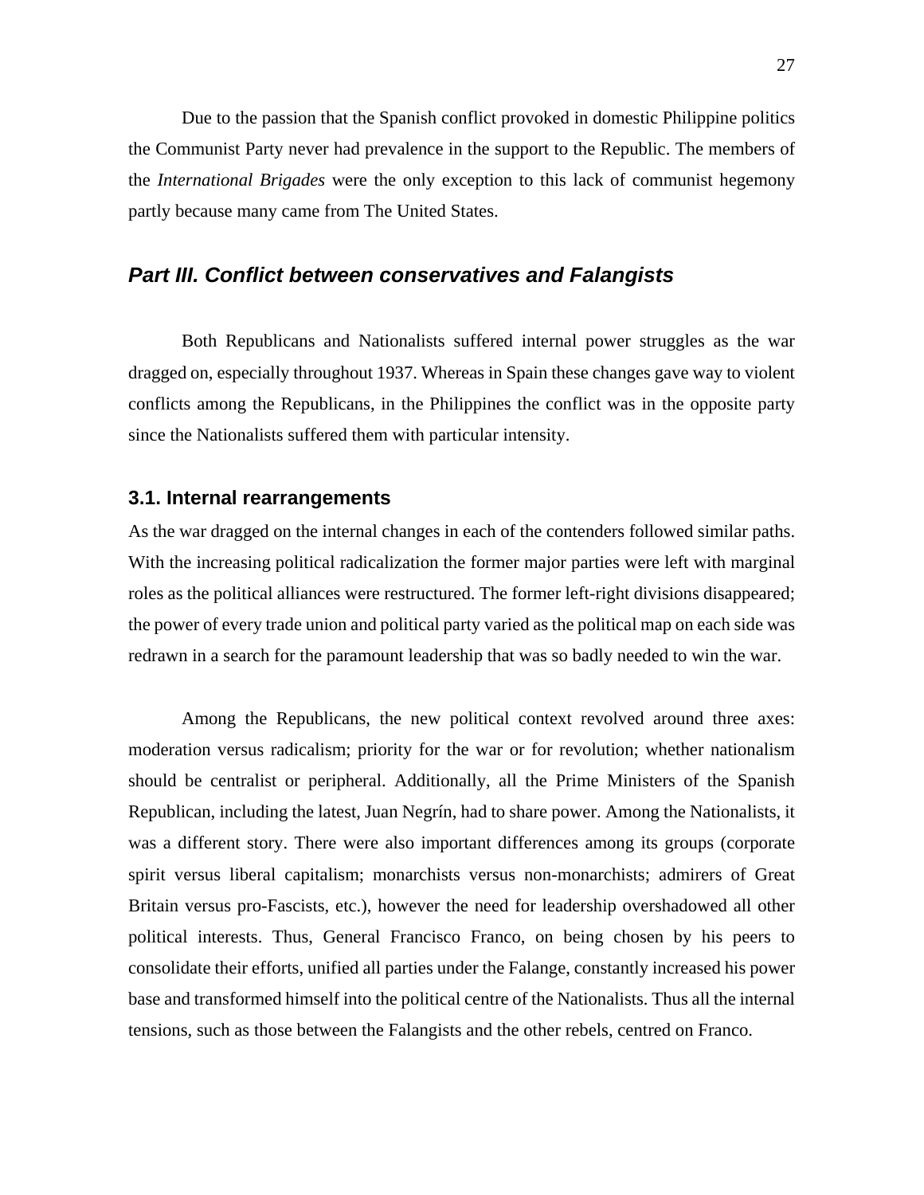Due to the passion that the Spanish conflict provoked in domestic Philippine politics the Communist Party never had prevalence in the support to the Republic. The members of the *International Brigades* were the only exception to this lack of communist hegemony partly because many came from The United States.

## *Part III. Conflict between conservatives and Falangists*

Both Republicans and Nationalists suffered internal power struggles as the war dragged on, especially throughout 1937. Whereas in Spain these changes gave way to violent conflicts among the Republicans, in the Philippines the conflict was in the opposite party since the Nationalists suffered them with particular intensity.

### 3.1. Internal rearrangements

As the war dragged on the internal changes in each of the contenders followed similar paths. With the increasing political radicalization the former major parties were left with marginal roles as the political alliances were restructured. The former left-right divisions disappeared; the power of every trade union and political party varied as the political map on each side was redrawn in a search for the paramount leadership that was so badly needed to win the war.

Among the Republicans, the new political context revolved around three axes: moderation versus radicalism; priority for the war or for revolution; whether nationalism should be centralist or peripheral. Additionally, all the Prime Ministers of the Spanish Republican, including the latest, Juan Negrín, had to share power. Among the Nationalists, it was a different story. There were also important differences among its groups (corporate spirit versus liberal capitalism; monarchists versus non-monarchists; admirers of Great Britain versus pro-Fascists, etc.), however the need for leadership overshadowed all other political interests. Thus, General Francisco Franco, on being chosen by his peers to consolidate their efforts, unified all parties under the Falange, constantly increased his power base and transformed himself into the political centre of the Nationalists. Thus all the internal tensions, such as those between the Falangists and the other rebels, centred on Franco.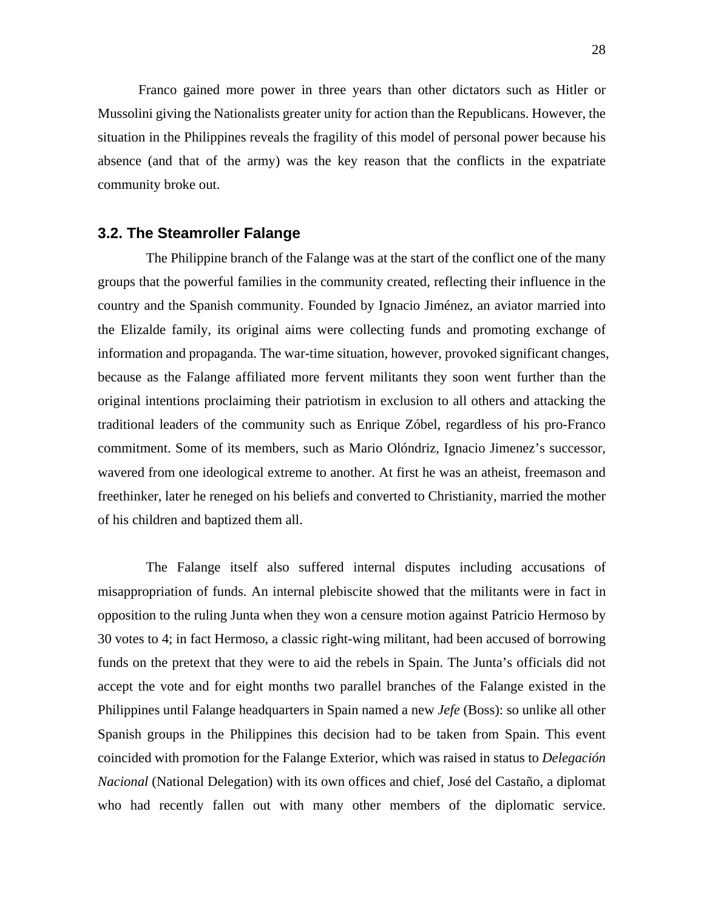Franco gained more power in three years than other dictators such as Hitler or Mussolini giving the Nationalists greater unity for action than the Republicans. However, the situation in the Philippines reveals the fragility of this model of personal power because his absence (and that of the army) was the key reason that the conflicts in the expatriate community broke out.

### 3.2. The Steamroller Falange

The Philippine branch of the Falange was at the start of the conflict one of the many groups that the powerful families in the community created, reflecting their influence in the country and the Spanish community. Founded by Ignacio Jiménez, an aviator married into the Elizalde family, its original aims were collecting funds and promoting exchange of information and propaganda. The war-time situation, however, provoked significant changes, because as the Falange affiliated more fervent militants they soon went further than the original intentions proclaiming their patriotism in exclusion to all others and attacking the traditional leaders of the community such as Enrique Zóbel, regardless of his pro-Franco commitment. Some of its members, such as Mario Olóndriz, Ignacio Jimenez's successor, wavered from one ideological extreme to another. At first he was an atheist, freemason and freethinker, later he reneged on his beliefs and converted to Christianity, married the mother of his children and baptized them all.

The Falange itself also suffered internal disputes including accusations of misappropriation of funds. An internal plebiscite showed that the militants were in fact in opposition to the ruling Junta when they won a censure motion against Patricio Hermoso by 30 votes to 4; in fact Hermoso, a classic right-wing militant, had been accused of borrowing funds on the pretext that they were to aid the rebels in Spain. The Junta's officials did not accept the vote and for eight months two parallel branches of the Falange existed in the Philippines until Falange headquarters in Spain named a new *Jefe* (Boss): so unlike all other Spanish groups in the Philippines this decision had to be taken from Spain. This event coincided with promotion for the Falange Exterior, which was raised in status to *Delegación Nacional* (National Delegation) with its own offices and chief, José del Castaño, a diplomat who had recently fallen out with many other members of the diplomatic service.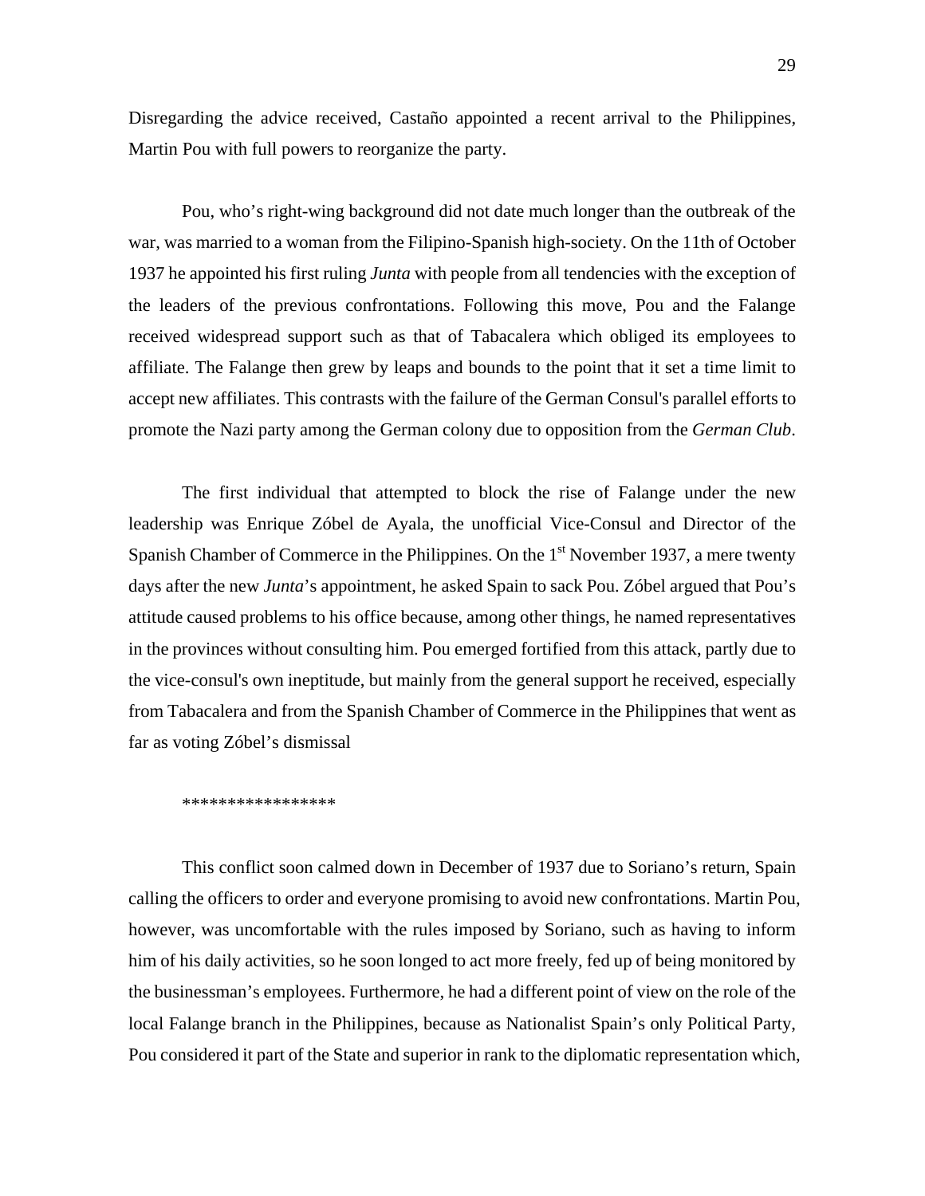Disregarding the advice received, Castaño appointed a recent arrival to the Philippines, Martin Pou with full powers to reorganize the party.

Pou, who's right-wing background did not date much longer than the outbreak of the war, was married to a woman from the Filipino-Spanish high-society. On the 11th of October 1937 he appointed his first ruling *Junta* with people from all tendencies with the exception of the leaders of the previous confrontations. Following this move, Pou and the Falange received widespread support such as that of Tabacalera which obliged its employees to affiliate. The Falange then grew by leaps and bounds to the point that it set a time limit to accept new affiliates. This contrasts with the failure of the German Consul's parallel efforts to promote the Nazi party among the German colony due to opposition from the *German Club*.

The first individual that attempted to block the rise of Falange under the new leadership was Enrique Zóbel de Ayala, the unofficial Vice-Consul and Director of the Spanish Chamber of Commerce in the Philippines. On the 1st November 1937, a mere twenty days after the new *Junta*'s appointment, he asked Spain to sack Pou. Zóbel argued that Pou's attitude caused problems to his office because, among other things, he named representatives in the provinces without consulting him. Pou emerged fortified from this attack, partly due to the vice-consul's own ineptitude, but mainly from the general support he received, especially from Tabacalera and from the Spanish Chamber of Commerce in the Philippines that went as far as voting Zóbel's dismissal

*****************

This conflict soon calmed down in December of 1937 due to Soriano's return, Spain calling the officers to order and everyone promising to avoid new confrontations. Martin Pou, however, was uncomfortable with the rules imposed by Soriano, such as having to inform him of his daily activities, so he soon longed to act more freely, fed up of being monitored by the businessman's employees. Furthermore, he had a different point of view on the role of the local Falange branch in the Philippines, because as Nationalist Spain's only Political Party, Pou considered it part of the State and superior in rank to the diplomatic representation which,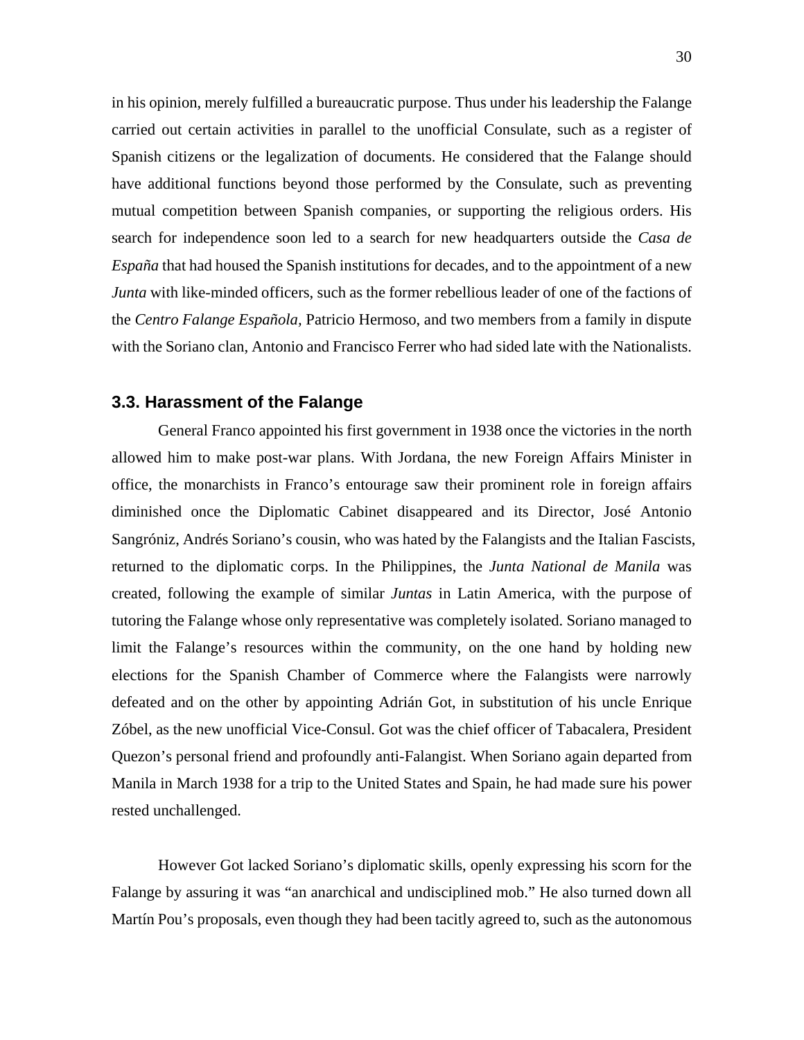in his opinion, merely fulfilled a bureaucratic purpose. Thus under his leadership the Falange carried out certain activities in parallel to the unofficial Consulate, such as a register of Spanish citizens or the legalization of documents. He considered that the Falange should have additional functions beyond those performed by the Consulate, such as preventing mutual competition between Spanish companies, or supporting the religious orders. His search for independence soon led to a search for new headquarters outside the *Casa de España* that had housed the Spanish institutions for decades, and to the appointment of a new *Junta* with like-minded officers, such as the former rebellious leader of one of the factions of the *Centro Falange Española,* Patricio Hermoso, and two members from a family in dispute with the Soriano clan, Antonio and Francisco Ferrer who had sided late with the Nationalists.

### 3.3. Harassment of the Falange

General Franco appointed his first government in 1938 once the victories in the north allowed him to make post-war plans. With Jordana, the new Foreign Affairs Minister in office, the monarchists in Franco's entourage saw their prominent role in foreign affairs diminished once the Diplomatic Cabinet disappeared and its Director, José Antonio Sangróniz, Andrés Soriano's cousin, who was hated by the Falangists and the Italian Fascists, returned to the diplomatic corps. In the Philippines, the *Junta National de Manila* was created, following the example of similar *Juntas* in Latin America, with the purpose of tutoring the Falange whose only representative was completely isolated. Soriano managed to limit the Falange's resources within the community, on the one hand by holding new elections for the Spanish Chamber of Commerce where the Falangists were narrowly defeated and on the other by appointing Adrián Got, in substitution of his uncle Enrique Zóbel, as the new unofficial Vice-Consul. Got was the chief officer of Tabacalera, President Quezon's personal friend and profoundly anti-Falangist. When Soriano again departed from Manila in March 1938 for a trip to the United States and Spain, he had made sure his power rested unchallenged.

However Got lacked Soriano's diplomatic skills, openly expressing his scorn for the Falange by assuring it was "an anarchical and undisciplined mob." He also turned down all Martín Pou's proposals, even though they had been tacitly agreed to, such as the autonomous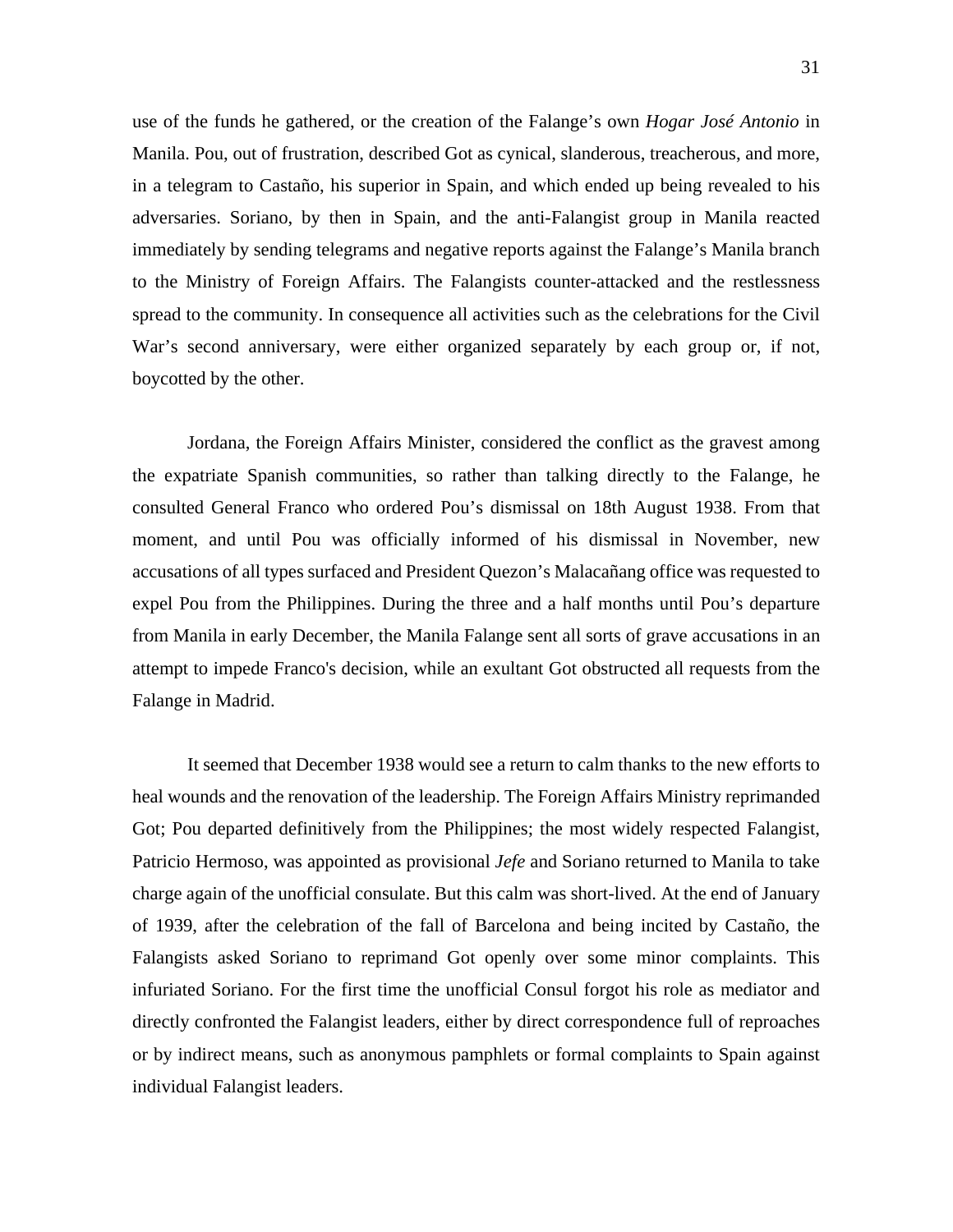use of the funds he gathered, or the creation of the Falange's own *Hogar José Antonio* in Manila. Pou, out of frustration, described Got as cynical, slanderous, treacherous, and more, in a telegram to Castaño, his superior in Spain, and which ended up being revealed to his adversaries. Soriano, by then in Spain, and the anti-Falangist group in Manila reacted immediately by sending telegrams and negative reports against the Falange's Manila branch to the Ministry of Foreign Affairs. The Falangists counter-attacked and the restlessness spread to the community. In consequence all activities such as the celebrations for the Civil War's second anniversary, were either organized separately by each group or, if not, boycotted by the other.

Jordana, the Foreign Affairs Minister, considered the conflict as the gravest among the expatriate Spanish communities, so rather than talking directly to the Falange, he consulted General Franco who ordered Pou's dismissal on 18th August 1938. From that moment, and until Pou was officially informed of his dismissal in November, new accusations of all types surfaced and President Quezon's Malacañang office was requested to expel Pou from the Philippines. During the three and a half months until Pou's departure from Manila in early December, the Manila Falange sent all sorts of grave accusations in an attempt to impede Franco's decision, while an exultant Got obstructed all requests from the Falange in Madrid.

It seemed that December 1938 would see a return to calm thanks to the new efforts to heal wounds and the renovation of the leadership. The Foreign Affairs Ministry reprimanded Got; Pou departed definitively from the Philippines; the most widely respected Falangist, Patricio Hermoso, was appointed as provisional *Jefe* and Soriano returned to Manila to take charge again of the unofficial consulate. But this calm was short-lived. At the end of January of 1939, after the celebration of the fall of Barcelona and being incited by Castaño, the Falangists asked Soriano to reprimand Got openly over some minor complaints. This infuriated Soriano. For the first time the unofficial Consul forgot his role as mediator and directly confronted the Falangist leaders, either by direct correspondence full of reproaches or by indirect means, such as anonymous pamphlets or formal complaints to Spain against individual Falangist leaders.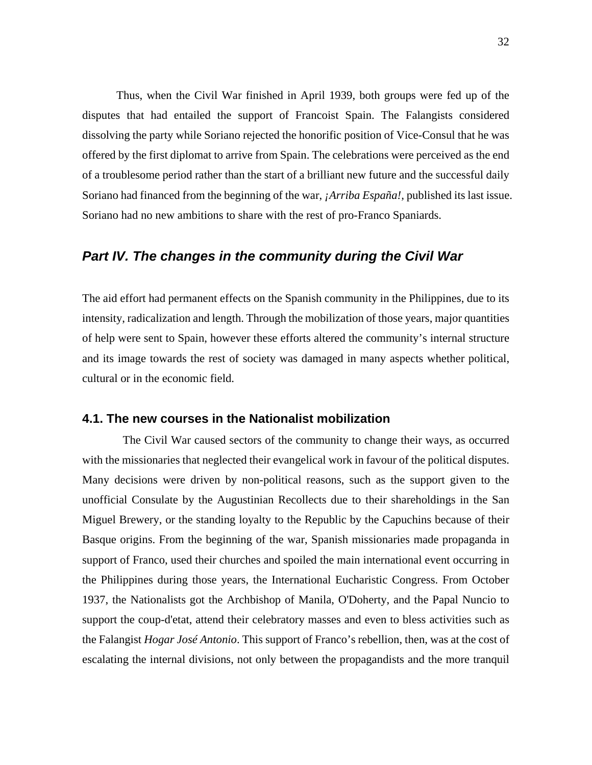Thus, when the Civil War finished in April 1939, both groups were fed up of the disputes that had entailed the support of Francoist Spain. The Falangists considered dissolving the party while Soriano rejected the honorific position of Vice-Consul that he was offered by the first diplomat to arrive from Spain. The celebrations were perceived as the end of a troublesome period rather than the start of a brilliant new future and the successful daily Soriano had financed from the beginning of the war, *¡Arriba España!*, published its last issue. Soriano had no new ambitions to share with the rest of pro-Franco Spaniards.

## *Part IV. The changes in the community during the Civil War*

The aid effort had permanent effects on the Spanish community in the Philippines, due to its intensity, radicalization and length. Through the mobilization of those years, major quantities of help were sent to Spain, however these efforts altered the community's internal structure and its image towards the rest of society was damaged in many aspects whether political, cultural or in the economic field.

### 4.1. The new courses in the Nationalist mobilization

The Civil War caused sectors of the community to change their ways, as occurred with the missionaries that neglected their evangelical work in favour of the political disputes. Many decisions were driven by non-political reasons, such as the support given to the unofficial Consulate by the Augustinian Recollects due to their shareholdings in the San Miguel Brewery, or the standing loyalty to the Republic by the Capuchins because of their Basque origins. From the beginning of the war, Spanish missionaries made propaganda in support of Franco, used their churches and spoiled the main international event occurring in the Philippines during those years, the International Eucharistic Congress. From October 1937, the Nationalists got the Archbishop of Manila, O'Doherty, and the Papal Nuncio to support the coup-d'etat, attend their celebratory masses and even to bless activities such as the Falangist *Hogar José Antonio*. This support of Franco's rebellion, then, was at the cost of escalating the internal divisions, not only between the propagandists and the more tranquil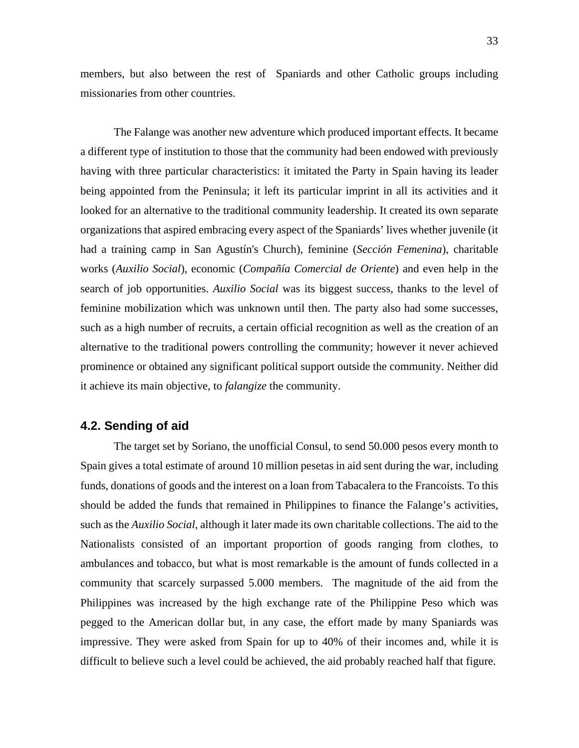members, but also between the rest of  Spaniards and other Catholic groups including missionaries from other countries.

The Falange was another new adventure which produced important effects. It became a different type of institution to those that the community had been endowed with previously having with three particular characteristics: it imitated the Party in Spain having its leader being appointed from the Peninsula; it left its particular imprint in all its activities and it looked for an alternative to the traditional community leadership. It created its own separate organizations that aspired embracing every aspect of the Spaniards' lives whether juvenile (it had a training camp in San Agustín's Church), feminine (*Sección Femenina*), charitable works (*Auxilio Social*), economic (*Compañía Comercial de Oriente*) and even help in the search of job opportunities. *Auxilio Social* was its biggest success, thanks to the level of feminine mobilization which was unknown until then. The party also had some successes, such as a high number of recruits, a certain official recognition as well as the creation of an alternative to the traditional powers controlling the community; however it never achieved prominence or obtained any significant political support outside the community. Neither did it achieve its main objective, to *falangize* the community.

### 4.2. Sending of aid

The target set by Soriano, the unofficial Consul, to send 50.000 pesos every month to Spain gives a total estimate of around 10 million pesetas in aid sent during the war, including funds, donations of goods and the interest on a loan from Tabacalera to the Francoists. To this should be added the funds that remained in Philippines to finance the Falange's activities, such as the *Auxilio Social*, although it later made its own charitable collections. The aid to the Nationalists consisted of an important proportion of goods ranging from clothes, to ambulances and tobacco, but what is most remarkable is the amount of funds collected in a community that scarcely surpassed 5.000 members.  The magnitude of the aid from the Philippines was increased by the high exchange rate of the Philippine Peso which was pegged to the American dollar but, in any case, the effort made by many Spaniards was impressive. They were asked from Spain for up to 40% of their incomes and, while it is difficult to believe such a level could be achieved, the aid probably reached half that figure.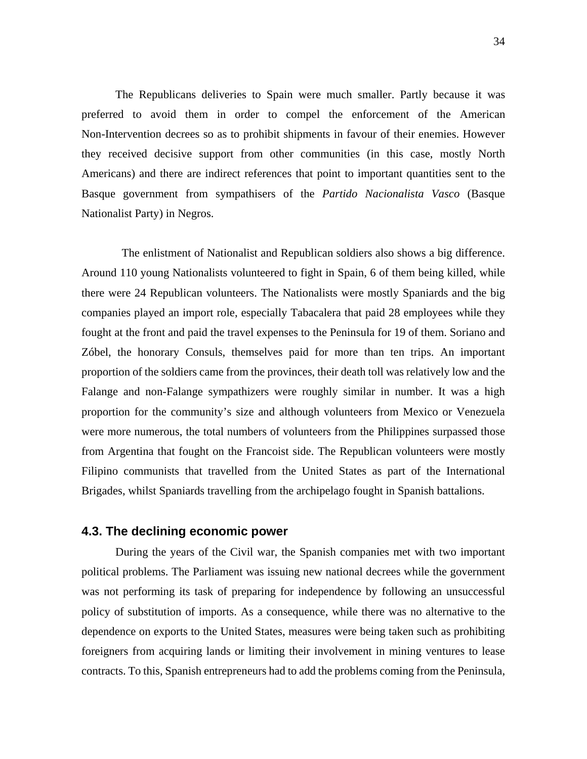The Republicans deliveries to Spain were much smaller. Partly because it was preferred to avoid them in order to compel the enforcement of the American Non-Intervention decrees so as to prohibit shipments in favour of their enemies. However they received decisive support from other communities (in this case, mostly North Americans) and there are indirect references that point to important quantities sent to the Basque government from sympathisers of the *Partido Nacionalista Vasco* (Basque Nationalist Party) in Negros.

The enlistment of Nationalist and Republican soldiers also shows a big difference. Around 110 young Nationalists volunteered to fight in Spain, 6 of them being killed, while there were 24 Republican volunteers. The Nationalists were mostly Spaniards and the big companies played an import role, especially Tabacalera that paid 28 employees while they fought at the front and paid the travel expenses to the Peninsula for 19 of them. Soriano and Zóbel, the honorary Consuls, themselves paid for more than ten trips. An important proportion of the soldiers came from the provinces, their death toll was relatively low and the Falange and non-Falange sympathizers were roughly similar in number. It was a high proportion for the community's size and although volunteers from Mexico or Venezuela were more numerous, the total numbers of volunteers from the Philippines surpassed those from Argentina that fought on the Francoist side. The Republican volunteers were mostly Filipino communists that travelled from the United States as part of the International Brigades, whilst Spaniards travelling from the archipelago fought in Spanish battalions.

### 4.3. The declining economic power

During the years of the Civil war, the Spanish companies met with two important political problems. The Parliament was issuing new national decrees while the government was not performing its task of preparing for independence by following an unsuccessful policy of substitution of imports. As a consequence, while there was no alternative to the dependence on exports to the United States, measures were being taken such as prohibiting foreigners from acquiring lands or limiting their involvement in mining ventures to lease contracts. To this, Spanish entrepreneurs had to add the problems coming from the Peninsula,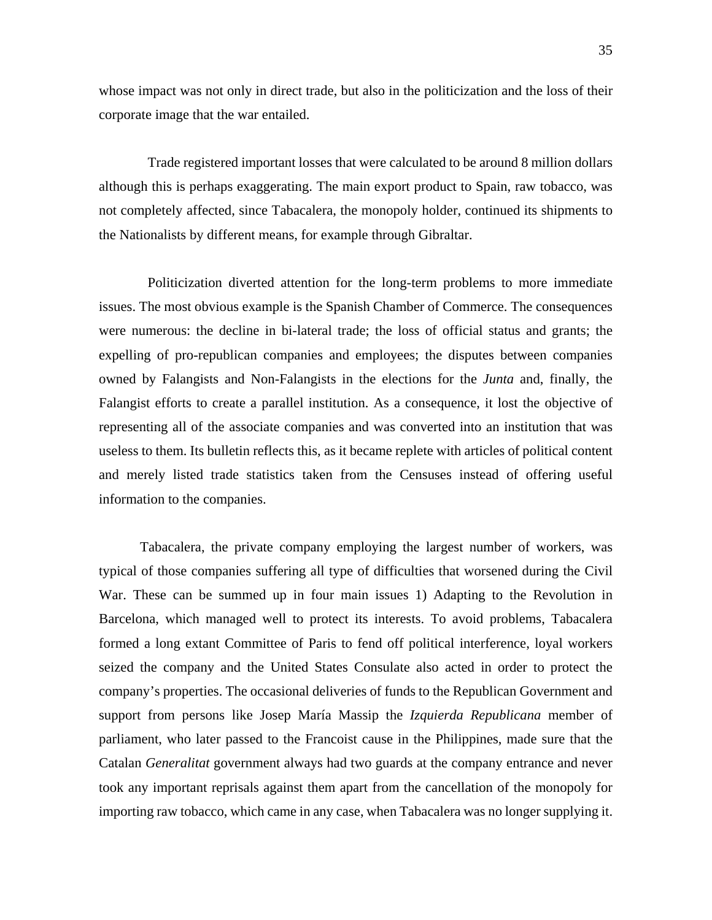whose impact was not only in direct trade, but also in the politicization and the loss of their corporate image that the war entailed.

Trade registered important losses that were calculated to be around 8 million dollars although this is perhaps exaggerating. The main export product to Spain, raw tobacco, was not completely affected, since Tabacalera, the monopoly holder, continued its shipments to the Nationalists by different means, for example through Gibraltar.

Politicization diverted attention for the long-term problems to more immediate issues. The most obvious example is the Spanish Chamber of Commerce. The consequences were numerous: the decline in bi-lateral trade; the loss of official status and grants; the expelling of pro-republican companies and employees; the disputes between companies owned by Falangists and Non-Falangists in the elections for the *Junta* and, finally, the Falangist efforts to create a parallel institution. As a consequence, it lost the objective of representing all of the associate companies and was converted into an institution that was useless to them. Its bulletin reflects this, as it became replete with articles of political content and merely listed trade statistics taken from the Censuses instead of offering useful information to the companies.

Tabacalera, the private company employing the largest number of workers, was typical of those companies suffering all type of difficulties that worsened during the Civil War. These can be summed up in four main issues 1) Adapting to the Revolution in Barcelona, which managed well to protect its interests. To avoid problems, Tabacalera formed a long extant Committee of Paris to fend off political interference, loyal workers seized the company and the United States Consulate also acted in order to protect the company's properties. The occasional deliveries of funds to the Republican Government and support from persons like Josep María Massip the *Izquierda Republicana* member of parliament, who later passed to the Francoist cause in the Philippines, made sure that the Catalan *Generalitat* government always had two guards at the company entrance and never took any important reprisals against them apart from the cancellation of the monopoly for importing raw tobacco, which came in any case, when Tabacalera was no longer supplying it.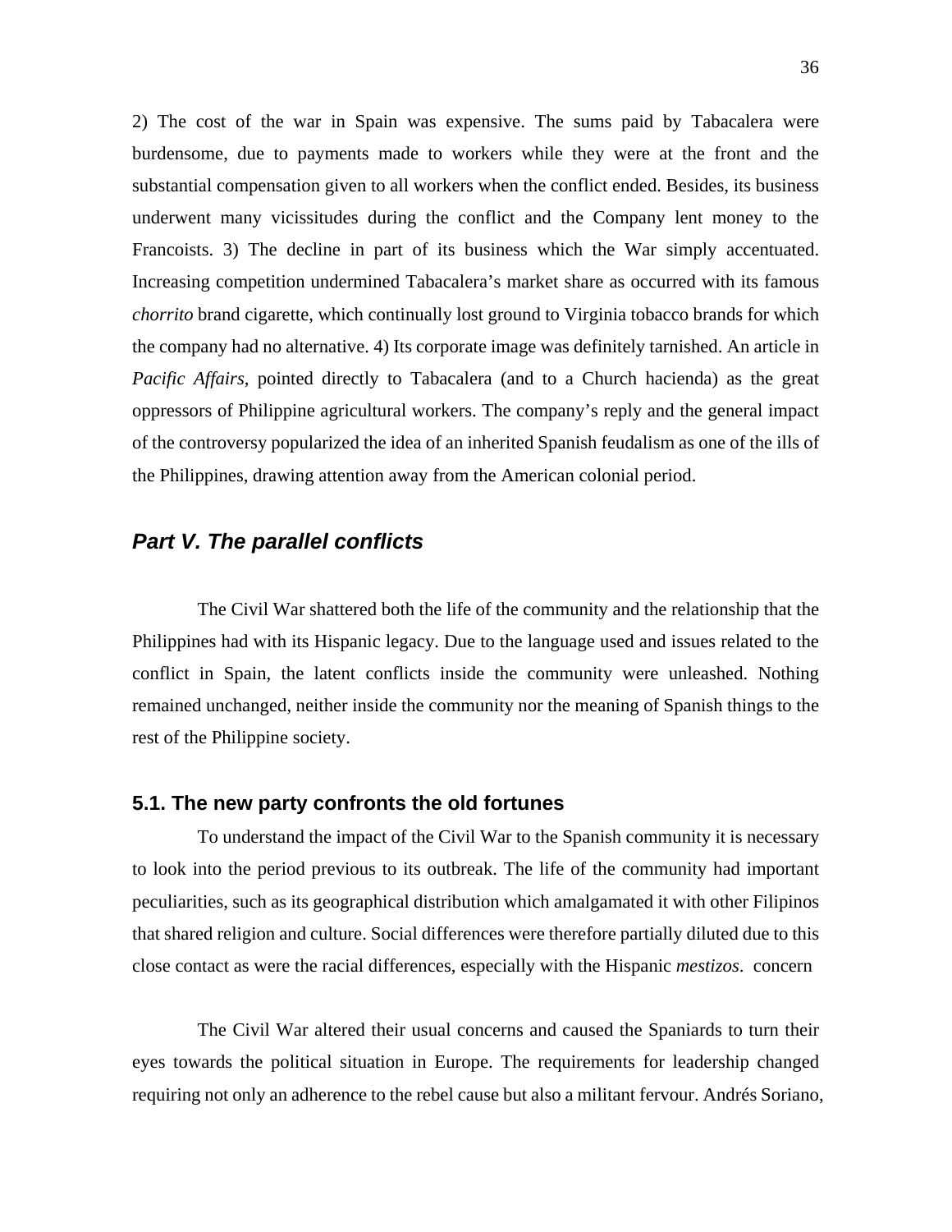2) The cost of the war in Spain was expensive. The sums paid by Tabacalera were burdensome, due to payments made to workers while they were at the front and the substantial compensation given to all workers when the conflict ended. Besides, its business underwent many vicissitudes during the conflict and the Company lent money to the Francoists. 3) The decline in part of its business which the War simply accentuated. Increasing competition undermined Tabacalera's market share as occurred with its famous *chorrito* brand cigarette, which continually lost ground to Virginia tobacco brands for which the company had no alternative. 4) Its corporate image was definitely tarnished. An article in *Pacific Affairs*, pointed directly to Tabacalera (and to a Church hacienda) as the great oppressors of Philippine agricultural workers. The company's reply and the general impact of the controversy popularized the idea of an inherited Spanish feudalism as one of the ills of the Philippines, drawing attention away from the American colonial period.

## *Part V. The parallel conflicts*

The Civil War shattered both the life of the community and the relationship that the Philippines had with its Hispanic legacy. Due to the language used and issues related to the conflict in Spain, the latent conflicts inside the community were unleashed. Nothing remained unchanged, neither inside the community nor the meaning of Spanish things to the rest of the Philippine society.

### 5.1. The new party confronts the old fortunes

To understand the impact of the Civil War to the Spanish community it is necessary to look into the period previous to its outbreak. The life of the community had important peculiarities, such as its geographical distribution which amalgamated it with other Filipinos that shared religion and culture. Social differences were therefore partially diluted due to this close contact as were the racial differences, especially with the Hispanic *mestizos*. concern

The Civil War altered their usual concerns and caused the Spaniards to turn their eyes towards the political situation in Europe. The requirements for leadership changed requiring not only an adherence to the rebel cause but also a militant fervour. Andrés Soriano,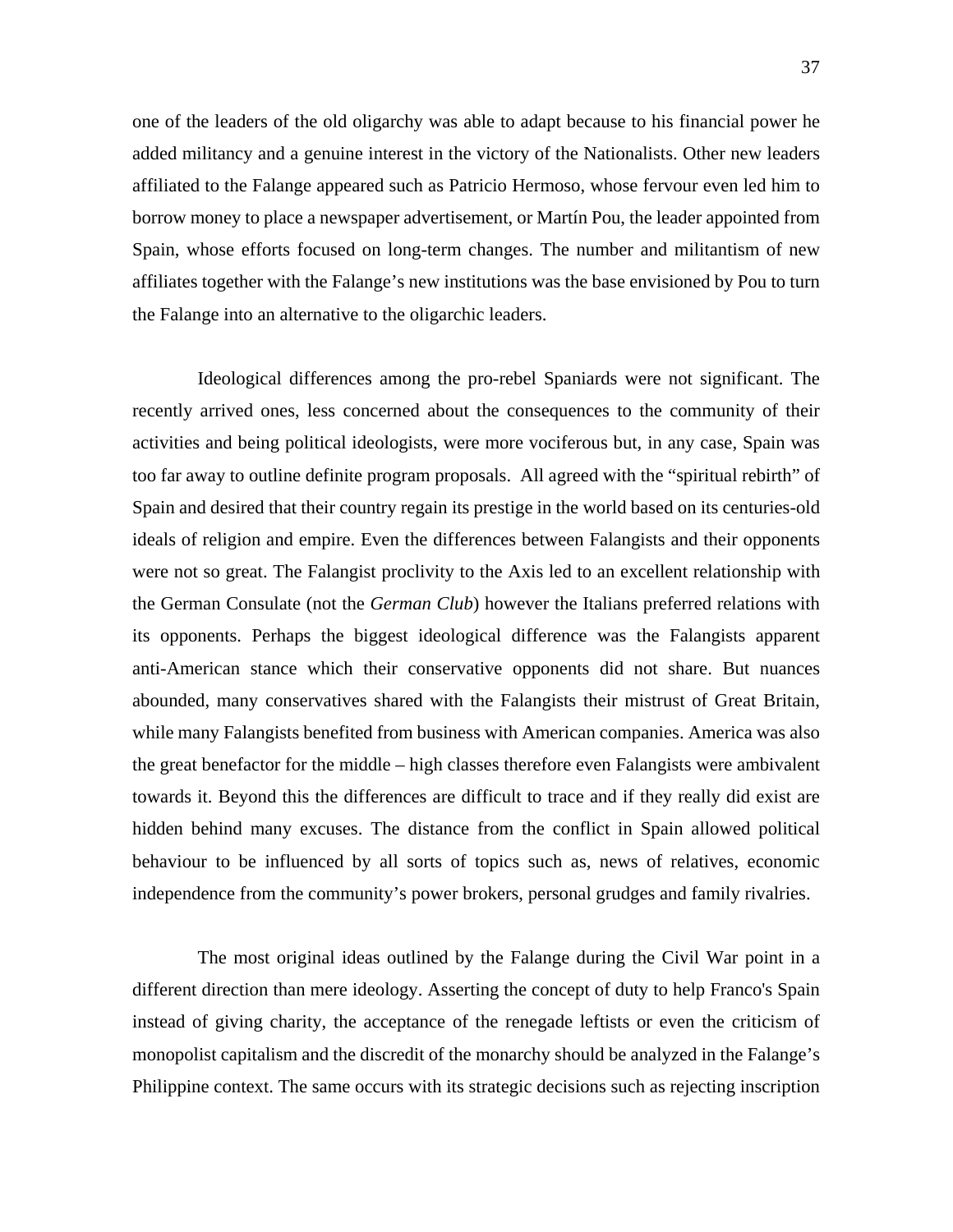one of the leaders of the old oligarchy was able to adapt because to his financial power he added militancy and a genuine interest in the victory of the Nationalists. Other new leaders affiliated to the Falange appeared such as Patricio Hermoso, whose fervour even led him to borrow money to place a newspaper advertisement, or Martín Pou, the leader appointed from Spain, whose efforts focused on long-term changes. The number and militantism of new affiliates together with the Falange's new institutions was the base envisioned by Pou to turn the Falange into an alternative to the oligarchic leaders.

Ideological differences among the pro-rebel Spaniards were not significant. The recently arrived ones, less concerned about the consequences to the community of their activities and being political ideologists, were more vociferous but, in any case, Spain was too far away to outline definite program proposals. All agreed with the "spiritual rebirth" of Spain and desired that their country regain its prestige in the world based on its centuries-old ideals of religion and empire. Even the differences between Falangists and their opponents were not so great. The Falangist proclivity to the Axis led to an excellent relationship with the German Consulate (not the *German Club*) however the Italians preferred relations with its opponents. Perhaps the biggest ideological difference was the Falangists apparent anti-American stance which their conservative opponents did not share. But nuances abounded, many conservatives shared with the Falangists their mistrust of Great Britain, while many Falangists benefited from business with American companies. America was also the great benefactor for the middle – high classes therefore even Falangists were ambivalent towards it. Beyond this the differences are difficult to trace and if they really did exist are hidden behind many excuses. The distance from the conflict in Spain allowed political behaviour to be influenced by all sorts of topics such as, news of relatives, economic independence from the community's power brokers, personal grudges and family rivalries.

The most original ideas outlined by the Falange during the Civil War point in a different direction than mere ideology. Asserting the concept of duty to help Franco's Spain instead of giving charity, the acceptance of the renegade leftists or even the criticism of monopolist capitalism and the discredit of the monarchy should be analyzed in the Falange's Philippine context. The same occurs with its strategic decisions such as rejecting inscription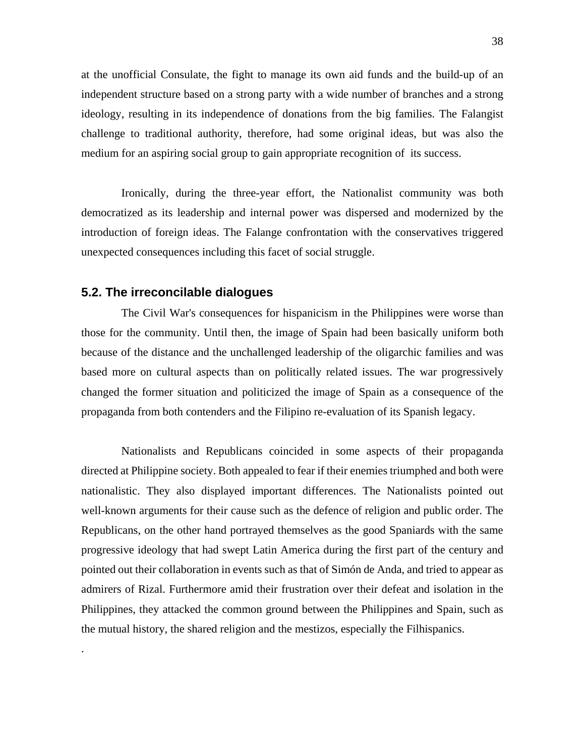at the unofficial Consulate, the fight to manage its own aid funds and the build-up of an independent structure based on a strong party with a wide number of branches and a strong ideology, resulting in its independence of donations from the big families. The Falangist challenge to traditional authority, therefore, had some original ideas, but was also the medium for an aspiring social group to gain appropriate recognition of its success.

Ironically, during the three-year effort, the Nationalist community was both democratized as its leadership and internal power was dispersed and modernized by the introduction of foreign ideas. The Falange confrontation with the conservatives triggered unexpected consequences including this facet of social struggle.

## 5.2. The irreconcilable dialogues

The Civil War's consequences for hispanicism in the Philippines were worse than those for the community. Until then, the image of Spain had been basically uniform both because of the distance and the unchallenged leadership of the oligarchic families and was based more on cultural aspects than on politically related issues. The war progressively changed the former situation and politicized the image of Spain as a consequence of the propaganda from both contenders and the Filipino re-evaluation of its Spanish legacy.

Nationalists and Republicans coincided in some aspects of their propaganda directed at Philippine society. Both appealed to fear if their enemies triumphed and both were nationalistic. They also displayed important differences. The Nationalists pointed out well-known arguments for their cause such as the defence of religion and public order. The Republicans, on the other hand portrayed themselves as the good Spaniards with the same progressive ideology that had swept Latin America during the first part of the century and pointed out their collaboration in events such as that of Simón de Anda, and tried to appear as admirers of Rizal. Furthermore amid their frustration over their defeat and isolation in the Philippines, they attacked the common ground between the Philippines and Spain, such as the mutual history, the shared religion and the mestizos, especially the Filhispanics.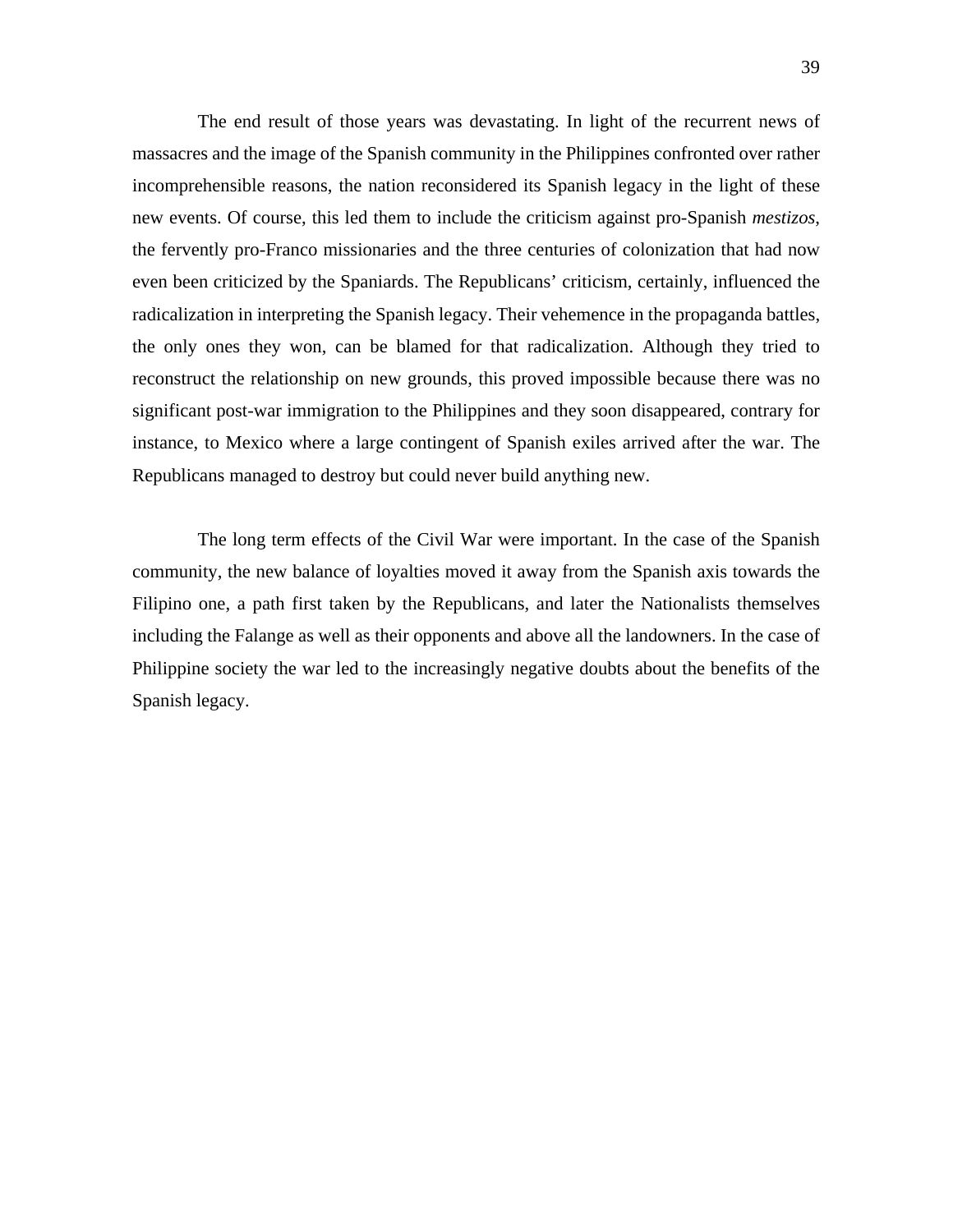The end result of those years was devastating. In light of the recurrent news of massacres and the image of the Spanish community in the Philippines confronted over rather incomprehensible reasons, the nation reconsidered its Spanish legacy in the light of these new events. Of course, this led them to include the criticism against pro-Spanish *mestizos*, the fervently pro-Franco missionaries and the three centuries of colonization that had now even been criticized by the Spaniards. The Republicans' criticism, certainly, influenced the radicalization in interpreting the Spanish legacy. Their vehemence in the propaganda battles, the only ones they won, can be blamed for that radicalization. Although they tried to reconstruct the relationship on new grounds, this proved impossible because there was no significant post-war immigration to the Philippines and they soon disappeared, contrary for instance, to Mexico where a large contingent of Spanish exiles arrived after the war. The Republicans managed to destroy but could never build anything new.

The long term effects of the Civil War were important. In the case of the Spanish community, the new balance of loyalties moved it away from the Spanish axis towards the Filipino one, a path first taken by the Republicans, and later the Nationalists themselves including the Falange as well as their opponents and above all the landowners. In the case of Philippine society the war led to the increasingly negative doubts about the benefits of the Spanish legacy.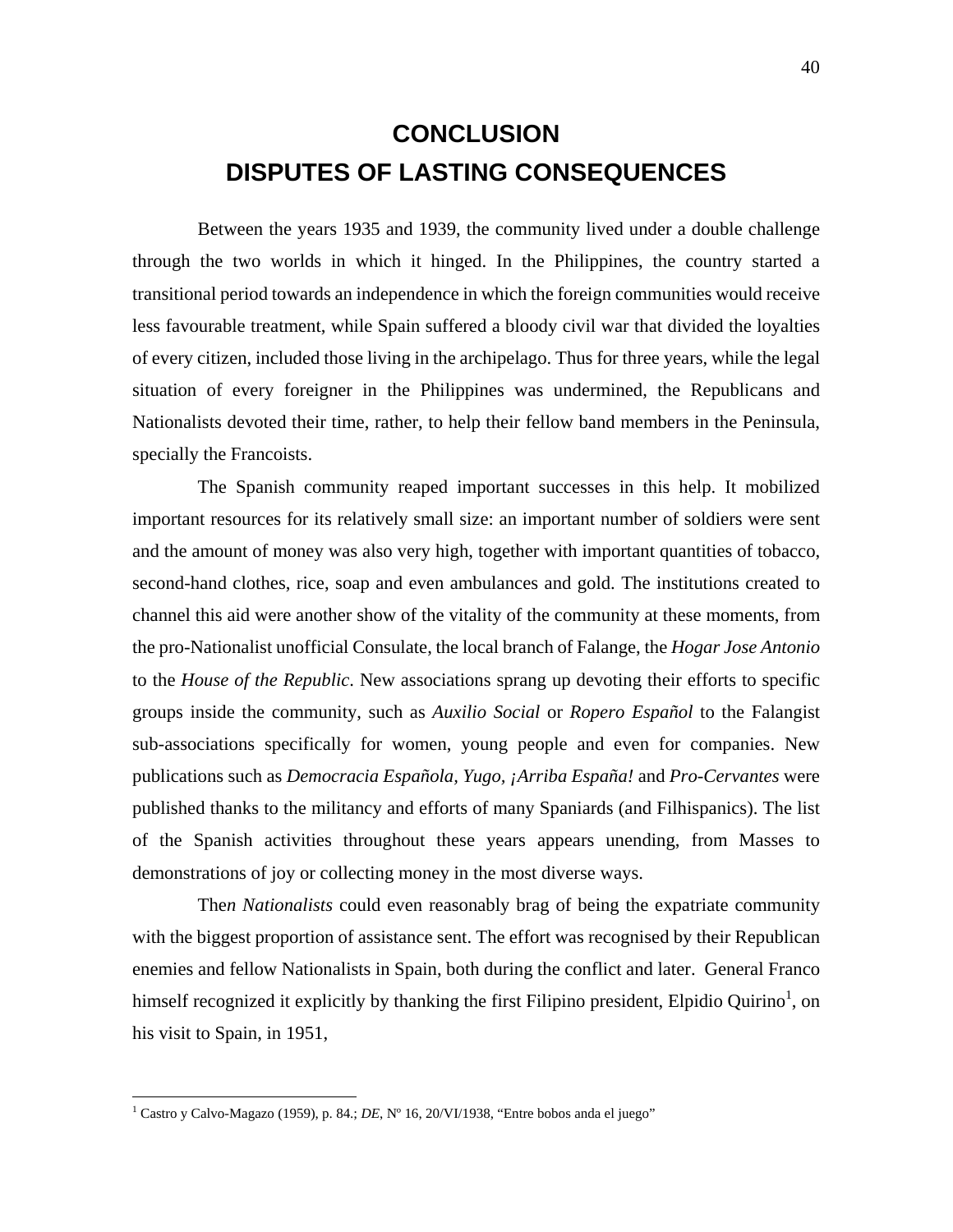# CONCLUSION
# DISPUTES OF LASTING CONSEQUENCES

Between the years 1935 and 1939, the community lived under a double challenge through the two worlds in which it hinged. In the Philippines, the country started a transitional period towards an independence in which the foreign communities would receive less favourable treatment, while Spain suffered a bloody civil war that divided the loyalties of every citizen, included those living in the archipelago. Thus for three years, while the legal situation of every foreigner in the Philippines was undermined, the Republicans and Nationalists devoted their time, rather, to help their fellow band members in the Peninsula, specially the Francoists.

The Spanish community reaped important successes in this help. It mobilized important resources for its relatively small size: an important number of soldiers were sent and the amount of money was also very high, together with important quantities of tobacco, second-hand clothes, rice, soap and even ambulances and gold. The institutions created to channel this aid were another show of the vitality of the community at these moments, from the pro-Nationalist unofficial Consulate, the local branch of Falange, the *Hogar Jose Antonio* to the *House of the Republic*. New associations sprang up devoting their efforts to specific groups inside the community, such as *Auxilio Social* or *Ropero Español* to the Falangist sub-associations specifically for women, young people and even for companies. New publications such as *Democracia Española, Yugo*, *¡Arriba España!* and *Pro-Cervantes* were published thanks to the militancy and efforts of many Spaniards (and Filhispanics). The list of the Spanish activities throughout these years appears unending, from Masses to demonstrations of joy or collecting money in the most diverse ways.

The*n Nationalists* could even reasonably brag of being the expatriate community with the biggest proportion of assistance sent. The effort was recognised by their Republican enemies and fellow Nationalists in Spain, both during the conflict and later. General Franco himself recognized it explicitly by thanking the first Filipino president, Elpidio Quirino[1], on his visit to Spain, in 1951,

---

[1] Castro y Calvo-Magazo (1959), p. 84.; *DE*, Nº 16, 20/VI/1938, "Entre bobos anda el juego"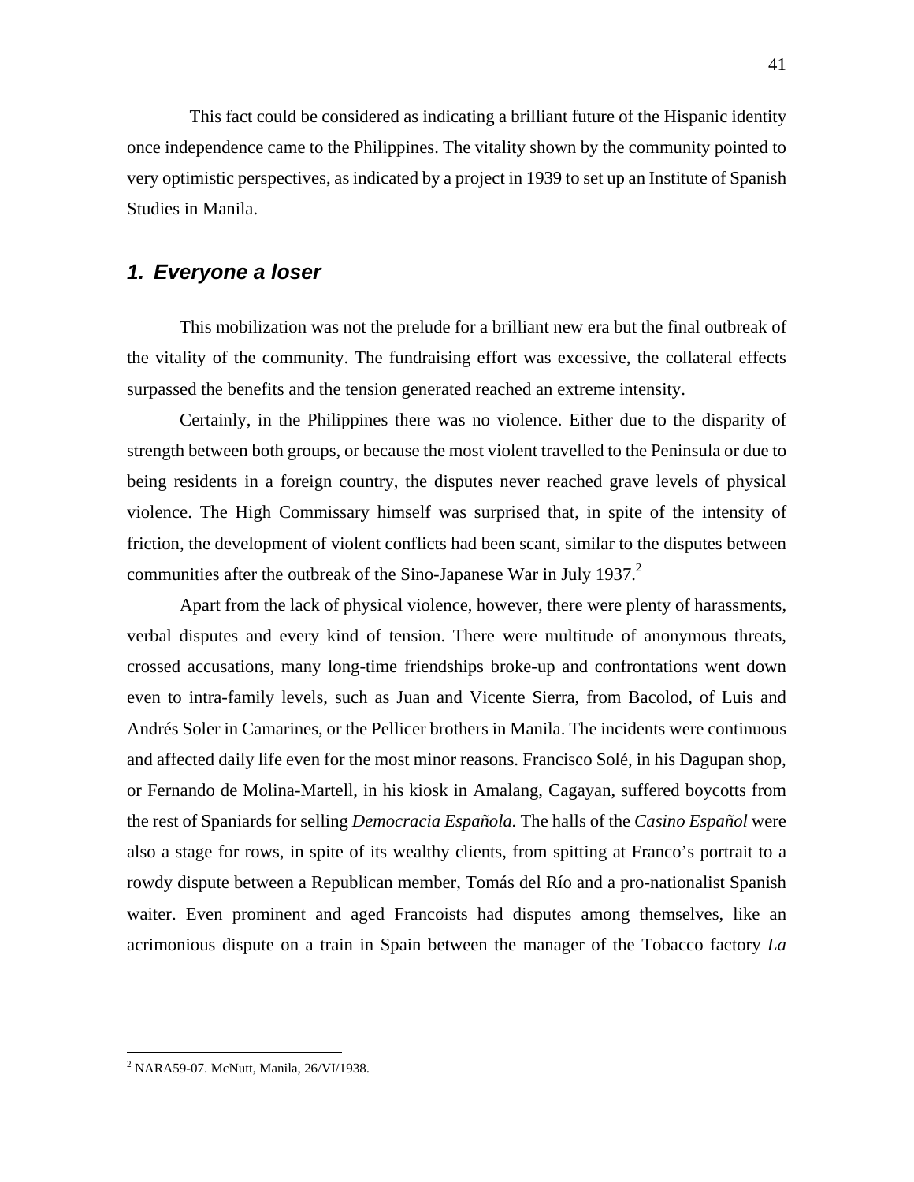This fact could be considered as indicating a brilliant future of the Hispanic identity once independence came to the Philippines. The vitality shown by the community pointed to very optimistic perspectives, as indicated by a project in 1939 to set up an Institute of Spanish Studies in Manila.

## *1. Everyone a loser*

This mobilization was not the prelude for a brilliant new era but the final outbreak of the vitality of the community. The fundraising effort was excessive, the collateral effects surpassed the benefits and the tension generated reached an extreme intensity.

Certainly, in the Philippines there was no violence. Either due to the disparity of strength between both groups, or because the most violent travelled to the Peninsula or due to being residents in a foreign country, the disputes never reached grave levels of physical violence. The High Commissary himself was surprised that, in spite of the intensity of friction, the development of violent conflicts had been scant, similar to the disputes between communities after the outbreak of the Sino-Japanese War in July 1937.[2]

Apart from the lack of physical violence, however, there were plenty of harassments, verbal disputes and every kind of tension. There were multitude of anonymous threats, crossed accusations, many long-time friendships broke-up and confrontations went down even to intra-family levels, such as Juan and Vicente Sierra, from Bacolod, of Luis and Andrés Soler in Camarines, or the Pellicer brothers in Manila. The incidents were continuous and affected daily life even for the most minor reasons. Francisco Solé, in his Dagupan shop, or Fernando de Molina-Martell, in his kiosk in Amalang, Cagayan, suffered boycotts from the rest of Spaniards for selling *Democracia Española.* The halls of the *Casino Español* were also a stage for rows, in spite of its wealthy clients, from spitting at Franco's portrait to a rowdy dispute between a Republican member, Tomás del Río and a pro-nationalist Spanish waiter. Even prominent and aged Francoists had disputes among themselves, like an acrimonious dispute on a train in Spain between the manager of the Tobacco factory *La*

[2] NARA59-07. McNutt, Manila, 26/VI/1938.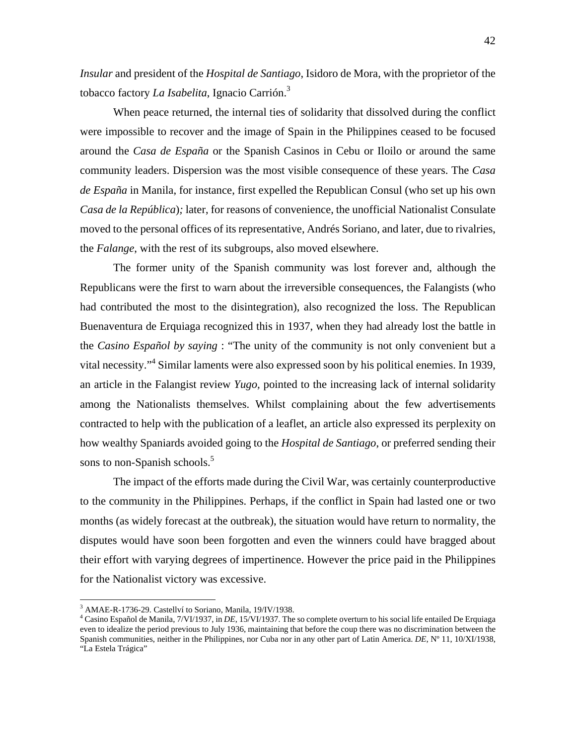*Insular* and president of the *Hospital de Santiago*, Isidoro de Mora, with the proprietor of the tobacco factory *La Isabelita*, Ignacio Carrión.[3]

When peace returned, the internal ties of solidarity that dissolved during the conflict were impossible to recover and the image of Spain in the Philippines ceased to be focused around the *Casa de España* or the Spanish Casinos in Cebu or Iloilo or around the same community leaders. Dispersion was the most visible consequence of these years. The *Casa de España* in Manila, for instance, first expelled the Republican Consul (who set up his own *Casa de la República*)*;* later, for reasons of convenience, the unofficial Nationalist Consulate moved to the personal offices of its representative, Andrés Soriano, and later, due to rivalries, the *Falange*, with the rest of its subgroups, also moved elsewhere.

The former unity of the Spanish community was lost forever and, although the Republicans were the first to warn about the irreversible consequences, the Falangists (who had contributed the most to the disintegration), also recognized the loss. The Republican Buenaventura de Erquiaga recognized this in 1937, when they had already lost the battle in the *Casino Español by saying* : "The unity of the community is not only convenient but a vital necessity."[4] Similar laments were also expressed soon by his political enemies. In 1939, an article in the Falangist review *Yugo,* pointed to the increasing lack of internal solidarity among the Nationalists themselves. Whilst complaining about the few advertisements contracted to help with the publication of a leaflet, an article also expressed its perplexity on how wealthy Spaniards avoided going to the *Hospital de Santiago*, or preferred sending their sons to non-Spanish schools.[5]

The impact of the efforts made during the Civil War, was certainly counterproductive to the community in the Philippines. Perhaps, if the conflict in Spain had lasted one or two months (as widely forecast at the outbreak), the situation would have return to normality, the disputes would have soon been forgotten and even the winners could have bragged about their effort with varying degrees of impertinence. However the price paid in the Philippines for the Nationalist victory was excessive.

---

[3] AMAE-R-1736-29. Castellví to Soriano, Manila, 19/IV/1938.

[4] Casino Español de Manila, 7/VI/1937, in *DE*, 15/VI/1937. The so complete overturn to his social life entailed De Erquiaga even to idealize the period previous to July 1936, maintaining that before the coup there was no discrimination between the Spanish communities, neither in the Philippines, nor Cuba nor in any other part of Latin America. *DE*, Nº 11, 10/XI/1938, "La Estela Trágica"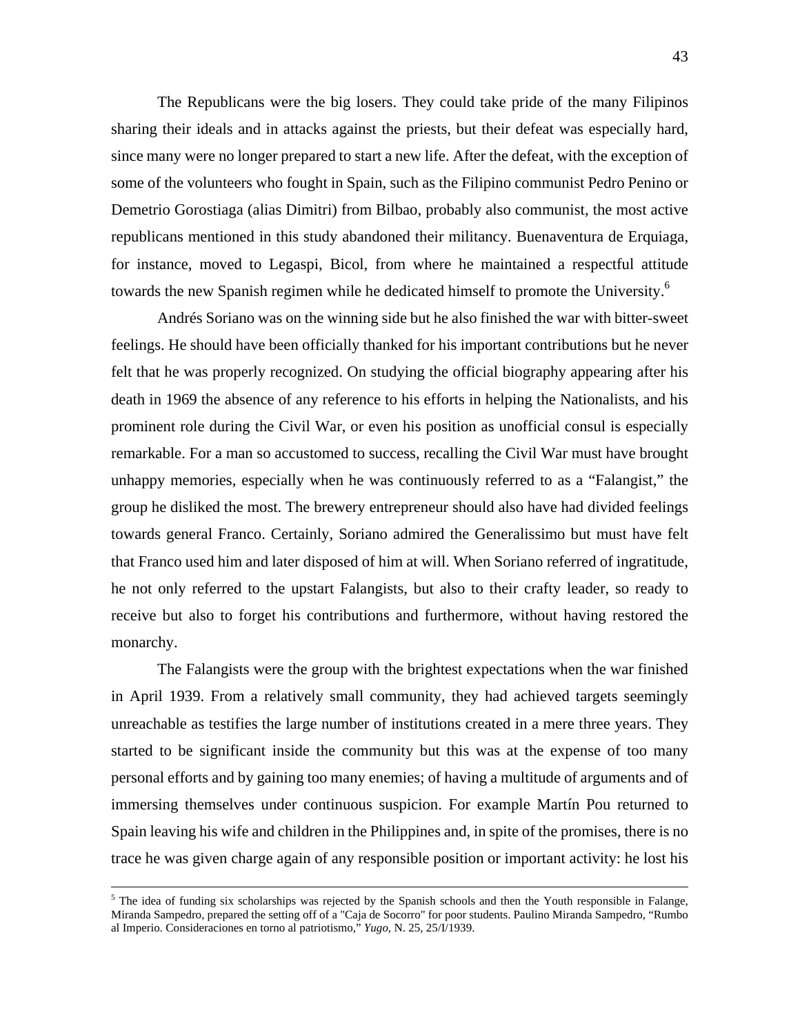The Republicans were the big losers. They could take pride of the many Filipinos sharing their ideals and in attacks against the priests, but their defeat was especially hard, since many were no longer prepared to start a new life. After the defeat, with the exception of some of the volunteers who fought in Spain, such as the Filipino communist Pedro Penino or Demetrio Gorostiaga (alias Dimitri) from Bilbao, probably also communist, the most active republicans mentioned in this study abandoned their militancy. Buenaventura de Erquiaga, for instance, moved to Legaspi, Bicol, from where he maintained a respectful attitude towards the new Spanish regimen while he dedicated himself to promote the University.[6]

Andrés Soriano was on the winning side but he also finished the war with bitter-sweet feelings. He should have been officially thanked for his important contributions but he never felt that he was properly recognized. On studying the official biography appearing after his death in 1969 the absence of any reference to his efforts in helping the Nationalists, and his prominent role during the Civil War, or even his position as unofficial consul is especially remarkable. For a man so accustomed to success, recalling the Civil War must have brought unhappy memories, especially when he was continuously referred to as a "Falangist," the group he disliked the most. The brewery entrepreneur should also have had divided feelings towards general Franco. Certainly, Soriano admired the Generalissimo but must have felt that Franco used him and later disposed of him at will. When Soriano referred of ingratitude, he not only referred to the upstart Falangists, but also to their crafty leader, so ready to receive but also to forget his contributions and furthermore, without having restored the monarchy.

The Falangists were the group with the brightest expectations when the war finished in April 1939. From a relatively small community, they had achieved targets seemingly unreachable as testifies the large number of institutions created in a mere three years. They started to be significant inside the community but this was at the expense of too many personal efforts and by gaining too many enemies; of having a multitude of arguments and of immersing themselves under continuous suspicion. For example Martín Pou returned to Spain leaving his wife and children in the Philippines and, in spite of the promises, there is no trace he was given charge again of any responsible position or important activity: he lost his

---

[5] The idea of funding six scholarships was rejected by the Spanish schools and then the Youth responsible in Falange, Miranda Sampedro, prepared the setting off of a "Caja de Socorro" for poor students. Paulino Miranda Sampedro, "Rumbo al Imperio. Consideraciones en torno al patriotismo," *Yugo*, N. 25, 25/I/1939.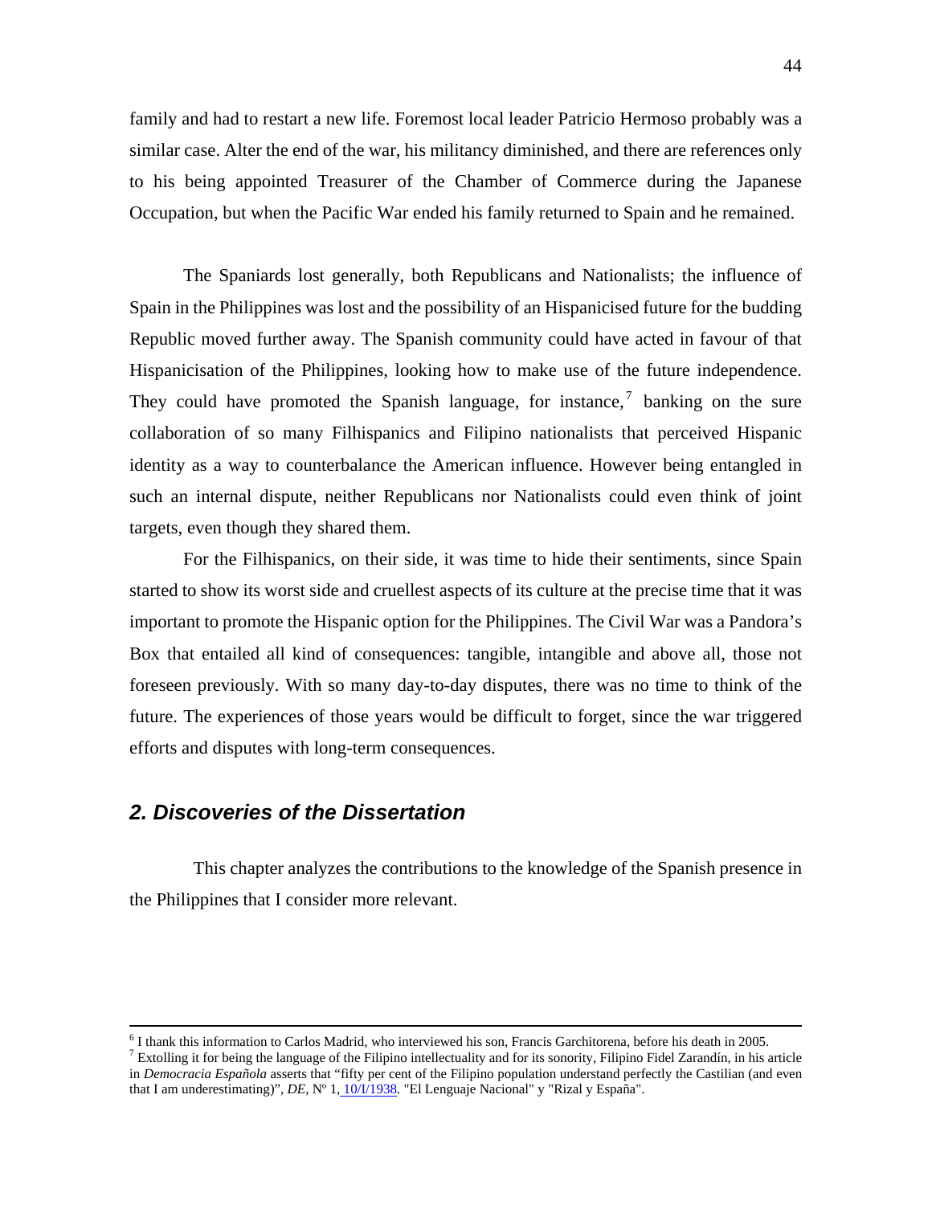family and had to restart a new life. Foremost local leader Patricio Hermoso probably was a similar case. Alter the end of the war, his militancy diminished, and there are references only to his being appointed Treasurer of the Chamber of Commerce during the Japanese Occupation, but when the Pacific War ended his family returned to Spain and he remained.

The Spaniards lost generally, both Republicans and Nationalists; the influence of Spain in the Philippines was lost and the possibility of an Hispanicised future for the budding Republic moved further away. The Spanish community could have acted in favour of that Hispanicisation of the Philippines, looking how to make use of the future independence. They could have promoted the Spanish language, for instance,[7] banking on the sure collaboration of so many Filhispanics and Filipino nationalists that perceived Hispanic identity as a way to counterbalance the American influence. However being entangled in such an internal dispute, neither Republicans nor Nationalists could even think of joint targets, even though they shared them.

For the Filhispanics, on their side, it was time to hide their sentiments, since Spain started to show its worst side and cruellest aspects of its culture at the precise time that it was important to promote the Hispanic option for the Philippines. The Civil War was a Pandora's Box that entailed all kind of consequences: tangible, intangible and above all, those not foreseen previously. With so many day-to-day disputes, there was no time to think of the future. The experiences of those years would be difficult to forget, since the war triggered efforts and disputes with long-term consequences.

## *2. Discoveries of the Dissertation*

This chapter analyzes the contributions to the knowledge of the Spanish presence in the Philippines that I consider more relevant.

---

[6] I thank this information to Carlos Madrid, who interviewed his son, Francis Garchitorena, before his death in 2005.

[7] Extolling it for being the language of the Filipino intellectuality and for its sonority, Filipino Fidel Zarandín, in his article in *Democracia Española* asserts that "fifty per cent of the Filipino population understand perfectly the Castilian (and even that I am underestimating)", *DE*, Nº 1, 10/I/1938. "El Lenguaje Nacional" y "Rizal y España".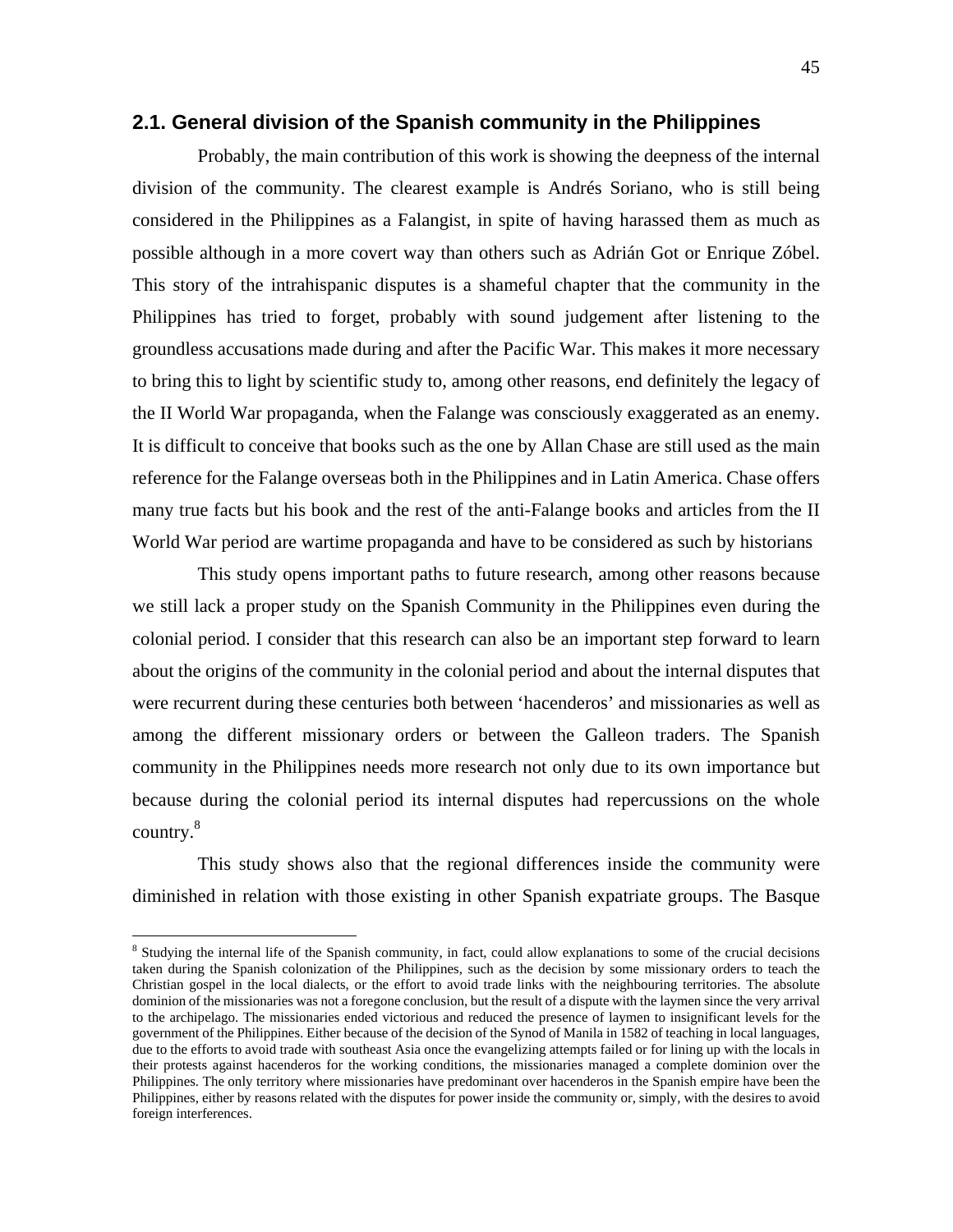## 2.1. General division of the Spanish community in the Philippines

Probably, the main contribution of this work is showing the deepness of the internal division of the community. The clearest example is Andrés Soriano, who is still being considered in the Philippines as a Falangist, in spite of having harassed them as much as possible although in a more covert way than others such as Adrián Got or Enrique Zóbel. This story of the intrahispanic disputes is a shameful chapter that the community in the Philippines has tried to forget, probably with sound judgement after listening to the groundless accusations made during and after the Pacific War. This makes it more necessary to bring this to light by scientific study to, among other reasons, end definitely the legacy of the II World War propaganda, when the Falange was consciously exaggerated as an enemy. It is difficult to conceive that books such as the one by Allan Chase are still used as the main reference for the Falange overseas both in the Philippines and in Latin America. Chase offers many true facts but his book and the rest of the anti-Falange books and articles from the II World War period are wartime propaganda and have to be considered as such by historians

This study opens important paths to future research, among other reasons because we still lack a proper study on the Spanish Community in the Philippines even during the colonial period. I consider that this research can also be an important step forward to learn about the origins of the community in the colonial period and about the internal disputes that were recurrent during these centuries both between 'hacenderos' and missionaries as well as among the different missionary orders or between the Galleon traders. The Spanish community in the Philippines needs more research not only due to its own importance but because during the colonial period its internal disputes had repercussions on the whole country.[8]

This study shows also that the regional differences inside the community were diminished in relation with those existing in other Spanish expatriate groups. The Basque

---

[8] Studying the internal life of the Spanish community, in fact, could allow explanations to some of the crucial decisions taken during the Spanish colonization of the Philippines, such as the decision by some missionary orders to teach the Christian gospel in the local dialects, or the effort to avoid trade links with the neighbouring territories. The absolute dominion of the missionaries was not a foregone conclusion, but the result of a dispute with the laymen since the very arrival to the archipelago. The missionaries ended victorious and reduced the presence of laymen to insignificant levels for the government of the Philippines. Either because of the decision of the Synod of Manila in 1582 of teaching in local languages, due to the efforts to avoid trade with southeast Asia once the evangelizing attempts failed or for lining up with the locals in their protests against hacenderos for the working conditions, the missionaries managed a complete dominion over the Philippines. The only territory where missionaries have predominant over hacenderos in the Spanish empire have been the Philippines, either by reasons related with the disputes for power inside the community or, simply, with the desires to avoid foreign interferences.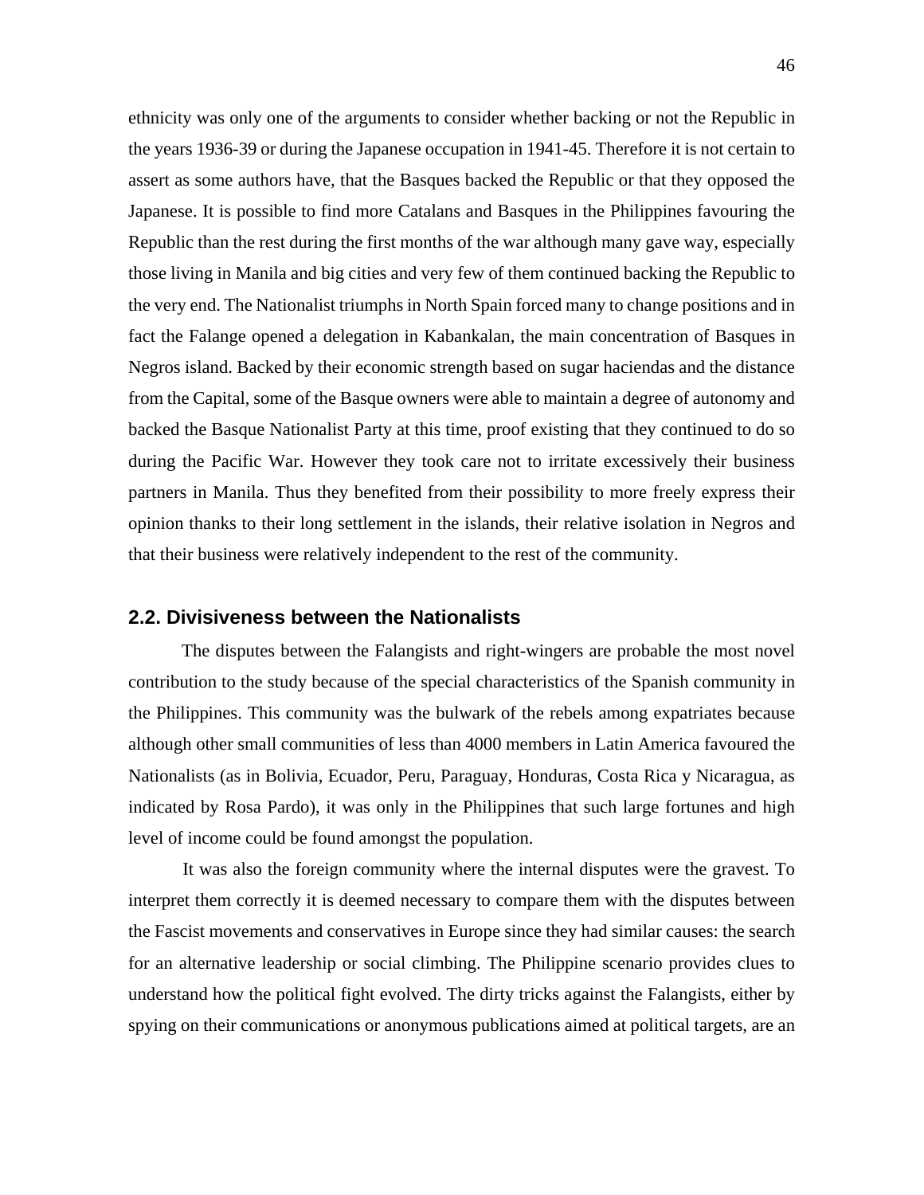ethnicity was only one of the arguments to consider whether backing or not the Republic in the years 1936-39 or during the Japanese occupation in 1941-45. Therefore it is not certain to assert as some authors have, that the Basques backed the Republic or that they opposed the Japanese. It is possible to find more Catalans and Basques in the Philippines favouring the Republic than the rest during the first months of the war although many gave way, especially those living in Manila and big cities and very few of them continued backing the Republic to the very end. The Nationalist triumphs in North Spain forced many to change positions and in fact the Falange opened a delegation in Kabankalan, the main concentration of Basques in Negros island. Backed by their economic strength based on sugar haciendas and the distance from the Capital, some of the Basque owners were able to maintain a degree of autonomy and backed the Basque Nationalist Party at this time, proof existing that they continued to do so during the Pacific War. However they took care not to irritate excessively their business partners in Manila. Thus they benefited from their possibility to more freely express their opinion thanks to their long settlement in the islands, their relative isolation in Negros and that their business were relatively independent to the rest of the community.

## 2.2. Divisiveness between the Nationalists

The disputes between the Falangists and right-wingers are probable the most novel contribution to the study because of the special characteristics of the Spanish community in the Philippines. This community was the bulwark of the rebels among expatriates because although other small communities of less than 4000 members in Latin America favoured the Nationalists (as in Bolivia, Ecuador, Peru, Paraguay, Honduras, Costa Rica y Nicaragua, as indicated by Rosa Pardo), it was only in the Philippines that such large fortunes and high level of income could be found amongst the population.

It was also the foreign community where the internal disputes were the gravest. To interpret them correctly it is deemed necessary to compare them with the disputes between the Fascist movements and conservatives in Europe since they had similar causes: the search for an alternative leadership or social climbing. The Philippine scenario provides clues to understand how the political fight evolved. The dirty tricks against the Falangists, either by spying on their communications or anonymous publications aimed at political targets, are an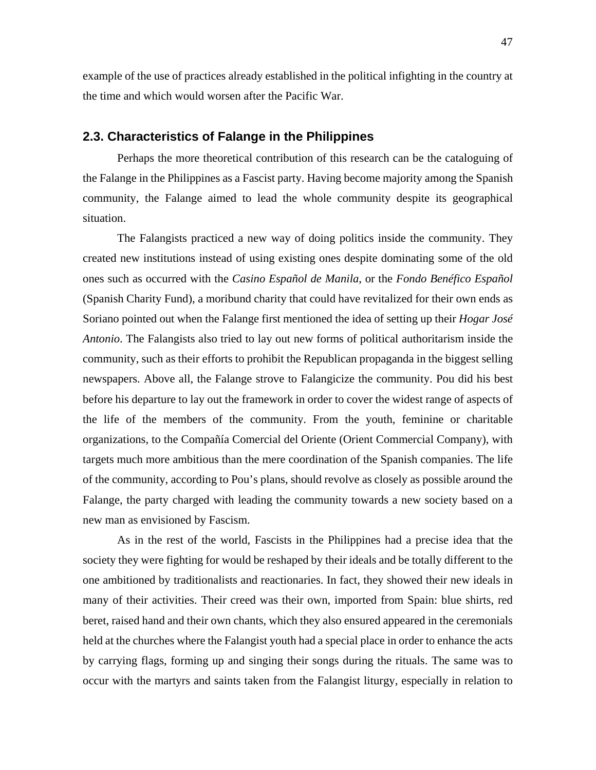example of the use of practices already established in the political infighting in the country at the time and which would worsen after the Pacific War.

## 2.3. Characteristics of Falange in the Philippines

Perhaps the more theoretical contribution of this research can be the cataloguing of the Falange in the Philippines as a Fascist party. Having become majority among the Spanish community, the Falange aimed to lead the whole community despite its geographical situation.

The Falangists practiced a new way of doing politics inside the community. They created new institutions instead of using existing ones despite dominating some of the old ones such as occurred with the *Casino Español de Manila*, or the *Fondo Benéfico Español* (Spanish Charity Fund), a moribund charity that could have revitalized for their own ends as Soriano pointed out when the Falange first mentioned the idea of setting up their *Hogar José Antonio*. The Falangists also tried to lay out new forms of political authoritarism inside the community, such as their efforts to prohibit the Republican propaganda in the biggest selling newspapers. Above all, the Falange strove to Falangicize the community. Pou did his best before his departure to lay out the framework in order to cover the widest range of aspects of the life of the members of the community. From the youth, feminine or charitable organizations, to the Compañía Comercial del Oriente (Orient Commercial Company), with targets much more ambitious than the mere coordination of the Spanish companies. The life of the community, according to Pou's plans, should revolve as closely as possible around the Falange, the party charged with leading the community towards a new society based on a new man as envisioned by Fascism.

As in the rest of the world, Fascists in the Philippines had a precise idea that the society they were fighting for would be reshaped by their ideals and be totally different to the one ambitioned by traditionalists and reactionaries. In fact, they showed their new ideals in many of their activities. Their creed was their own, imported from Spain: blue shirts, red beret, raised hand and their own chants, which they also ensured appeared in the ceremonials held at the churches where the Falangist youth had a special place in order to enhance the acts by carrying flags, forming up and singing their songs during the rituals. The same was to occur with the martyrs and saints taken from the Falangist liturgy, especially in relation to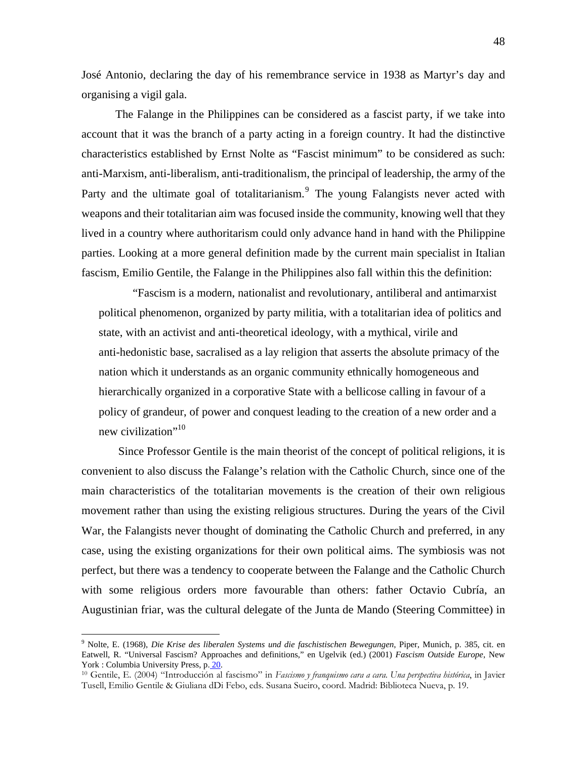José Antonio, declaring the day of his remembrance service in 1938 as Martyr's day and organising a vigil gala.

The Falange in the Philippines can be considered as a fascist party, if we take into account that it was the branch of a party acting in a foreign country. It had the distinctive characteristics established by Ernst Nolte as "Fascist minimum" to be considered as such: anti-Marxism, anti-liberalism, anti-traditionalism, the principal of leadership, the army of the Party and the ultimate goal of totalitarianism.[9] The young Falangists never acted with weapons and their totalitarian aim was focused inside the community, knowing well that they lived in a country where authoritarism could only advance hand in hand with the Philippine parties. Looking at a more general definition made by the current main specialist in Italian fascism, Emilio Gentile, the Falange in the Philippines also fall within this the definition:

> "Fascism is a modern, nationalist and revolutionary, antiliberal and antimarxist political phenomenon, organized by party militia, with a totalitarian idea of politics and state, with an activist and anti-theoretical ideology, with a mythical, virile and anti-hedonistic base, sacralised as a lay religion that asserts the absolute primacy of the nation which it understands as an organic community ethnically homogeneous and hierarchically organized in a corporative State with a bellicose calling in favour of a policy of grandeur, of power and conquest leading to the creation of a new order and a new civilization"[10]

Since Professor Gentile is the main theorist of the concept of political religions, it is convenient to also discuss the Falange's relation with the Catholic Church, since one of the main characteristics of the totalitarian movements is the creation of their own religious movement rather than using the existing religious structures. During the years of the Civil War, the Falangists never thought of dominating the Catholic Church and preferred, in any case, using the existing organizations for their own political aims. The symbiosis was not perfect, but there was a tendency to cooperate between the Falange and the Catholic Church with some religious orders more favourable than others: father Octavio Cubría, an Augustinian friar, was the cultural delegate of the Junta de Mando (Steering Committee) in

---

[9] Nolte, E. (1968), *Die Krise des liberalen Systems und die faschistischen Bewegungen*, Piper, Munich, p. 385, cit. en Eatwell, R. "Universal Fascism? Approaches and definitions," en Ugelvik (ed.) (2001) *Fascism Outside Europe*, New York : Columbia University Press, p. 20.

[10] Gentile, E. (2004) "Introducción al fascismo" in *Fascismo y franquismo cara a cara. Una perspectiva histórica*, in Javier Tusell, Emilio Gentile & Giuliana dDi Febo, eds. Susana Sueiro, coord. Madrid: Biblioteca Nueva, p. 19.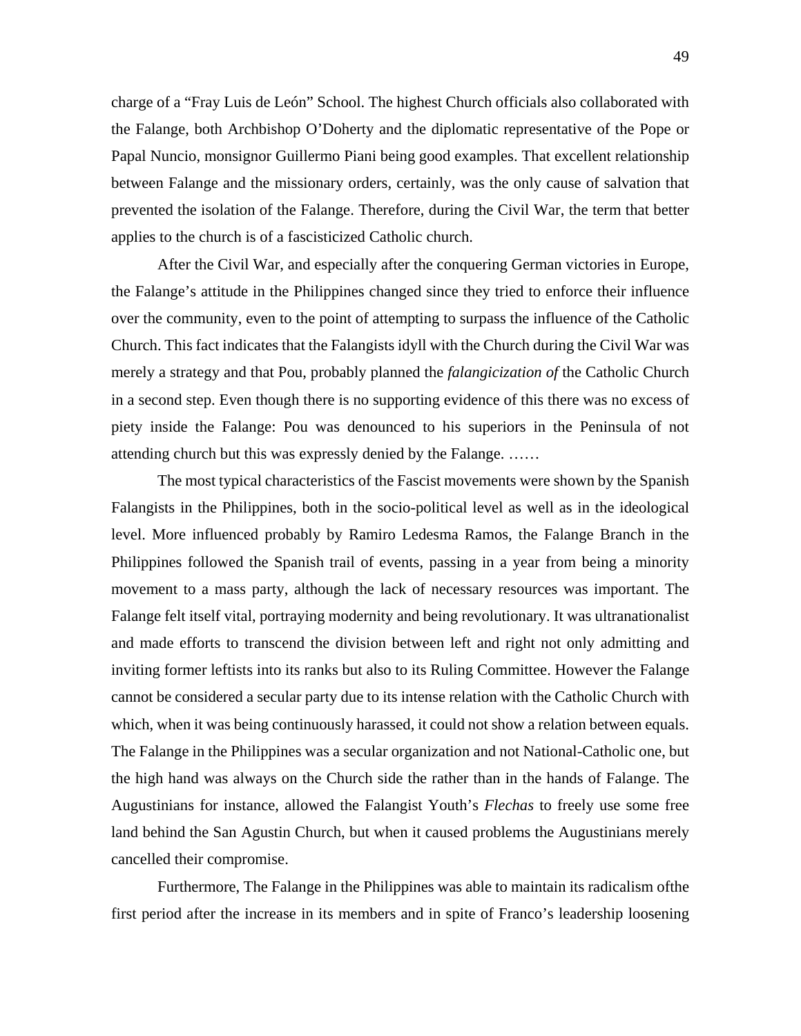charge of a "Fray Luis de León" School. The highest Church officials also collaborated with the Falange, both Archbishop O'Doherty and the diplomatic representative of the Pope or Papal Nuncio, monsignor Guillermo Piani being good examples. That excellent relationship between Falange and the missionary orders, certainly, was the only cause of salvation that prevented the isolation of the Falange. Therefore, during the Civil War, the term that better applies to the church is of a fascisticized Catholic church.

After the Civil War, and especially after the conquering German victories in Europe, the Falange's attitude in the Philippines changed since they tried to enforce their influence over the community, even to the point of attempting to surpass the influence of the Catholic Church. This fact indicates that the Falangists idyll with the Church during the Civil War was merely a strategy and that Pou, probably planned the *falangicization of* the Catholic Church in a second step. Even though there is no supporting evidence of this there was no excess of piety inside the Falange: Pou was denounced to his superiors in the Peninsula of not attending church but this was expressly denied by the Falange. ……

The most typical characteristics of the Fascist movements were shown by the Spanish Falangists in the Philippines, both in the socio-political level as well as in the ideological level. More influenced probably by Ramiro Ledesma Ramos, the Falange Branch in the Philippines followed the Spanish trail of events, passing in a year from being a minority movement to a mass party, although the lack of necessary resources was important. The Falange felt itself vital, portraying modernity and being revolutionary. It was ultranationalist and made efforts to transcend the division between left and right not only admitting and inviting former leftists into its ranks but also to its Ruling Committee. However the Falange cannot be considered a secular party due to its intense relation with the Catholic Church with which, when it was being continuously harassed, it could not show a relation between equals. The Falange in the Philippines was a secular organization and not National-Catholic one, but the high hand was always on the Church side the rather than in the hands of Falange. The Augustinians for instance, allowed the Falangist Youth's *Flechas* to freely use some free land behind the San Agustin Church, but when it caused problems the Augustinians merely cancelled their compromise.

Furthermore, The Falange in the Philippines was able to maintain its radicalism ofthe first period after the increase in its members and in spite of Franco's leadership loosening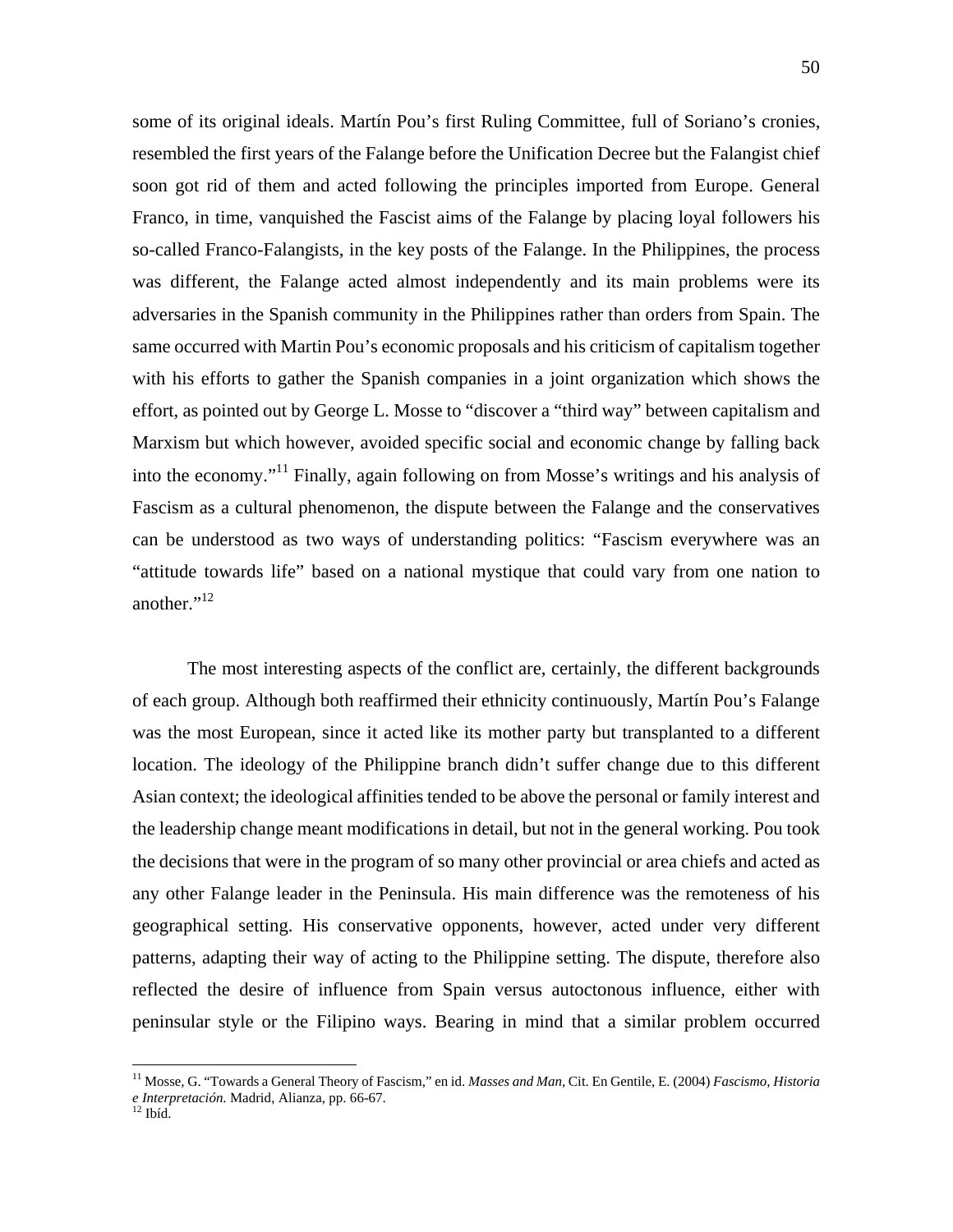some of its original ideals. Martín Pou's first Ruling Committee, full of Soriano's cronies, resembled the first years of the Falange before the Unification Decree but the Falangist chief soon got rid of them and acted following the principles imported from Europe. General Franco, in time, vanquished the Fascist aims of the Falange by placing loyal followers his so-called Franco-Falangists, in the key posts of the Falange. In the Philippines, the process was different, the Falange acted almost independently and its main problems were its adversaries in the Spanish community in the Philippines rather than orders from Spain. The same occurred with Martin Pou's economic proposals and his criticism of capitalism together with his efforts to gather the Spanish companies in a joint organization which shows the effort, as pointed out by George L. Mosse to "discover a "third way" between capitalism and Marxism but which however, avoided specific social and economic change by falling back into the economy."[11] Finally, again following on from Mosse's writings and his analysis of Fascism as a cultural phenomenon, the dispute between the Falange and the conservatives can be understood as two ways of understanding politics: "Fascism everywhere was an "attitude towards life" based on a national mystique that could vary from one nation to another."[12]

The most interesting aspects of the conflict are, certainly, the different backgrounds of each group. Although both reaffirmed their ethnicity continuously, Martín Pou's Falange was the most European, since it acted like its mother party but transplanted to a different location. The ideology of the Philippine branch didn't suffer change due to this different Asian context; the ideological affinities tended to be above the personal or family interest and the leadership change meant modifications in detail, but not in the general working. Pou took the decisions that were in the program of so many other provincial or area chiefs and acted as any other Falange leader in the Peninsula. His main difference was the remoteness of his geographical setting. His conservative opponents, however, acted under very different patterns, adapting their way of acting to the Philippine setting. The dispute, therefore also reflected the desire of influence from Spain versus autoctonous influence, either with peninsular style or the Filipino ways. Bearing in mind that a similar problem occurred

---

[11] Mosse, G. "Towards a General Theory of Fascism," en id. *Masses and Man*, Cit. En Gentile, E. (2004) *Fascismo, Historia e Interpretación.* Madrid, Alianza, pp. 66-67.

[12] Ibíd.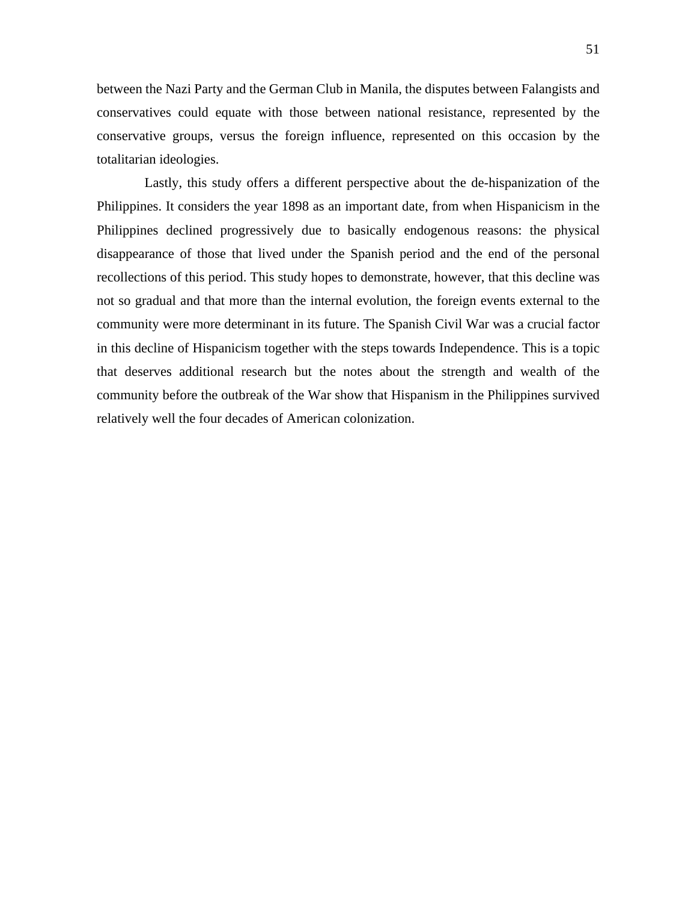between the Nazi Party and the German Club in Manila, the disputes between Falangists and conservatives could equate with those between national resistance, represented by the conservative groups, versus the foreign influence, represented on this occasion by the totalitarian ideologies.

Lastly, this study offers a different perspective about the de-hispanization of the Philippines. It considers the year 1898 as an important date, from when Hispanicism in the Philippines declined progressively due to basically endogenous reasons: the physical disappearance of those that lived under the Spanish period and the end of the personal recollections of this period. This study hopes to demonstrate, however, that this decline was not so gradual and that more than the internal evolution, the foreign events external to the community were more determinant in its future. The Spanish Civil War was a crucial factor in this decline of Hispanicism together with the steps towards Independence. This is a topic that deserves additional research but the notes about the strength and wealth of the community before the outbreak of the War show that Hispanism in the Philippines survived relatively well the four decades of American colonization.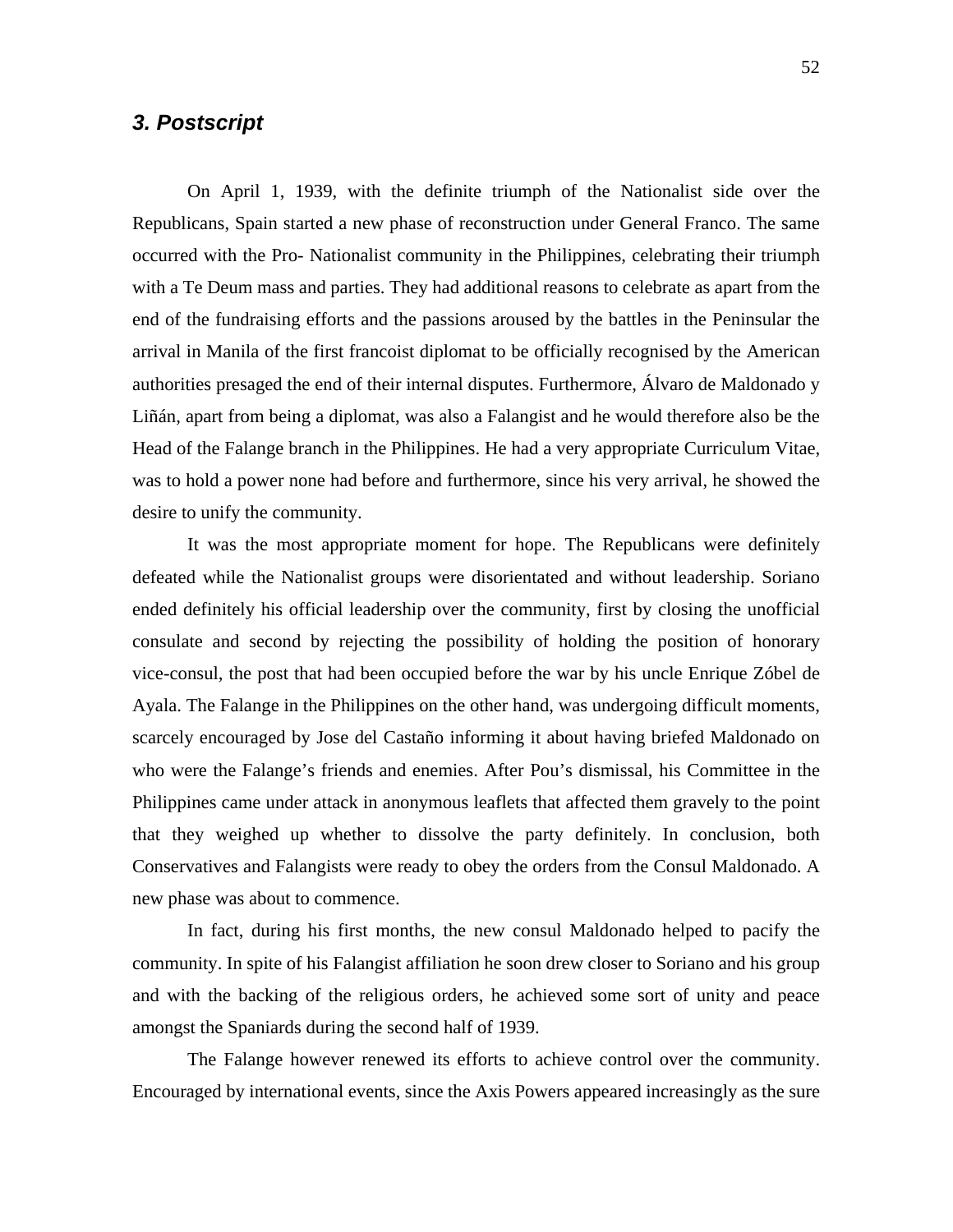### *3. Postscript*

On April 1, 1939, with the definite triumph of the Nationalist side over the Republicans, Spain started a new phase of reconstruction under General Franco. The same occurred with the Pro- Nationalist community in the Philippines, celebrating their triumph with a Te Deum mass and parties. They had additional reasons to celebrate as apart from the end of the fundraising efforts and the passions aroused by the battles in the Peninsular the arrival in Manila of the first francoist diplomat to be officially recognised by the American authorities presaged the end of their internal disputes. Furthermore, Álvaro de Maldonado y Liñán, apart from being a diplomat, was also a Falangist and he would therefore also be the Head of the Falange branch in the Philippines. He had a very appropriate Curriculum Vitae, was to hold a power none had before and furthermore, since his very arrival, he showed the desire to unify the community.

It was the most appropriate moment for hope. The Republicans were definitely defeated while the Nationalist groups were disorientated and without leadership. Soriano ended definitely his official leadership over the community, first by closing the unofficial consulate and second by rejecting the possibility of holding the position of honorary vice-consul, the post that had been occupied before the war by his uncle Enrique Zóbel de Ayala. The Falange in the Philippines on the other hand, was undergoing difficult moments, scarcely encouraged by Jose del Castaño informing it about having briefed Maldonado on who were the Falange's friends and enemies. After Pou's dismissal, his Committee in the Philippines came under attack in anonymous leaflets that affected them gravely to the point that they weighed up whether to dissolve the party definitely. In conclusion, both Conservatives and Falangists were ready to obey the orders from the Consul Maldonado. A new phase was about to commence.

In fact, during his first months, the new consul Maldonado helped to pacify the community. In spite of his Falangist affiliation he soon drew closer to Soriano and his group and with the backing of the religious orders, he achieved some sort of unity and peace amongst the Spaniards during the second half of 1939.

The Falange however renewed its efforts to achieve control over the community. Encouraged by international events, since the Axis Powers appeared increasingly as the sure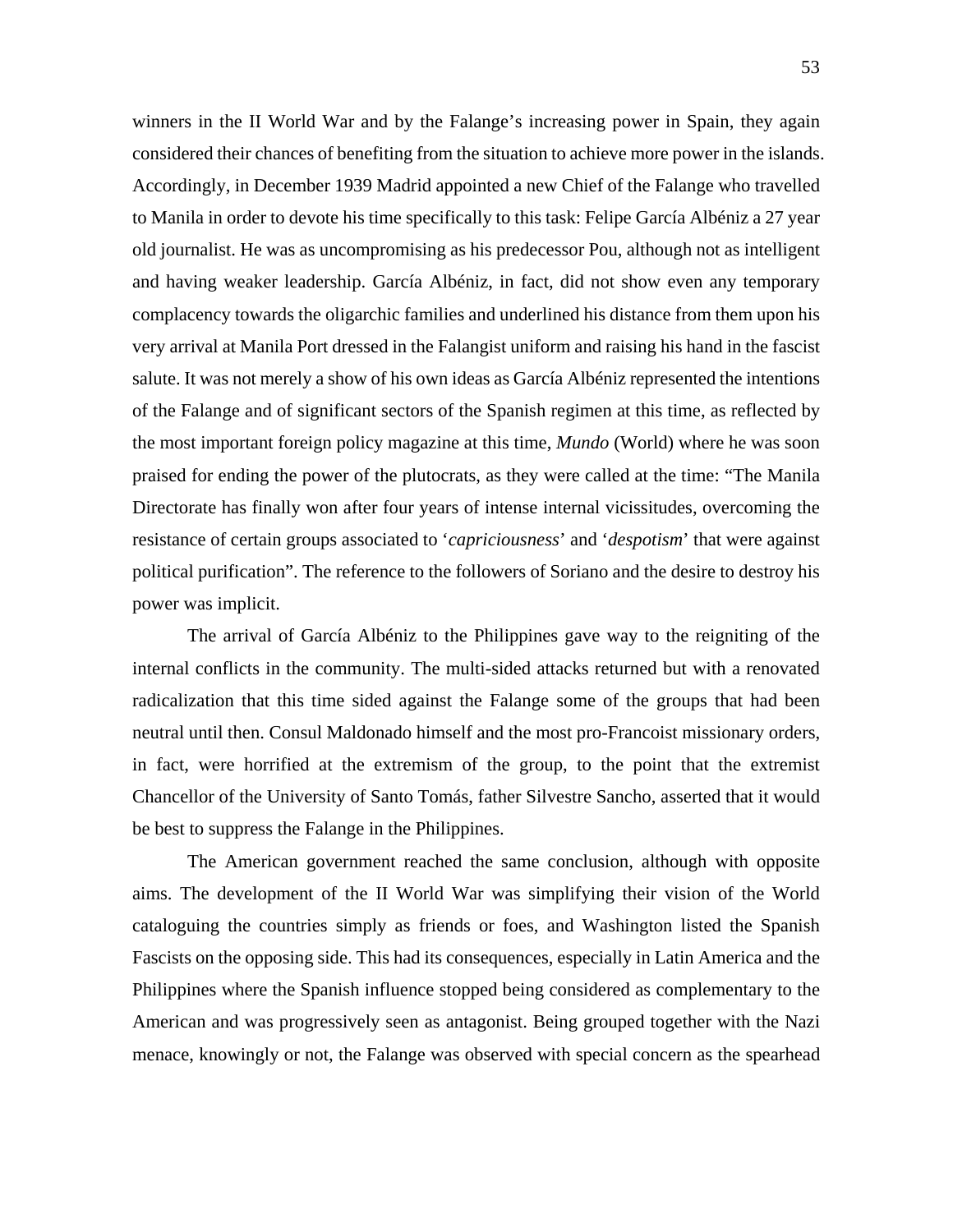winners in the II World War and by the Falange's increasing power in Spain, they again considered their chances of benefiting from the situation to achieve more power in the islands. Accordingly, in December 1939 Madrid appointed a new Chief of the Falange who travelled to Manila in order to devote his time specifically to this task: Felipe García Albéniz a 27 year old journalist. He was as uncompromising as his predecessor Pou, although not as intelligent and having weaker leadership. García Albéniz, in fact, did not show even any temporary complacency towards the oligarchic families and underlined his distance from them upon his very arrival at Manila Port dressed in the Falangist uniform and raising his hand in the fascist salute. It was not merely a show of his own ideas as García Albéniz represented the intentions of the Falange and of significant sectors of the Spanish regimen at this time, as reflected by the most important foreign policy magazine at this time, *Mundo* (World) where he was soon praised for ending the power of the plutocrats, as they were called at the time: "The Manila Directorate has finally won after four years of intense internal vicissitudes, overcoming the resistance of certain groups associated to '*capriciousness*' and '*despotism*' that were against political purification". The reference to the followers of Soriano and the desire to destroy his power was implicit.

The arrival of García Albéniz to the Philippines gave way to the reigniting of the internal conflicts in the community. The multi-sided attacks returned but with a renovated radicalization that this time sided against the Falange some of the groups that had been neutral until then. Consul Maldonado himself and the most pro-Francoist missionary orders, in fact, were horrified at the extremism of the group, to the point that the extremist Chancellor of the University of Santo Tomás, father Silvestre Sancho, asserted that it would be best to suppress the Falange in the Philippines.

The American government reached the same conclusion, although with opposite aims. The development of the II World War was simplifying their vision of the World cataloguing the countries simply as friends or foes, and Washington listed the Spanish Fascists on the opposing side. This had its consequences, especially in Latin America and the Philippines where the Spanish influence stopped being considered as complementary to the American and was progressively seen as antagonist. Being grouped together with the Nazi menace, knowingly or not, the Falange was observed with special concern as the spearhead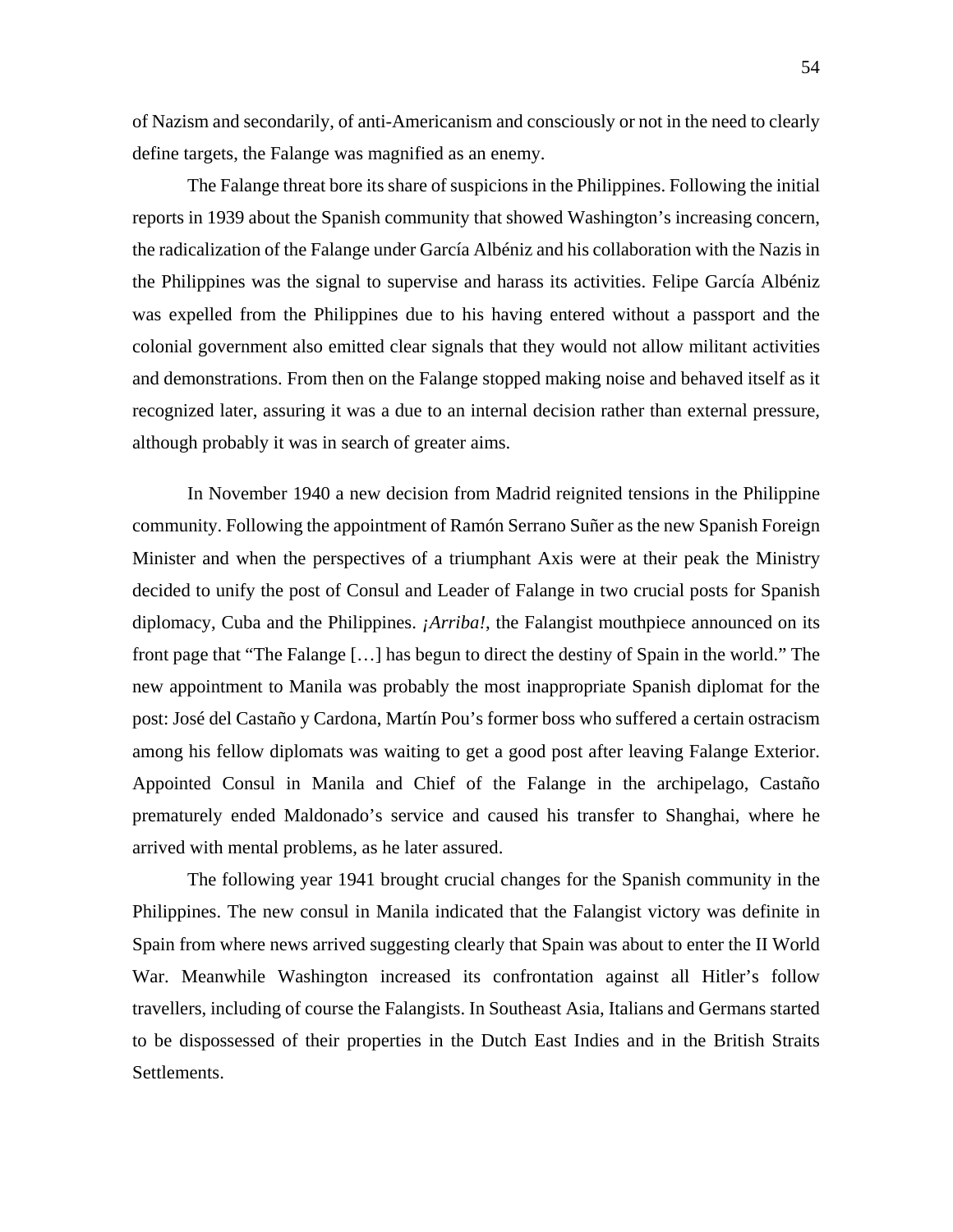of Nazism and secondarily, of anti-Americanism and consciously or not in the need to clearly define targets, the Falange was magnified as an enemy.

The Falange threat bore its share of suspicions in the Philippines. Following the initial reports in 1939 about the Spanish community that showed Washington's increasing concern, the radicalization of the Falange under García Albéniz and his collaboration with the Nazis in the Philippines was the signal to supervise and harass its activities. Felipe García Albéniz was expelled from the Philippines due to his having entered without a passport and the colonial government also emitted clear signals that they would not allow militant activities and demonstrations. From then on the Falange stopped making noise and behaved itself as it recognized later, assuring it was a due to an internal decision rather than external pressure, although probably it was in search of greater aims.

In November 1940 a new decision from Madrid reignited tensions in the Philippine community. Following the appointment of Ramón Serrano Suñer as the new Spanish Foreign Minister and when the perspectives of a triumphant Axis were at their peak the Ministry decided to unify the post of Consul and Leader of Falange in two crucial posts for Spanish diplomacy, Cuba and the Philippines. *¡Arriba!*, the Falangist mouthpiece announced on its front page that "The Falange […] has begun to direct the destiny of Spain in the world." The new appointment to Manila was probably the most inappropriate Spanish diplomat for the post: José del Castaño y Cardona, Martín Pou's former boss who suffered a certain ostracism among his fellow diplomats was waiting to get a good post after leaving Falange Exterior. Appointed Consul in Manila and Chief of the Falange in the archipelago, Castaño prematurely ended Maldonado's service and caused his transfer to Shanghai, where he arrived with mental problems, as he later assured.

The following year 1941 brought crucial changes for the Spanish community in the Philippines. The new consul in Manila indicated that the Falangist victory was definite in Spain from where news arrived suggesting clearly that Spain was about to enter the II World War. Meanwhile Washington increased its confrontation against all Hitler's follow travellers, including of course the Falangists. In Southeast Asia, Italians and Germans started to be dispossessed of their properties in the Dutch East Indies and in the British Straits Settlements.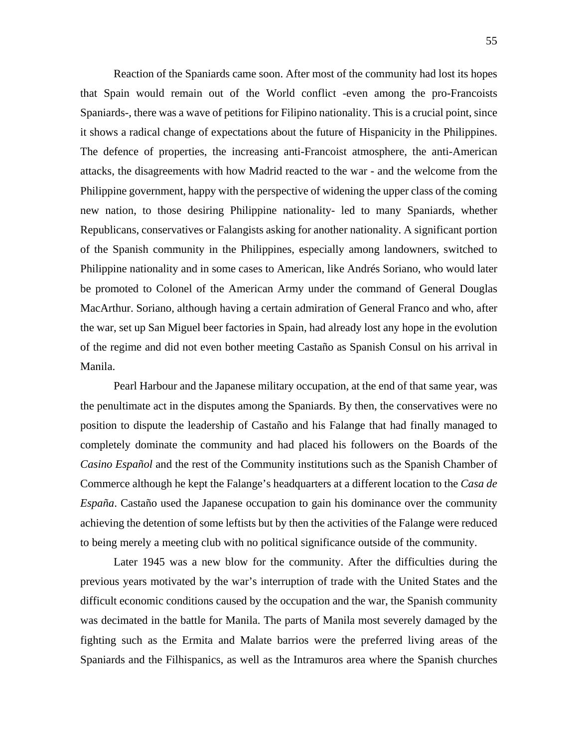Reaction of the Spaniards came soon. After most of the community had lost its hopes that Spain would remain out of the World conflict -even among the pro-Francoists Spaniards-, there was a wave of petitions for Filipino nationality. This is a crucial point, since it shows a radical change of expectations about the future of Hispanicity in the Philippines. The defence of properties, the increasing anti-Francoist atmosphere, the anti-American attacks, the disagreements with how Madrid reacted to the war - and the welcome from the Philippine government, happy with the perspective of widening the upper class of the coming new nation, to those desiring Philippine nationality- led to many Spaniards, whether Republicans, conservatives or Falangists asking for another nationality. A significant portion of the Spanish community in the Philippines, especially among landowners, switched to Philippine nationality and in some cases to American, like Andrés Soriano, who would later be promoted to Colonel of the American Army under the command of General Douglas MacArthur. Soriano, although having a certain admiration of General Franco and who, after the war, set up San Miguel beer factories in Spain, had already lost any hope in the evolution of the regime and did not even bother meeting Castaño as Spanish Consul on his arrival in Manila.

Pearl Harbour and the Japanese military occupation, at the end of that same year, was the penultimate act in the disputes among the Spaniards. By then, the conservatives were no position to dispute the leadership of Castaño and his Falange that had finally managed to completely dominate the community and had placed his followers on the Boards of the *Casino Español* and the rest of the Community institutions such as the Spanish Chamber of Commerce although he kept the Falange's headquarters at a different location to the *Casa de España*. Castaño used the Japanese occupation to gain his dominance over the community achieving the detention of some leftists but by then the activities of the Falange were reduced to being merely a meeting club with no political significance outside of the community.

Later 1945 was a new blow for the community. After the difficulties during the previous years motivated by the war's interruption of trade with the United States and the difficult economic conditions caused by the occupation and the war, the Spanish community was decimated in the battle for Manila. The parts of Manila most severely damaged by the fighting such as the Ermita and Malate barrios were the preferred living areas of the Spaniards and the Filhispanics, as well as the Intramuros area where the Spanish churches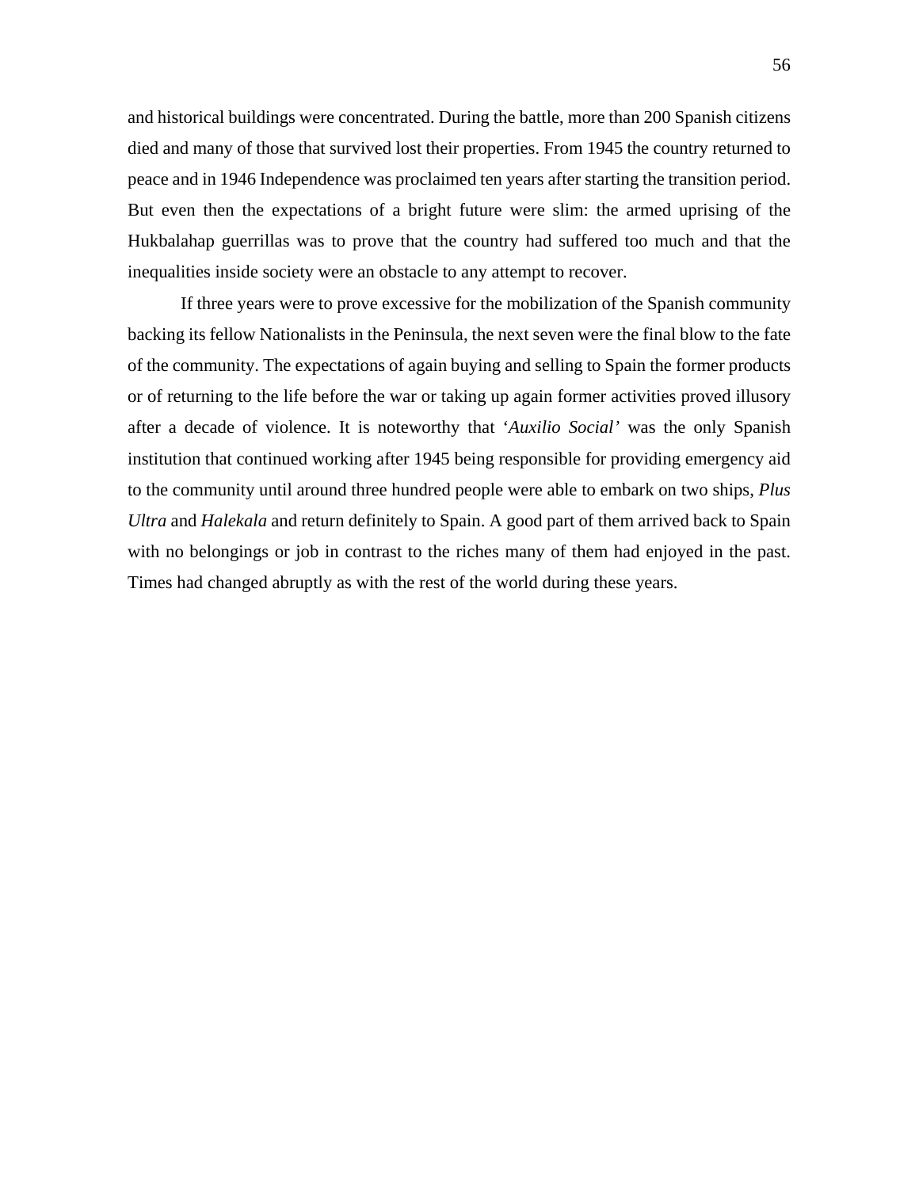and historical buildings were concentrated. During the battle, more than 200 Spanish citizens died and many of those that survived lost their properties. From 1945 the country returned to peace and in 1946 Independence was proclaimed ten years after starting the transition period. But even then the expectations of a bright future were slim: the armed uprising of the Hukbalahap guerrillas was to prove that the country had suffered too much and that the inequalities inside society were an obstacle to any attempt to recover.

If three years were to prove excessive for the mobilization of the Spanish community backing its fellow Nationalists in the Peninsula, the next seven were the final blow to the fate of the community. The expectations of again buying and selling to Spain the former products or of returning to the life before the war or taking up again former activities proved illusory after a decade of violence. It is noteworthy that '*Auxilio Social'* was the only Spanish institution that continued working after 1945 being responsible for providing emergency aid to the community until around three hundred people were able to embark on two ships, *Plus Ultra* and *Halekala* and return definitely to Spain. A good part of them arrived back to Spain with no belongings or job in contrast to the riches many of them had enjoyed in the past. Times had changed abruptly as with the rest of the world during these years.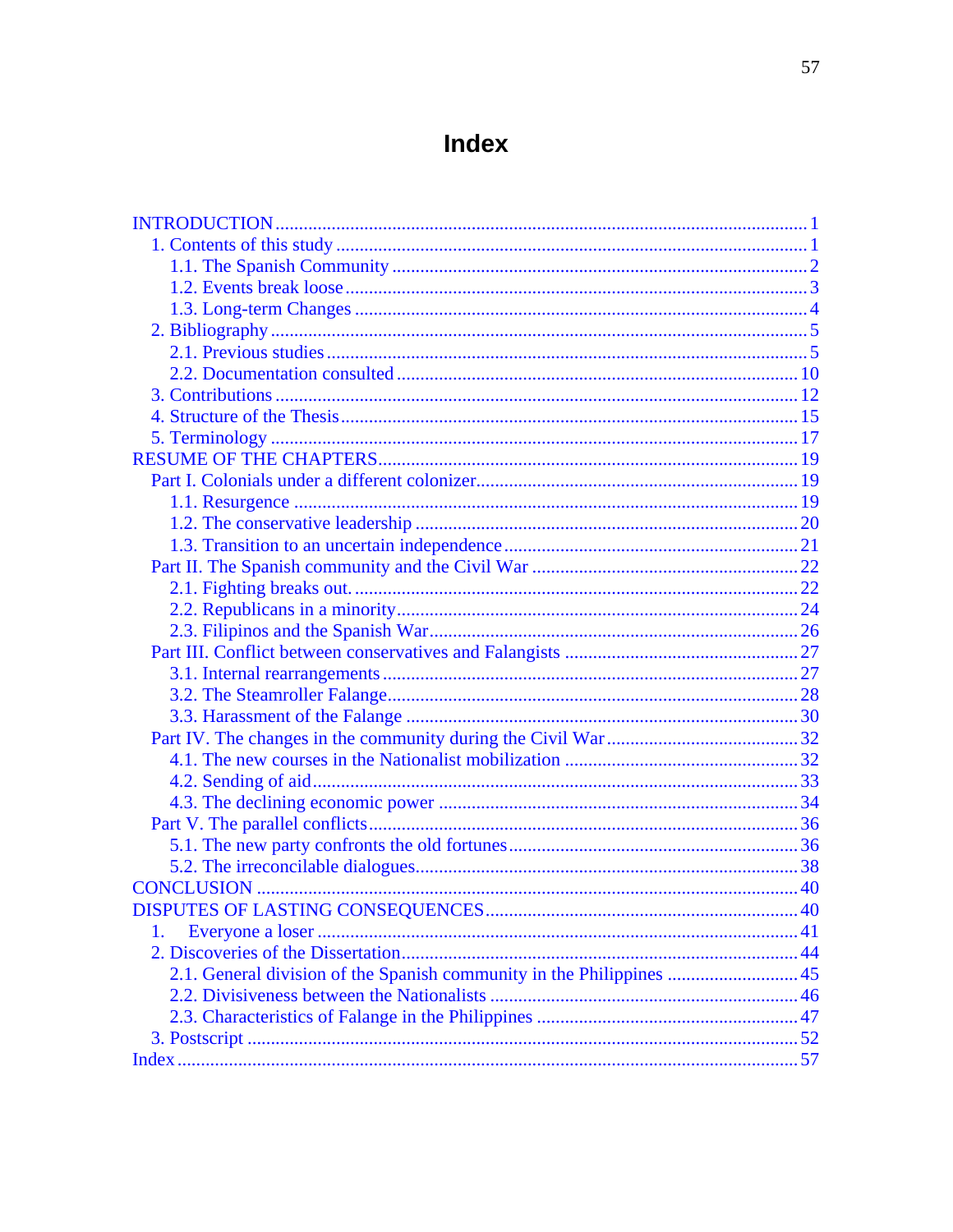# Index

- INTRODUCTION ........ 1
  - 1. Contents of this study ........ 1
    - 1.1. The Spanish Community ........ 2
    - 1.2. Events break loose ........ 3
    - 1.3. Long-term Changes ........ 4
  - 2. Bibliography ........ 5
    - 2.1. Previous studies ........ 5
    - 2.2. Documentation consulted ........ 10
  - 3. Contributions ........ 12
  - 4. Structure of the Thesis ........ 15
  - 5. Terminology ........ 17
- RESUME OF THE CHAPTERS ........ 19
  - Part I. Colonials under a different colonizer ........ 19
    - 1.1. Resurgence ........ 19
    - 1.2. The conservative leadership ........ 20
    - 1.3. Transition to an uncertain independence ........ 21
  - Part II. The Spanish community and the Civil War ........ 22
    - 2.1. Fighting breaks out. ........ 22
    - 2.2. Republicans in a minority ........ 24
    - 2.3. Filipinos and the Spanish War ........ 26
  - Part III. Conflict between conservatives and Falangists ........ 27
    - 3.1. Internal rearrangements ........ 27
    - 3.2. The Steamroller Falange ........ 28
    - 3.3. Harassment of the Falange ........ 30
  - Part IV. The changes in the community during the Civil War ........ 32
    - 4.1. The new courses in the Nationalist mobilization ........ 32
    - 4.2. Sending of aid ........ 33
    - 4.3. The declining economic power ........ 34
  - Part V. The parallel conflicts ........ 36
    - 5.1. The new party confronts the old fortunes ........ 36
    - 5.2. The irreconcilable dialogues ........ 38
- CONCLUSION ........ 40
- DISPUTES OF LASTING CONSEQUENCES ........ 40
  - 1. Everyone a loser ........ 41
  - 2. Discoveries of the Dissertation ........ 44
    - 2.1. General division of the Spanish community in the Philippines ........ 45
    - 2.2. Divisiveness between the Nationalists ........ 46
    - 2.3. Characteristics of Falange in the Philippines ........ 47
  - 3. Postscript ........ 52
- Index ........ 57